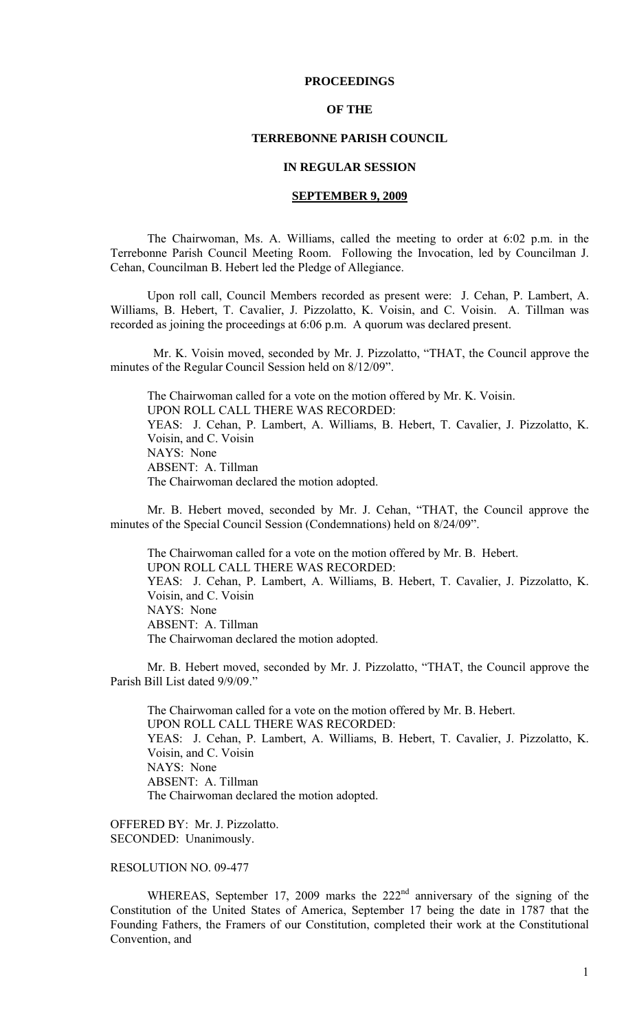# PROCEEDINGS

# OF THE

# TERREBONNE PARISH COUNCIL

# IN REGULAR SESSION

## SEPTEMBER 9, 2009

The Chairwoman, Ms. A. Williams, called the meeting to order at 6:02 p.m. in the Terrebonne Parish Council Meeting Room. Following the Invocation, led by Councilman J. Cehan, Councilman B. Hebert led the Pledge of Allegiance.

Upon roll call, Council Members recorded as present were: J. Cehan, P. Lambert, A. Williams, B. Hebert, T. Cavalier, J. Pizzolatto, K. Voisin, and C. Voisin. A. Tillman was recorded as joining the proceedings at 6:06 p.m. A quorum was declared present.

Mr. K. Voisin moved, seconded by Mr. J. Pizzolatto, "THAT, the Council approve the minutes of the Regular Council Session held on 8/12/09".

The Chairwoman called for a vote on the motion offered by Mr. K. Voisin.
UPON ROLL CALL THERE WAS RECORDED:
YEAS: J. Cehan, P. Lambert, A. Williams, B. Hebert, T. Cavalier, J. Pizzolatto, K. Voisin, and C. Voisin
NAYS: None
ABSENT: A. Tillman
The Chairwoman declared the motion adopted.

Mr. B. Hebert moved, seconded by Mr. J. Cehan, "THAT, the Council approve the minutes of the Special Council Session (Condemnations) held on 8/24/09".

The Chairwoman called for a vote on the motion offered by Mr. B. Hebert.
UPON ROLL CALL THERE WAS RECORDED:
YEAS: J. Cehan, P. Lambert, A. Williams, B. Hebert, T. Cavalier, J. Pizzolatto, K. Voisin, and C. Voisin
NAYS: None
ABSENT: A. Tillman
The Chairwoman declared the motion adopted.

Mr. B. Hebert moved, seconded by Mr. J. Pizzolatto, "THAT, the Council approve the Parish Bill List dated 9/9/09."

The Chairwoman called for a vote on the motion offered by Mr. B. Hebert.
UPON ROLL CALL THERE WAS RECORDED:
YEAS: J. Cehan, P. Lambert, A. Williams, B. Hebert, T. Cavalier, J. Pizzolatto, K. Voisin, and C. Voisin
NAYS: None
ABSENT: A. Tillman
The Chairwoman declared the motion adopted.

OFFERED BY: Mr. J. Pizzolatto.
SECONDED: Unanimously.

RESOLUTION NO. 09-477

WHEREAS, September 17, 2009 marks the 222nd anniversary of the signing of the Constitution of the United States of America, September 17 being the date in 1787 that the Founding Fathers, the Framers of our Constitution, completed their work at the Constitutional Convention, and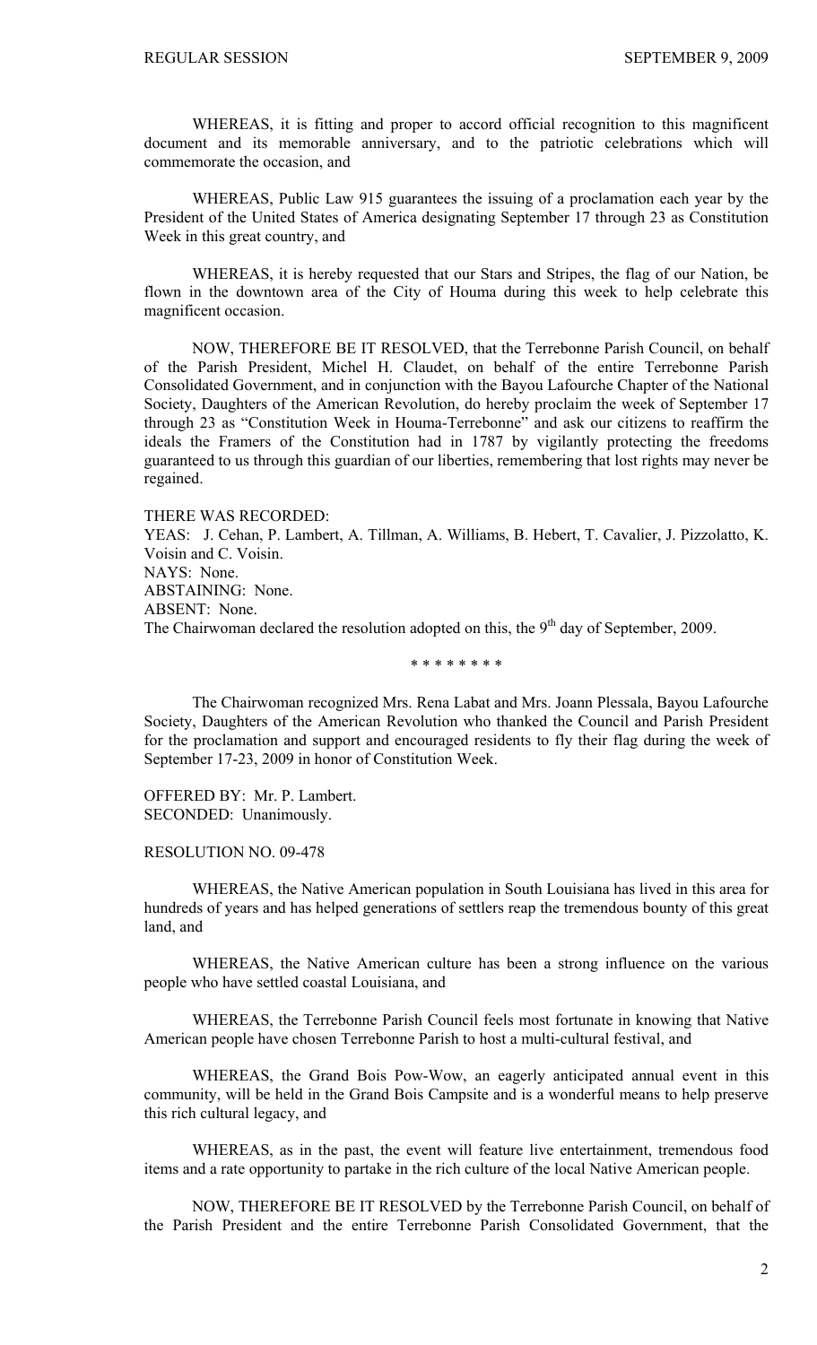WHEREAS, it is fitting and proper to accord official recognition to this magnificent document and its memorable anniversary, and to the patriotic celebrations which will commemorate the occasion, and

WHEREAS, Public Law 915 guarantees the issuing of a proclamation each year by the President of the United States of America designating September 17 through 23 as Constitution Week in this great country, and

WHEREAS, it is hereby requested that our Stars and Stripes, the flag of our Nation, be flown in the downtown area of the City of Houma during this week to help celebrate this magnificent occasion.

NOW, THEREFORE BE IT RESOLVED, that the Terrebonne Parish Council, on behalf of the Parish President, Michel H. Claudet, on behalf of the entire Terrebonne Parish Consolidated Government, and in conjunction with the Bayou Lafourche Chapter of the National Society, Daughters of the American Revolution, do hereby proclaim the week of September 17 through 23 as "Constitution Week in Houma-Terrebonne" and ask our citizens to reaffirm the ideals the Framers of the Constitution had in 1787 by vigilantly protecting the freedoms guaranteed to us through this guardian of our liberties, remembering that lost rights may never be regained.

THERE WAS RECORDED:
YEAS: J. Cehan, P. Lambert, A. Tillman, A. Williams, B. Hebert, T. Cavalier, J. Pizzolatto, K. Voisin and C. Voisin.
NAYS: None.
ABSTAINING: None.
ABSENT: None.
The Chairwoman declared the resolution adopted on this, the 9th day of September, 2009.

\* \* \* \* \* \* \* \*

The Chairwoman recognized Mrs. Rena Labat and Mrs. Joann Plessala, Bayou Lafourche Society, Daughters of the American Revolution who thanked the Council and Parish President for the proclamation and support and encouraged residents to fly their flag during the week of September 17-23, 2009 in honor of Constitution Week.

OFFERED BY: Mr. P. Lambert.
SECONDED: Unanimously.

RESOLUTION NO. 09-478

WHEREAS, the Native American population in South Louisiana has lived in this area for hundreds of years and has helped generations of settlers reap the tremendous bounty of this great land, and

WHEREAS, the Native American culture has been a strong influence on the various people who have settled coastal Louisiana, and

WHEREAS, the Terrebonne Parish Council feels most fortunate in knowing that Native American people have chosen Terrebonne Parish to host a multi-cultural festival, and

WHEREAS, the Grand Bois Pow-Wow, an eagerly anticipated annual event in this community, will be held in the Grand Bois Campsite and is a wonderful means to help preserve this rich cultural legacy, and

WHEREAS, as in the past, the event will feature live entertainment, tremendous food items and a rate opportunity to partake in the rich culture of the local Native American people.

NOW, THEREFORE BE IT RESOLVED by the Terrebonne Parish Council, on behalf of the Parish President and the entire Terrebonne Parish Consolidated Government, that the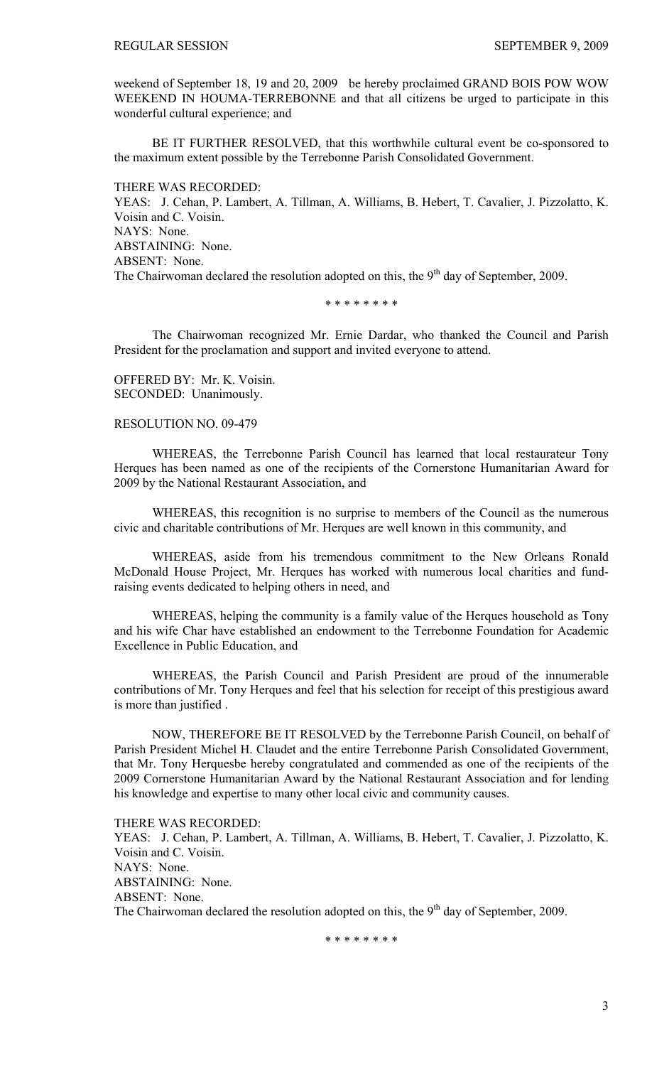weekend of September 18, 19 and 20, 2009 be hereby proclaimed GRAND BOIS POW WOW WEEKEND IN HOUMA-TERREBONNE and that all citizens be urged to participate in this wonderful cultural experience; and

BE IT FURTHER RESOLVED, that this worthwhile cultural event be co-sponsored to the maximum extent possible by the Terrebonne Parish Consolidated Government.

THERE WAS RECORDED:
YEAS: J. Cehan, P. Lambert, A. Tillman, A. Williams, B. Hebert, T. Cavalier, J. Pizzolatto, K. Voisin and C. Voisin.
NAYS: None.
ABSTAINING: None.
ABSENT: None.
The Chairwoman declared the resolution adopted on this, the 9th day of September, 2009.

\* \* \* \* \* \* \* \*

The Chairwoman recognized Mr. Ernie Dardar, who thanked the Council and Parish President for the proclamation and support and invited everyone to attend.

OFFERED BY: Mr. K. Voisin.
SECONDED: Unanimously.

RESOLUTION NO. 09-479

WHEREAS, the Terrebonne Parish Council has learned that local restaurateur Tony Herques has been named as one of the recipients of the Cornerstone Humanitarian Award for 2009 by the National Restaurant Association, and

WHEREAS, this recognition is no surprise to members of the Council as the numerous civic and charitable contributions of Mr. Herques are well known in this community, and

WHEREAS, aside from his tremendous commitment to the New Orleans Ronald McDonald House Project, Mr. Herques has worked with numerous local charities and fund-raising events dedicated to helping others in need, and

WHEREAS, helping the community is a family value of the Herques household as Tony and his wife Char have established an endowment to the Terrebonne Foundation for Academic Excellence in Public Education, and

WHEREAS, the Parish Council and Parish President are proud of the innumerable contributions of Mr. Tony Herques and feel that his selection for receipt of this prestigious award is more than justified .

NOW, THEREFORE BE IT RESOLVED by the Terrebonne Parish Council, on behalf of Parish President Michel H. Claudet and the entire Terrebonne Parish Consolidated Government, that Mr. Tony Herquesbe hereby congratulated and commended as one of the recipients of the 2009 Cornerstone Humanitarian Award by the National Restaurant Association and for lending his knowledge and expertise to many other local civic and community causes.

THERE WAS RECORDED:
YEAS: J. Cehan, P. Lambert, A. Tillman, A. Williams, B. Hebert, T. Cavalier, J. Pizzolatto, K. Voisin and C. Voisin.
NAYS: None.
ABSTAINING: None.
ABSENT: None.
The Chairwoman declared the resolution adopted on this, the 9th day of September, 2009.

\* \* \* \* \* \* \* \*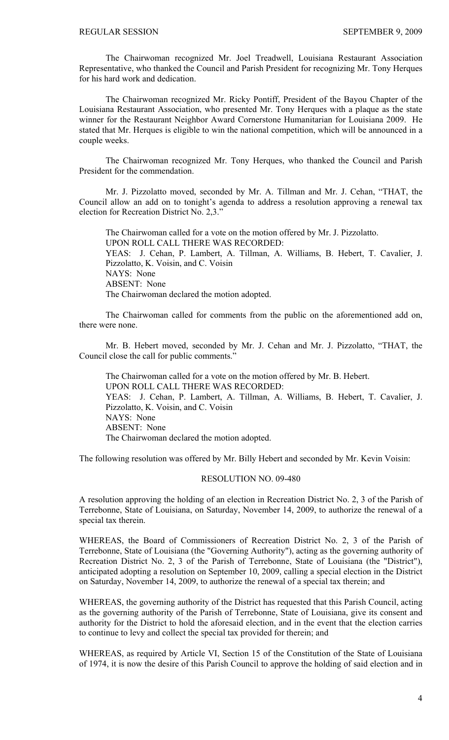The Chairwoman recognized Mr. Joel Treadwell, Louisiana Restaurant Association Representative, who thanked the Council and Parish President for recognizing Mr. Tony Herques for his hard work and dedication.

The Chairwoman recognized Mr. Ricky Pontiff, President of the Bayou Chapter of the Louisiana Restaurant Association, who presented Mr. Tony Herques with a plaque as the state winner for the Restaurant Neighbor Award Cornerstone Humanitarian for Louisiana 2009. He stated that Mr. Herques is eligible to win the national competition, which will be announced in a couple weeks.

The Chairwoman recognized Mr. Tony Herques, who thanked the Council and Parish President for the commendation.

Mr. J. Pizzolatto moved, seconded by Mr. A. Tillman and Mr. J. Cehan, "THAT, the Council allow an add on to tonight's agenda to address a resolution approving a renewal tax election for Recreation District No. 2,3."

The Chairwoman called for a vote on the motion offered by Mr. J. Pizzolatto.
UPON ROLL CALL THERE WAS RECORDED:
YEAS: J. Cehan, P. Lambert, A. Tillman, A. Williams, B. Hebert, T. Cavalier, J. Pizzolatto, K. Voisin, and C. Voisin
NAYS: None
ABSENT: None
The Chairwoman declared the motion adopted.

The Chairwoman called for comments from the public on the aforementioned add on, there were none.

Mr. B. Hebert moved, seconded by Mr. J. Cehan and Mr. J. Pizzolatto, "THAT, the Council close the call for public comments."

The Chairwoman called for a vote on the motion offered by Mr. B. Hebert.
UPON ROLL CALL THERE WAS RECORDED:
YEAS: J. Cehan, P. Lambert, A. Tillman, A. Williams, B. Hebert, T. Cavalier, J. Pizzolatto, K. Voisin, and C. Voisin
NAYS: None
ABSENT: None
The Chairwoman declared the motion adopted.

The following resolution was offered by Mr. Billy Hebert and seconded by Mr. Kevin Voisin:

RESOLUTION NO. 09-480

A resolution approving the holding of an election in Recreation District No. 2, 3 of the Parish of Terrebonne, State of Louisiana, on Saturday, November 14, 2009, to authorize the renewal of a special tax therein.

WHEREAS, the Board of Commissioners of Recreation District No. 2, 3 of the Parish of Terrebonne, State of Louisiana (the "Governing Authority"), acting as the governing authority of Recreation District No. 2, 3 of the Parish of Terrebonne, State of Louisiana (the "District"), anticipated adopting a resolution on September 10, 2009, calling a special election in the District on Saturday, November 14, 2009, to authorize the renewal of a special tax therein; and

WHEREAS, the governing authority of the District has requested that this Parish Council, acting as the governing authority of the Parish of Terrebonne, State of Louisiana, give its consent and authority for the District to hold the aforesaid election, and in the event that the election carries to continue to levy and collect the special tax provided for therein; and

WHEREAS, as required by Article VI, Section 15 of the Constitution of the State of Louisiana of 1974, it is now the desire of this Parish Council to approve the holding of said election and in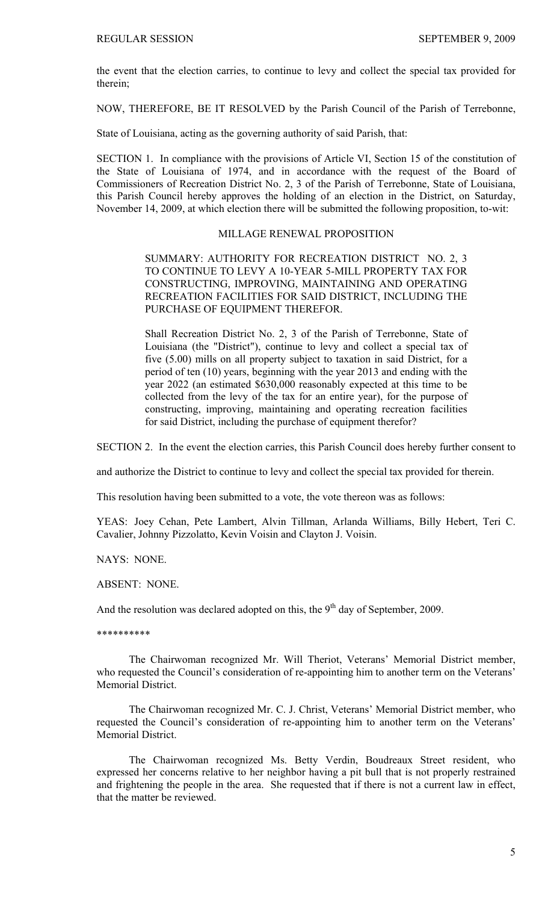the event that the election carries, to continue to levy and collect the special tax provided for therein;

NOW, THEREFORE, BE IT RESOLVED by the Parish Council of the Parish of Terrebonne,

State of Louisiana, acting as the governing authority of said Parish, that:

SECTION 1. In compliance with the provisions of Article VI, Section 15 of the constitution of the State of Louisiana of 1974, and in accordance with the request of the Board of Commissioners of Recreation District No. 2, 3 of the Parish of Terrebonne, State of Louisiana, this Parish Council hereby approves the holding of an election in the District, on Saturday, November 14, 2009, at which election there will be submitted the following proposition, to-wit:

MILLAGE RENEWAL PROPOSITION

> SUMMARY: AUTHORITY FOR RECREATION DISTRICT NO. 2, 3 TO CONTINUE TO LEVY A 10-YEAR 5-MILL PROPERTY TAX FOR CONSTRUCTING, IMPROVING, MAINTAINING AND OPERATING RECREATION FACILITIES FOR SAID DISTRICT, INCLUDING THE PURCHASE OF EQUIPMENT THEREFOR.
>
> Shall Recreation District No. 2, 3 of the Parish of Terrebonne, State of Louisiana (the "District"), continue to levy and collect a special tax of five (5.00) mills on all property subject to taxation in said District, for a period of ten (10) years, beginning with the year 2013 and ending with the year 2022 (an estimated $630,000 reasonably expected at this time to be collected from the levy of the tax for an entire year), for the purpose of constructing, improving, maintaining and operating recreation facilities for said District, including the purchase of equipment therefor?

SECTION 2. In the event the election carries, this Parish Council does hereby further consent to

and authorize the District to continue to levy and collect the special tax provided for therein.

This resolution having been submitted to a vote, the vote thereon was as follows:

YEAS: Joey Cehan, Pete Lambert, Alvin Tillman, Arlanda Williams, Billy Hebert, Teri C. Cavalier, Johnny Pizzolatto, Kevin Voisin and Clayton J. Voisin.

NAYS: NONE.

ABSENT: NONE.

And the resolution was declared adopted on this, the 9th day of September, 2009.

\*\*\*\*\*\*\*\*\*\*

The Chairwoman recognized Mr. Will Theriot, Veterans' Memorial District member, who requested the Council's consideration of re-appointing him to another term on the Veterans' Memorial District.

The Chairwoman recognized Mr. C. J. Christ, Veterans' Memorial District member, who requested the Council's consideration of re-appointing him to another term on the Veterans' Memorial District.

The Chairwoman recognized Ms. Betty Verdin, Boudreaux Street resident, who expressed her concerns relative to her neighbor having a pit bull that is not properly restrained and frightening the people in the area. She requested that if there is not a current law in effect, that the matter be reviewed.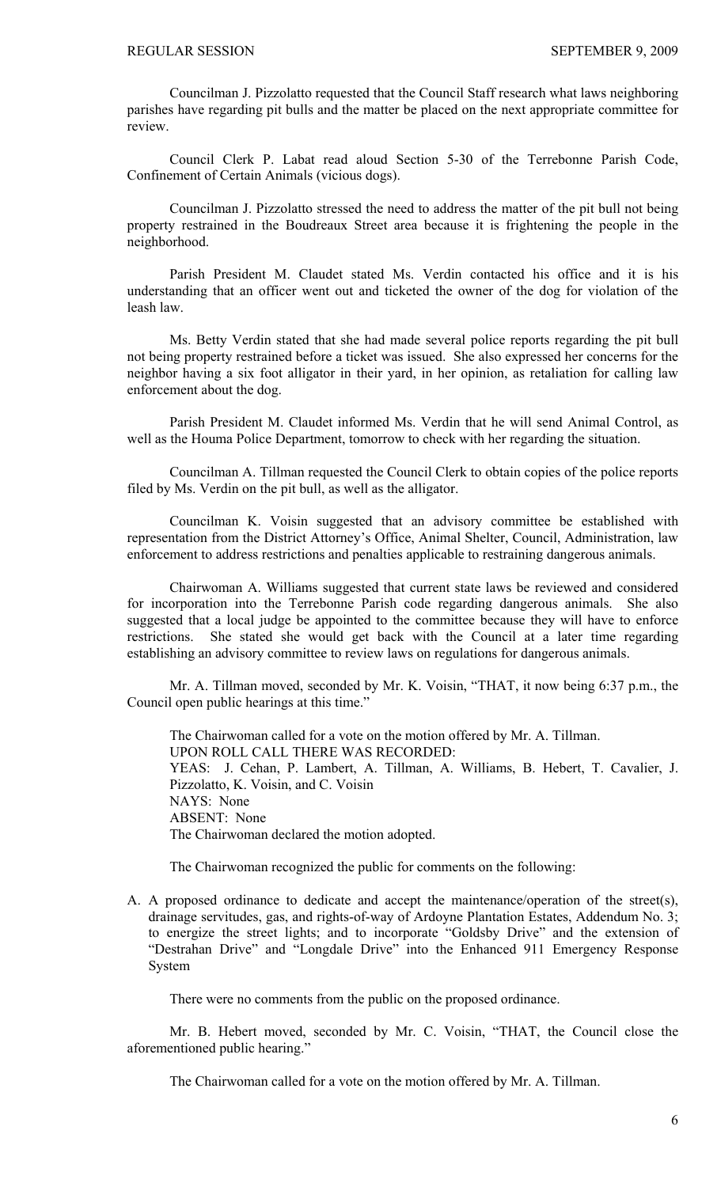Councilman J. Pizzolatto requested that the Council Staff research what laws neighboring parishes have regarding pit bulls and the matter be placed on the next appropriate committee for review.

Council Clerk P. Labat read aloud Section 5-30 of the Terrebonne Parish Code, Confinement of Certain Animals (vicious dogs).

Councilman J. Pizzolatto stressed the need to address the matter of the pit bull not being property restrained in the Boudreaux Street area because it is frightening the people in the neighborhood.

Parish President M. Claudet stated Ms. Verdin contacted his office and it is his understanding that an officer went out and ticketed the owner of the dog for violation of the leash law.

Ms. Betty Verdin stated that she had made several police reports regarding the pit bull not being property restrained before a ticket was issued. She also expressed her concerns for the neighbor having a six foot alligator in their yard, in her opinion, as retaliation for calling law enforcement about the dog.

Parish President M. Claudet informed Ms. Verdin that he will send Animal Control, as well as the Houma Police Department, tomorrow to check with her regarding the situation.

Councilman A. Tillman requested the Council Clerk to obtain copies of the police reports filed by Ms. Verdin on the pit bull, as well as the alligator.

Councilman K. Voisin suggested that an advisory committee be established with representation from the District Attorney's Office, Animal Shelter, Council, Administration, law enforcement to address restrictions and penalties applicable to restraining dangerous animals.

Chairwoman A. Williams suggested that current state laws be reviewed and considered for incorporation into the Terrebonne Parish code regarding dangerous animals. She also suggested that a local judge be appointed to the committee because they will have to enforce restrictions. She stated she would get back with the Council at a later time regarding establishing an advisory committee to review laws on regulations for dangerous animals.

Mr. A. Tillman moved, seconded by Mr. K. Voisin, "THAT, it now being 6:37 p.m., the Council open public hearings at this time."

The Chairwoman called for a vote on the motion offered by Mr. A. Tillman.
UPON ROLL CALL THERE WAS RECORDED:
YEAS: J. Cehan, P. Lambert, A. Tillman, A. Williams, B. Hebert, T. Cavalier, J. Pizzolatto, K. Voisin, and C. Voisin
NAYS: None
ABSENT: None
The Chairwoman declared the motion adopted.

The Chairwoman recognized the public for comments on the following:

A. A proposed ordinance to dedicate and accept the maintenance/operation of the street(s), drainage servitudes, gas, and rights-of-way of Ardoyne Plantation Estates, Addendum No. 3; to energize the street lights; and to incorporate "Goldsby Drive" and the extension of "Destrahan Drive" and "Longdale Drive" into the Enhanced 911 Emergency Response System

There were no comments from the public on the proposed ordinance.

Mr. B. Hebert moved, seconded by Mr. C. Voisin, "THAT, the Council close the aforementioned public hearing."

The Chairwoman called for a vote on the motion offered by Mr. A. Tillman.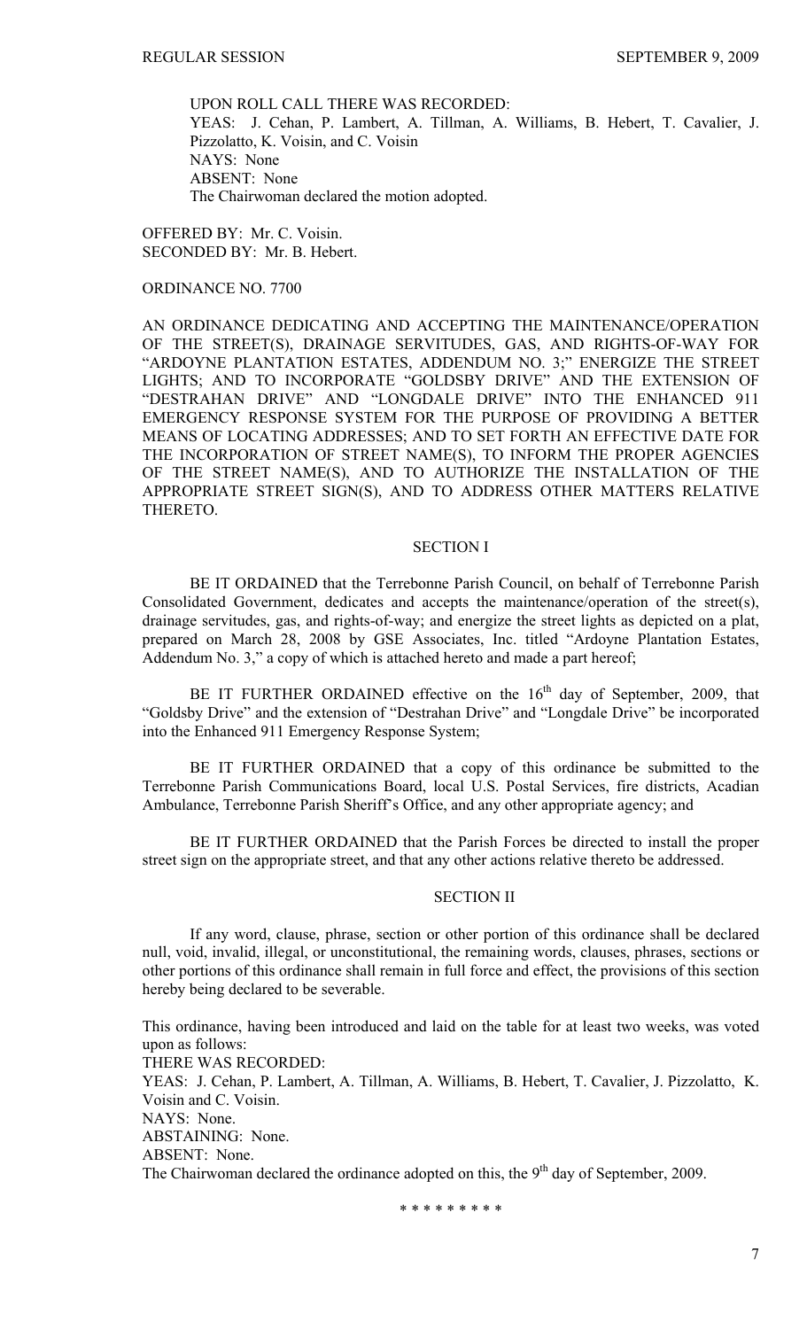UPON ROLL CALL THERE WAS RECORDED:
YEAS: J. Cehan, P. Lambert, A. Tillman, A. Williams, B. Hebert, T. Cavalier, J. Pizzolatto, K. Voisin, and C. Voisin
NAYS: None
ABSENT: None
The Chairwoman declared the motion adopted.

OFFERED BY: Mr. C. Voisin.
SECONDED BY: Mr. B. Hebert.

ORDINANCE NO. 7700

AN ORDINANCE DEDICATING AND ACCEPTING THE MAINTENANCE/OPERATION OF THE STREET(S), DRAINAGE SERVITUDES, GAS, AND RIGHTS-OF-WAY FOR "ARDOYNE PLANTATION ESTATES, ADDENDUM NO. 3;" ENERGIZE THE STREET LIGHTS; AND TO INCORPORATE "GOLDSBY DRIVE" AND THE EXTENSION OF "DESTRAHAN DRIVE" AND "LONGDALE DRIVE" INTO THE ENHANCED 911 EMERGENCY RESPONSE SYSTEM FOR THE PURPOSE OF PROVIDING A BETTER MEANS OF LOCATING ADDRESSES; AND TO SET FORTH AN EFFECTIVE DATE FOR THE INCORPORATION OF STREET NAME(S), TO INFORM THE PROPER AGENCIES OF THE STREET NAME(S), AND TO AUTHORIZE THE INSTALLATION OF THE APPROPRIATE STREET SIGN(S), AND TO ADDRESS OTHER MATTERS RELATIVE THERETO.

SECTION I

BE IT ORDAINED that the Terrebonne Parish Council, on behalf of Terrebonne Parish Consolidated Government, dedicates and accepts the maintenance/operation of the street(s), drainage servitudes, gas, and rights-of-way; and energize the street lights as depicted on a plat, prepared on March 28, 2008 by GSE Associates, Inc. titled "Ardoyne Plantation Estates, Addendum No. 3," a copy of which is attached hereto and made a part hereof;

BE IT FURTHER ORDAINED effective on the 16th day of September, 2009, that "Goldsby Drive" and the extension of "Destrahan Drive" and "Longdale Drive" be incorporated into the Enhanced 911 Emergency Response System;

BE IT FURTHER ORDAINED that a copy of this ordinance be submitted to the Terrebonne Parish Communications Board, local U.S. Postal Services, fire districts, Acadian Ambulance, Terrebonne Parish Sheriff's Office, and any other appropriate agency; and

BE IT FURTHER ORDAINED that the Parish Forces be directed to install the proper street sign on the appropriate street, and that any other actions relative thereto be addressed.

SECTION II

If any word, clause, phrase, section or other portion of this ordinance shall be declared null, void, invalid, illegal, or unconstitutional, the remaining words, clauses, phrases, sections or other portions of this ordinance shall remain in full force and effect, the provisions of this section hereby being declared to be severable.

This ordinance, having been introduced and laid on the table for at least two weeks, was voted upon as follows:
THERE WAS RECORDED:
YEAS: J. Cehan, P. Lambert, A. Tillman, A. Williams, B. Hebert, T. Cavalier, J. Pizzolatto, K. Voisin and C. Voisin.
NAYS: None.
ABSTAINING: None.
ABSENT: None.
The Chairwoman declared the ordinance adopted on this, the 9th day of September, 2009.

\* \* \* \* \* \* \* \* \*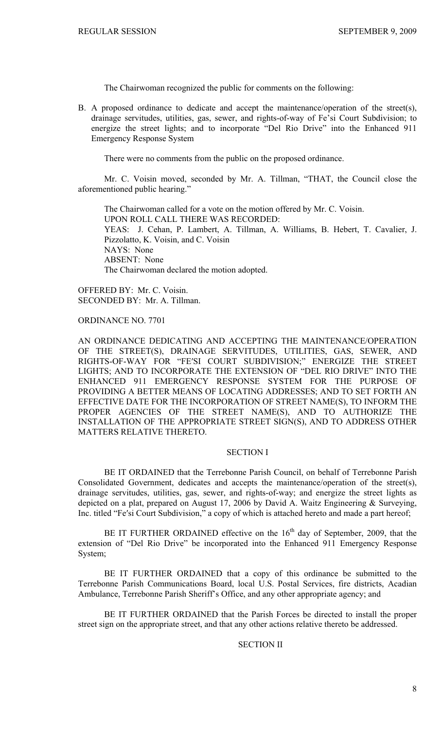The Chairwoman recognized the public for comments on the following:

B. A proposed ordinance to dedicate and accept the maintenance/operation of the street(s), drainage servitudes, utilities, gas, sewer, and rights-of-way of Fe'si Court Subdivision; to energize the street lights; and to incorporate "Del Rio Drive" into the Enhanced 911 Emergency Response System

There were no comments from the public on the proposed ordinance.

Mr. C. Voisin moved, seconded by Mr. A. Tillman, "THAT, the Council close the aforementioned public hearing."

The Chairwoman called for a vote on the motion offered by Mr. C. Voisin.
UPON ROLL CALL THERE WAS RECORDED:
YEAS: J. Cehan, P. Lambert, A. Tillman, A. Williams, B. Hebert, T. Cavalier, J. Pizzolatto, K. Voisin, and C. Voisin
NAYS: None
ABSENT: None
The Chairwoman declared the motion adopted.

OFFERED BY: Mr. C. Voisin.
SECONDED BY: Mr. A. Tillman.

ORDINANCE NO. 7701

AN ORDINANCE DEDICATING AND ACCEPTING THE MAINTENANCE/OPERATION OF THE STREET(S), DRAINAGE SERVITUDES, UTILITIES, GAS, SEWER, AND RIGHTS-OF-WAY FOR "FE'SI COURT SUBDIVISION;" ENERGIZE THE STREET LIGHTS; AND TO INCORPORATE THE EXTENSION OF "DEL RIO DRIVE" INTO THE ENHANCED 911 EMERGENCY RESPONSE SYSTEM FOR THE PURPOSE OF PROVIDING A BETTER MEANS OF LOCATING ADDRESSES; AND TO SET FORTH AN EFFECTIVE DATE FOR THE INCORPORATION OF STREET NAME(S), TO INFORM THE PROPER AGENCIES OF THE STREET NAME(S), AND TO AUTHORIZE THE INSTALLATION OF THE APPROPRIATE STREET SIGN(S), AND TO ADDRESS OTHER MATTERS RELATIVE THERETO.

SECTION I

BE IT ORDAINED that the Terrebonne Parish Council, on behalf of Terrebonne Parish Consolidated Government, dedicates and accepts the maintenance/operation of the street(s), drainage servitudes, utilities, gas, sewer, and rights-of-way; and energize the street lights as depicted on a plat, prepared on August 17, 2006 by David A. Waitz Engineering & Surveying, Inc. titled "Fe'si Court Subdivision," a copy of which is attached hereto and made a part hereof;

BE IT FURTHER ORDAINED effective on the 16th day of September, 2009, that the extension of "Del Rio Drive" be incorporated into the Enhanced 911 Emergency Response System;

BE IT FURTHER ORDAINED that a copy of this ordinance be submitted to the Terrebonne Parish Communications Board, local U.S. Postal Services, fire districts, Acadian Ambulance, Terrebonne Parish Sheriff's Office, and any other appropriate agency; and

BE IT FURTHER ORDAINED that the Parish Forces be directed to install the proper street sign on the appropriate street, and that any other actions relative thereto be addressed.

SECTION II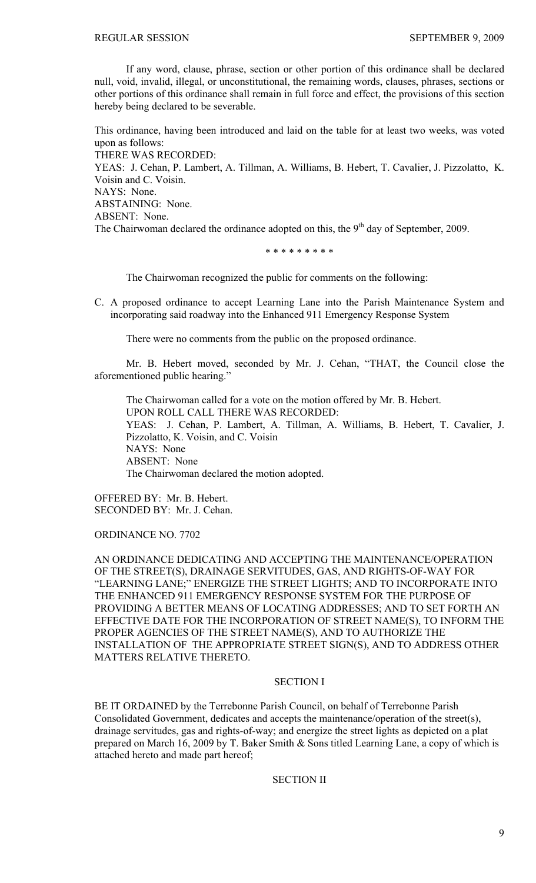If any word, clause, phrase, section or other portion of this ordinance shall be declared null, void, invalid, illegal, or unconstitutional, the remaining words, clauses, phrases, sections or other portions of this ordinance shall remain in full force and effect, the provisions of this section hereby being declared to be severable.

This ordinance, having been introduced and laid on the table for at least two weeks, was voted upon as follows:
THERE WAS RECORDED:
YEAS: J. Cehan, P. Lambert, A. Tillman, A. Williams, B. Hebert, T. Cavalier, J. Pizzolatto, K. Voisin and C. Voisin.
NAYS: None.
ABSTAINING: None.
ABSENT: None.
The Chairwoman declared the ordinance adopted on this, the 9th day of September, 2009.

\* \* \* \* \* \* \* \* \*

The Chairwoman recognized the public for comments on the following:

C. A proposed ordinance to accept Learning Lane into the Parish Maintenance System and incorporating said roadway into the Enhanced 911 Emergency Response System

There were no comments from the public on the proposed ordinance.

Mr. B. Hebert moved, seconded by Mr. J. Cehan, "THAT, the Council close the aforementioned public hearing."

The Chairwoman called for a vote on the motion offered by Mr. B. Hebert.
UPON ROLL CALL THERE WAS RECORDED:
YEAS: J. Cehan, P. Lambert, A. Tillman, A. Williams, B. Hebert, T. Cavalier, J. Pizzolatto, K. Voisin, and C. Voisin
NAYS: None
ABSENT: None
The Chairwoman declared the motion adopted.

OFFERED BY: Mr. B. Hebert.
SECONDED BY: Mr. J. Cehan.

ORDINANCE NO. 7702

AN ORDINANCE DEDICATING AND ACCEPTING THE MAINTENANCE/OPERATION OF THE STREET(S), DRAINAGE SERVITUDES, GAS, AND RIGHTS-OF-WAY FOR "LEARNING LANE;" ENERGIZE THE STREET LIGHTS; AND TO INCORPORATE INTO THE ENHANCED 911 EMERGENCY RESPONSE SYSTEM FOR THE PURPOSE OF PROVIDING A BETTER MEANS OF LOCATING ADDRESSES; AND TO SET FORTH AN EFFECTIVE DATE FOR THE INCORPORATION OF STREET NAME(S), TO INFORM THE PROPER AGENCIES OF THE STREET NAME(S), AND TO AUTHORIZE THE INSTALLATION OF THE APPROPRIATE STREET SIGN(S), AND TO ADDRESS OTHER MATTERS RELATIVE THERETO.

SECTION I

BE IT ORDAINED by the Terrebonne Parish Council, on behalf of Terrebonne Parish Consolidated Government, dedicates and accepts the maintenance/operation of the street(s), drainage servitudes, gas and rights-of-way; and energize the street lights as depicted on a plat prepared on March 16, 2009 by T. Baker Smith & Sons titled Learning Lane, a copy of which is attached hereto and made part hereof;

SECTION II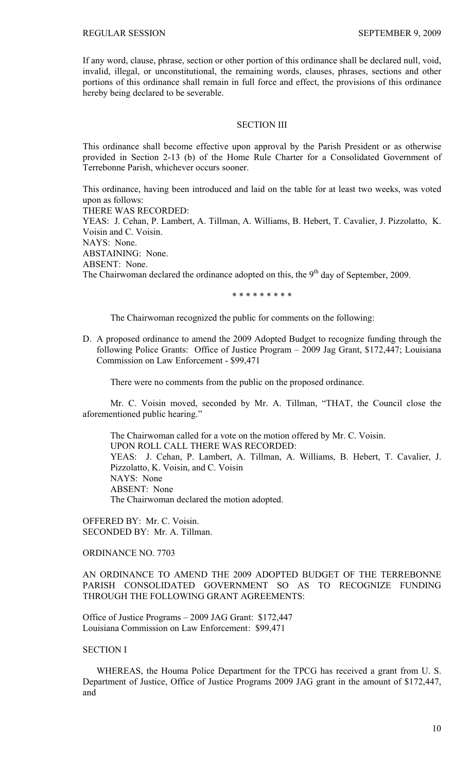If any word, clause, phrase, section or other portion of this ordinance shall be declared null, void, invalid, illegal, or unconstitutional, the remaining words, clauses, phrases, sections and other portions of this ordinance shall remain in full force and effect, the provisions of this ordinance hereby being declared to be severable.

SECTION III

This ordinance shall become effective upon approval by the Parish President or as otherwise provided in Section 2-13 (b) of the Home Rule Charter for a Consolidated Government of Terrebonne Parish, whichever occurs sooner.

This ordinance, having been introduced and laid on the table for at least two weeks, was voted upon as follows:
THERE WAS RECORDED:
YEAS: J. Cehan, P. Lambert, A. Tillman, A. Williams, B. Hebert, T. Cavalier, J. Pizzolatto, K. Voisin and C. Voisin.
NAYS: None.
ABSTAINING: None.
ABSENT: None.
The Chairwoman declared the ordinance adopted on this, the 9th day of September, 2009.

\* \* \* \* \* \* \* \* \*

The Chairwoman recognized the public for comments on the following:

D. A proposed ordinance to amend the 2009 Adopted Budget to recognize funding through the following Police Grants: Office of Justice Program – 2009 Jag Grant, $172,447; Louisiana Commission on Law Enforcement - $99,471

There were no comments from the public on the proposed ordinance.

Mr. C. Voisin moved, seconded by Mr. A. Tillman, "THAT, the Council close the aforementioned public hearing."

The Chairwoman called for a vote on the motion offered by Mr. C. Voisin.
UPON ROLL CALL THERE WAS RECORDED:
YEAS: J. Cehan, P. Lambert, A. Tillman, A. Williams, B. Hebert, T. Cavalier, J. Pizzolatto, K. Voisin, and C. Voisin
NAYS: None
ABSENT: None
The Chairwoman declared the motion adopted.

OFFERED BY: Mr. C. Voisin.
SECONDED BY: Mr. A. Tillman.

ORDINANCE NO. 7703

AN ORDINANCE TO AMEND THE 2009 ADOPTED BUDGET OF THE TERREBONNE PARISH CONSOLIDATED GOVERNMENT SO AS TO RECOGNIZE FUNDING THROUGH THE FOLLOWING GRANT AGREEMENTS:

Office of Justice Programs – 2009 JAG Grant: $172,447
Louisiana Commission on Law Enforcement: $99,471

SECTION I

WHEREAS, the Houma Police Department for the TPCG has received a grant from U. S. Department of Justice, Office of Justice Programs 2009 JAG grant in the amount of $172,447, and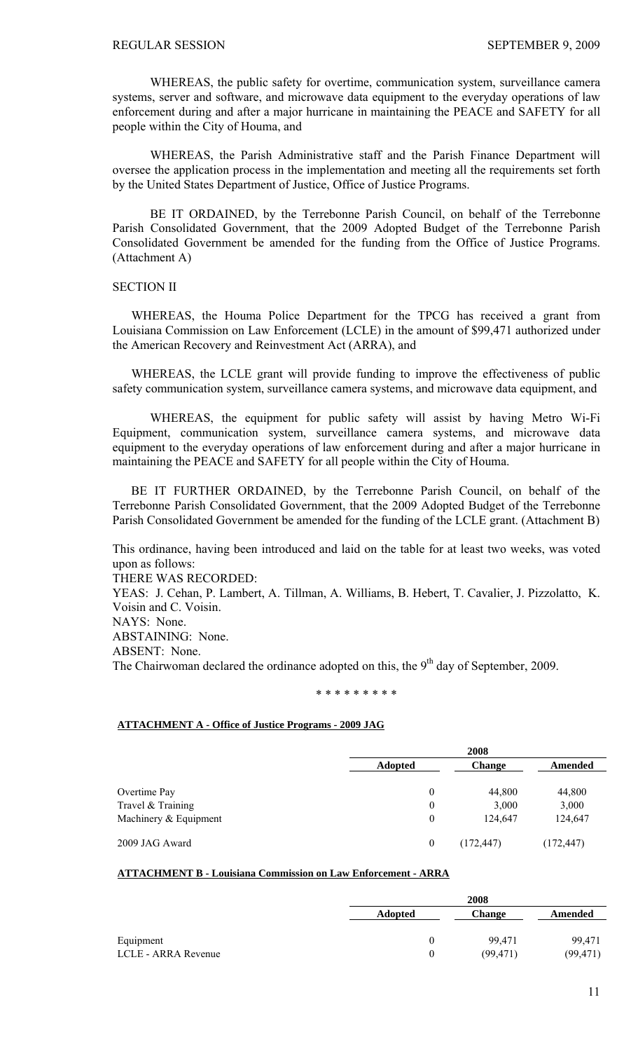WHEREAS, the public safety for overtime, communication system, surveillance camera systems, server and software, and microwave data equipment to the everyday operations of law enforcement during and after a major hurricane in maintaining the PEACE and SAFETY for all people within the City of Houma, and

WHEREAS, the Parish Administrative staff and the Parish Finance Department will oversee the application process in the implementation and meeting all the requirements set forth by the United States Department of Justice, Office of Justice Programs.

BE IT ORDAINED, by the Terrebonne Parish Council, on behalf of the Terrebonne Parish Consolidated Government, that the 2009 Adopted Budget of the Terrebonne Parish Consolidated Government be amended for the funding from the Office of Justice Programs. (Attachment A)

SECTION II

WHEREAS, the Houma Police Department for the TPCG has received a grant from Louisiana Commission on Law Enforcement (LCLE) in the amount of $99,471 authorized under the American Recovery and Reinvestment Act (ARRA), and

WHEREAS, the LCLE grant will provide funding to improve the effectiveness of public safety communication system, surveillance camera systems, and microwave data equipment, and

WHEREAS, the equipment for public safety will assist by having Metro Wi-Fi Equipment, communication system, surveillance camera systems, and microwave data equipment to the everyday operations of law enforcement during and after a major hurricane in maintaining the PEACE and SAFETY for all people within the City of Houma.

BE IT FURTHER ORDAINED, by the Terrebonne Parish Council, on behalf of the Terrebonne Parish Consolidated Government, that the 2009 Adopted Budget of the Terrebonne Parish Consolidated Government be amended for the funding of the LCLE grant. (Attachment B)

This ordinance, having been introduced and laid on the table for at least two weeks, was voted upon as follows:

THERE WAS RECORDED:

YEAS: J. Cehan, P. Lambert, A. Tillman, A. Williams, B. Hebert, T. Cavalier, J. Pizzolatto, K. Voisin and C. Voisin.

NAYS: None.

ABSTAINING: None.

ABSENT: None.

The Chairwoman declared the ordinance adopted on this, the 9th day of September, 2009.

\* \* \* \* \* \* \* \* \*

**ATTACHMENT A - Office of Justice Programs - 2009 JAG**

| | 2008 | | |
|---|---|---|---|
| | **Adopted** | **Change** | **Amended** |
| Overtime Pay | 0 | 44,800 | 44,800 |
| Travel & Training | 0 | 3,000 | 3,000 |
| Machinery & Equipment | 0 | 124,647 | 124,647 |
| 2009 JAG Award | 0 | (172,447) | (172,447) |

**ATTACHMENT B - Louisiana Commission on Law Enforcement - ARRA**

| | 2008 | | |
|---|---|---|---|
| | **Adopted** | **Change** | **Amended** |
| Equipment | 0 | 99,471 | 99,471 |
| LCLE - ARRA Revenue | 0 | (99,471) | (99,471) |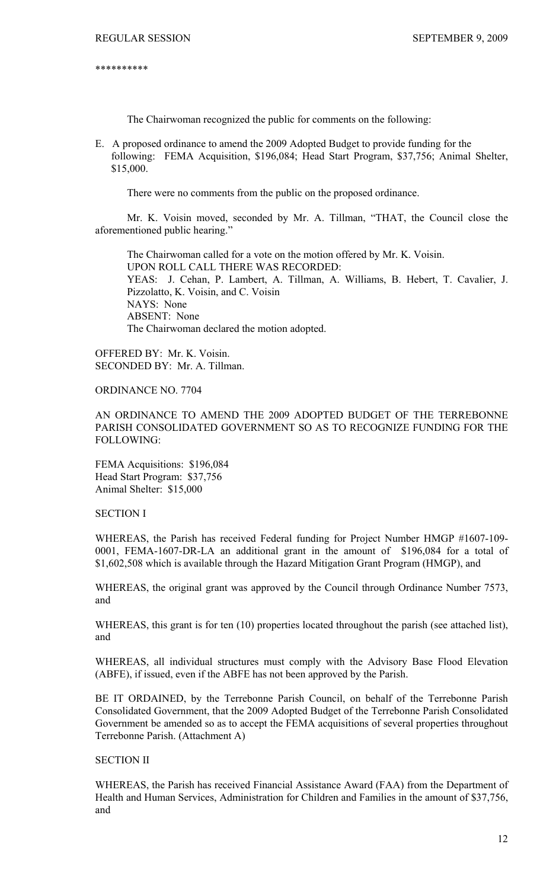**********

The Chairwoman recognized the public for comments on the following:

E. A proposed ordinance to amend the 2009 Adopted Budget to provide funding for the following: FEMA Acquisition, $196,084; Head Start Program, $37,756; Animal Shelter, $15,000.

There were no comments from the public on the proposed ordinance.

Mr. K. Voisin moved, seconded by Mr. A. Tillman, "THAT, the Council close the aforementioned public hearing."

The Chairwoman called for a vote on the motion offered by Mr. K. Voisin.
UPON ROLL CALL THERE WAS RECORDED:
YEAS: J. Cehan, P. Lambert, A. Tillman, A. Williams, B. Hebert, T. Cavalier, J. Pizzolatto, K. Voisin, and C. Voisin
NAYS: None
ABSENT: None
The Chairwoman declared the motion adopted.

OFFERED BY: Mr. K. Voisin.
SECONDED BY: Mr. A. Tillman.

ORDINANCE NO. 7704

AN ORDINANCE TO AMEND THE 2009 ADOPTED BUDGET OF THE TERREBONNE PARISH CONSOLIDATED GOVERNMENT SO AS TO RECOGNIZE FUNDING FOR THE FOLLOWING:

FEMA Acquisitions: $196,084
Head Start Program: $37,756
Animal Shelter: $15,000

SECTION I

WHEREAS, the Parish has received Federal funding for Project Number HMGP #1607-109-0001, FEMA-1607-DR-LA an additional grant in the amount of $196,084 for a total of $1,602,508 which is available through the Hazard Mitigation Grant Program (HMGP), and

WHEREAS, the original grant was approved by the Council through Ordinance Number 7573, and

WHEREAS, this grant is for ten (10) properties located throughout the parish (see attached list), and

WHEREAS, all individual structures must comply with the Advisory Base Flood Elevation (ABFE), if issued, even if the ABFE has not been approved by the Parish.

BE IT ORDAINED, by the Terrebonne Parish Council, on behalf of the Terrebonne Parish Consolidated Government, that the 2009 Adopted Budget of the Terrebonne Parish Consolidated Government be amended so as to accept the FEMA acquisitions of several properties throughout Terrebonne Parish. (Attachment A)

SECTION II

WHEREAS, the Parish has received Financial Assistance Award (FAA) from the Department of Health and Human Services, Administration for Children and Families in the amount of $37,756, and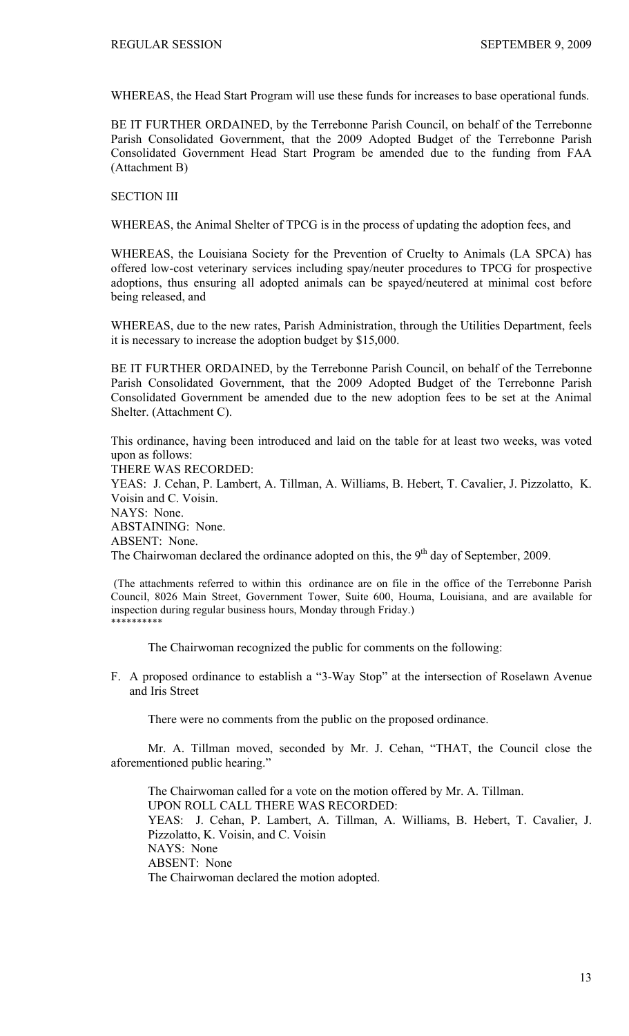WHEREAS, the Head Start Program will use these funds for increases to base operational funds.

BE IT FURTHER ORDAINED, by the Terrebonne Parish Council, on behalf of the Terrebonne Parish Consolidated Government, that the 2009 Adopted Budget of the Terrebonne Parish Consolidated Government Head Start Program be amended due to the funding from FAA (Attachment B)

SECTION III

WHEREAS, the Animal Shelter of TPCG is in the process of updating the adoption fees, and

WHEREAS, the Louisiana Society for the Prevention of Cruelty to Animals (LA SPCA) has offered low-cost veterinary services including spay/neuter procedures to TPCG for prospective adoptions, thus ensuring all adopted animals can be spayed/neutered at minimal cost before being released, and

WHEREAS, due to the new rates, Parish Administration, through the Utilities Department, feels it is necessary to increase the adoption budget by $15,000.

BE IT FURTHER ORDAINED, by the Terrebonne Parish Council, on behalf of the Terrebonne Parish Consolidated Government, that the 2009 Adopted Budget of the Terrebonne Parish Consolidated Government be amended due to the new adoption fees to be set at the Animal Shelter. (Attachment C).

This ordinance, having been introduced and laid on the table for at least two weeks, was voted upon as follows:
THERE WAS RECORDED:
YEAS: J. Cehan, P. Lambert, A. Tillman, A. Williams, B. Hebert, T. Cavalier, J. Pizzolatto, K. Voisin and C. Voisin.
NAYS: None.
ABSTAINING: None.
ABSENT: None.
The Chairwoman declared the ordinance adopted on this, the 9th day of September, 2009.

(The attachments referred to within this ordinance are on file in the office of the Terrebonne Parish Council, 8026 Main Street, Government Tower, Suite 600, Houma, Louisiana, and are available for inspection during regular business hours, Monday through Friday.)
**********

The Chairwoman recognized the public for comments on the following:

F. A proposed ordinance to establish a "3-Way Stop" at the intersection of Roselawn Avenue and Iris Street

There were no comments from the public on the proposed ordinance.

Mr. A. Tillman moved, seconded by Mr. J. Cehan, "THAT, the Council close the aforementioned public hearing."

The Chairwoman called for a vote on the motion offered by Mr. A. Tillman.
UPON ROLL CALL THERE WAS RECORDED:
YEAS: J. Cehan, P. Lambert, A. Tillman, A. Williams, B. Hebert, T. Cavalier, J. Pizzolatto, K. Voisin, and C. Voisin
NAYS: None
ABSENT: None
The Chairwoman declared the motion adopted.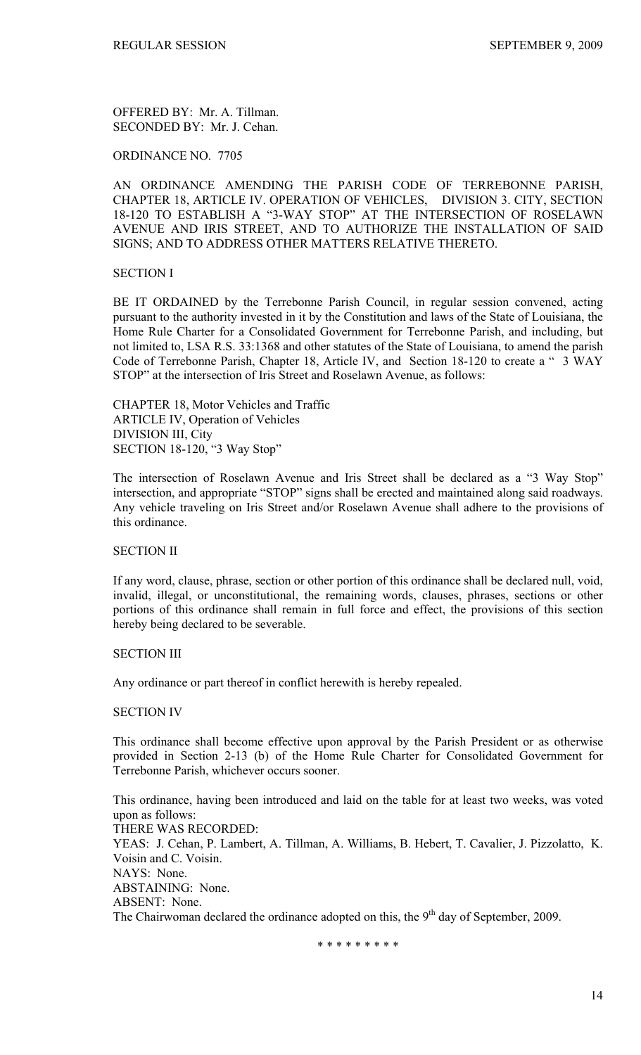OFFERED BY: Mr. A. Tillman.
SECONDED BY: Mr. J. Cehan.

ORDINANCE NO. 7705

AN ORDINANCE AMENDING THE PARISH CODE OF TERREBONNE PARISH, CHAPTER 18, ARTICLE IV. OPERATION OF VEHICLES, DIVISION 3. CITY, SECTION 18-120 TO ESTABLISH A "3-WAY STOP" AT THE INTERSECTION OF ROSELAWN AVENUE AND IRIS STREET, AND TO AUTHORIZE THE INSTALLATION OF SAID SIGNS; AND TO ADDRESS OTHER MATTERS RELATIVE THERETO.

SECTION I

BE IT ORDAINED by the Terrebonne Parish Council, in regular session convened, acting pursuant to the authority invested in it by the Constitution and laws of the State of Louisiana, the Home Rule Charter for a Consolidated Government for Terrebonne Parish, and including, but not limited to, LSA R.S. 33:1368 and other statutes of the State of Louisiana, to amend the parish Code of Terrebonne Parish, Chapter 18, Article IV, and Section 18-120 to create a " 3 WAY STOP" at the intersection of Iris Street and Roselawn Avenue, as follows:

CHAPTER 18, Motor Vehicles and Traffic
ARTICLE IV, Operation of Vehicles
DIVISION III, City
SECTION 18-120, "3 Way Stop"

The intersection of Roselawn Avenue and Iris Street shall be declared as a "3 Way Stop" intersection, and appropriate "STOP" signs shall be erected and maintained along said roadways. Any vehicle traveling on Iris Street and/or Roselawn Avenue shall adhere to the provisions of this ordinance.

SECTION II

If any word, clause, phrase, section or other portion of this ordinance shall be declared null, void, invalid, illegal, or unconstitutional, the remaining words, clauses, phrases, sections or other portions of this ordinance shall remain in full force and effect, the provisions of this section hereby being declared to be severable.

SECTION III

Any ordinance or part thereof in conflict herewith is hereby repealed.

SECTION IV

This ordinance shall become effective upon approval by the Parish President or as otherwise provided in Section 2-13 (b) of the Home Rule Charter for Consolidated Government for Terrebonne Parish, whichever occurs sooner.

This ordinance, having been introduced and laid on the table for at least two weeks, was voted upon as follows:
THERE WAS RECORDED:
YEAS: J. Cehan, P. Lambert, A. Tillman, A. Williams, B. Hebert, T. Cavalier, J. Pizzolatto, K. Voisin and C. Voisin.
NAYS: None.
ABSTAINING: None.
ABSENT: None.
The Chairwoman declared the ordinance adopted on this, the 9th day of September, 2009.

\* \* \* \* \* \* \* \* \*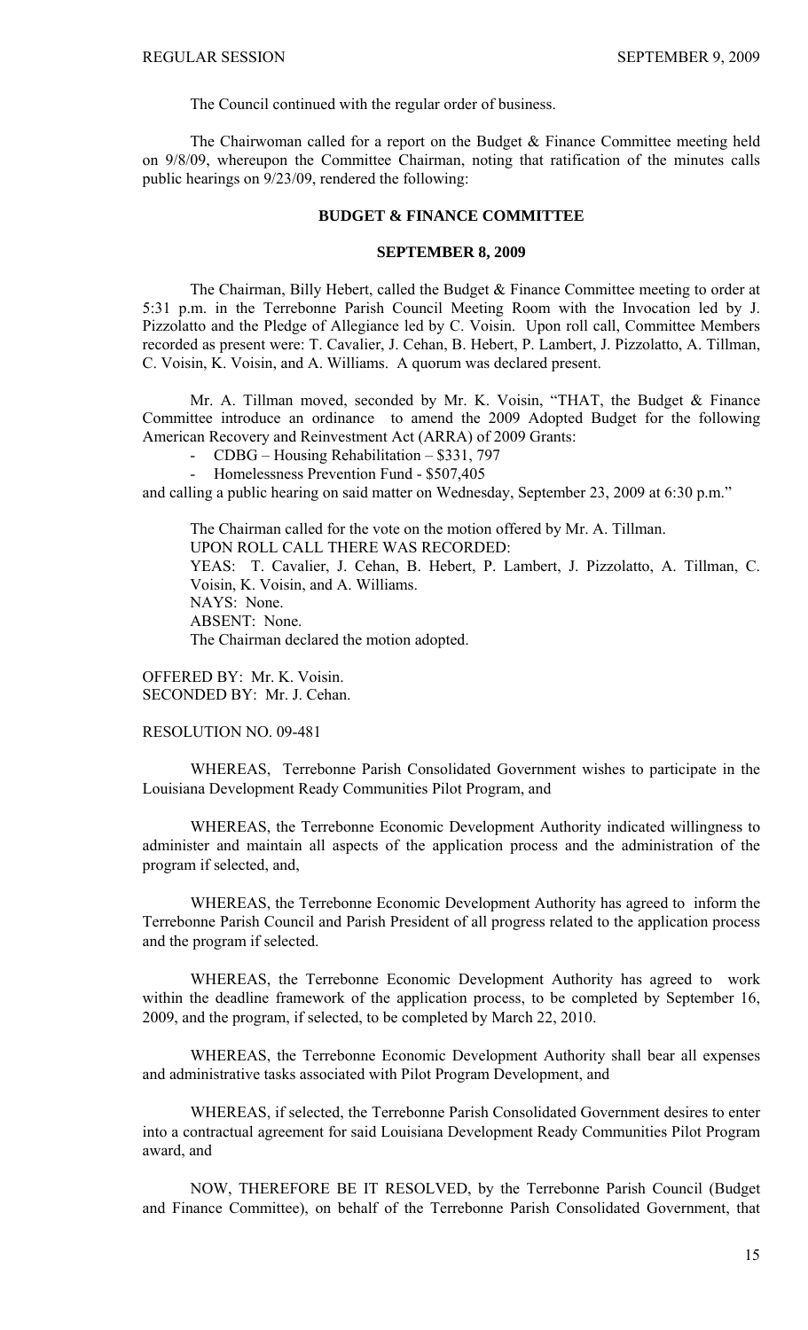The Council continued with the regular order of business.

The Chairwoman called for a report on the Budget & Finance Committee meeting held on 9/8/09, whereupon the Committee Chairman, noting that ratification of the minutes calls public hearings on 9/23/09, rendered the following:

## BUDGET & FINANCE COMMITTEE

### SEPTEMBER 8, 2009

The Chairman, Billy Hebert, called the Budget & Finance Committee meeting to order at 5:31 p.m. in the Terrebonne Parish Council Meeting Room with the Invocation led by J. Pizzolatto and the Pledge of Allegiance led by C. Voisin. Upon roll call, Committee Members recorded as present were: T. Cavalier, J. Cehan, B. Hebert, P. Lambert, J. Pizzolatto, A. Tillman, C. Voisin, K. Voisin, and A. Williams. A quorum was declared present.

Mr. A. Tillman moved, seconded by Mr. K. Voisin, "THAT, the Budget & Finance Committee introduce an ordinance to amend the 2009 Adopted Budget for the following American Recovery and Reinvestment Act (ARRA) of 2009 Grants:

- CDBG – Housing Rehabilitation – $331, 797
- Homelessness Prevention Fund - $507,405

and calling a public hearing on said matter on Wednesday, September 23, 2009 at 6:30 p.m."

The Chairman called for the vote on the motion offered by Mr. A. Tillman.
UPON ROLL CALL THERE WAS RECORDED:
YEAS: T. Cavalier, J. Cehan, B. Hebert, P. Lambert, J. Pizzolatto, A. Tillman, C. Voisin, K. Voisin, and A. Williams.
NAYS: None.
ABSENT: None.
The Chairman declared the motion adopted.

OFFERED BY: Mr. K. Voisin.
SECONDED BY: Mr. J. Cehan.

RESOLUTION NO. 09-481

WHEREAS, Terrebonne Parish Consolidated Government wishes to participate in the Louisiana Development Ready Communities Pilot Program, and

WHEREAS, the Terrebonne Economic Development Authority indicated willingness to administer and maintain all aspects of the application process and the administration of the program if selected, and,

WHEREAS, the Terrebonne Economic Development Authority has agreed to inform the Terrebonne Parish Council and Parish President of all progress related to the application process and the program if selected.

WHEREAS, the Terrebonne Economic Development Authority has agreed to work within the deadline framework of the application process, to be completed by September 16, 2009, and the program, if selected, to be completed by March 22, 2010.

WHEREAS, the Terrebonne Economic Development Authority shall bear all expenses and administrative tasks associated with Pilot Program Development, and

WHEREAS, if selected, the Terrebonne Parish Consolidated Government desires to enter into a contractual agreement for said Louisiana Development Ready Communities Pilot Program award, and

NOW, THEREFORE BE IT RESOLVED, by the Terrebonne Parish Council (Budget and Finance Committee), on behalf of the Terrebonne Parish Consolidated Government, that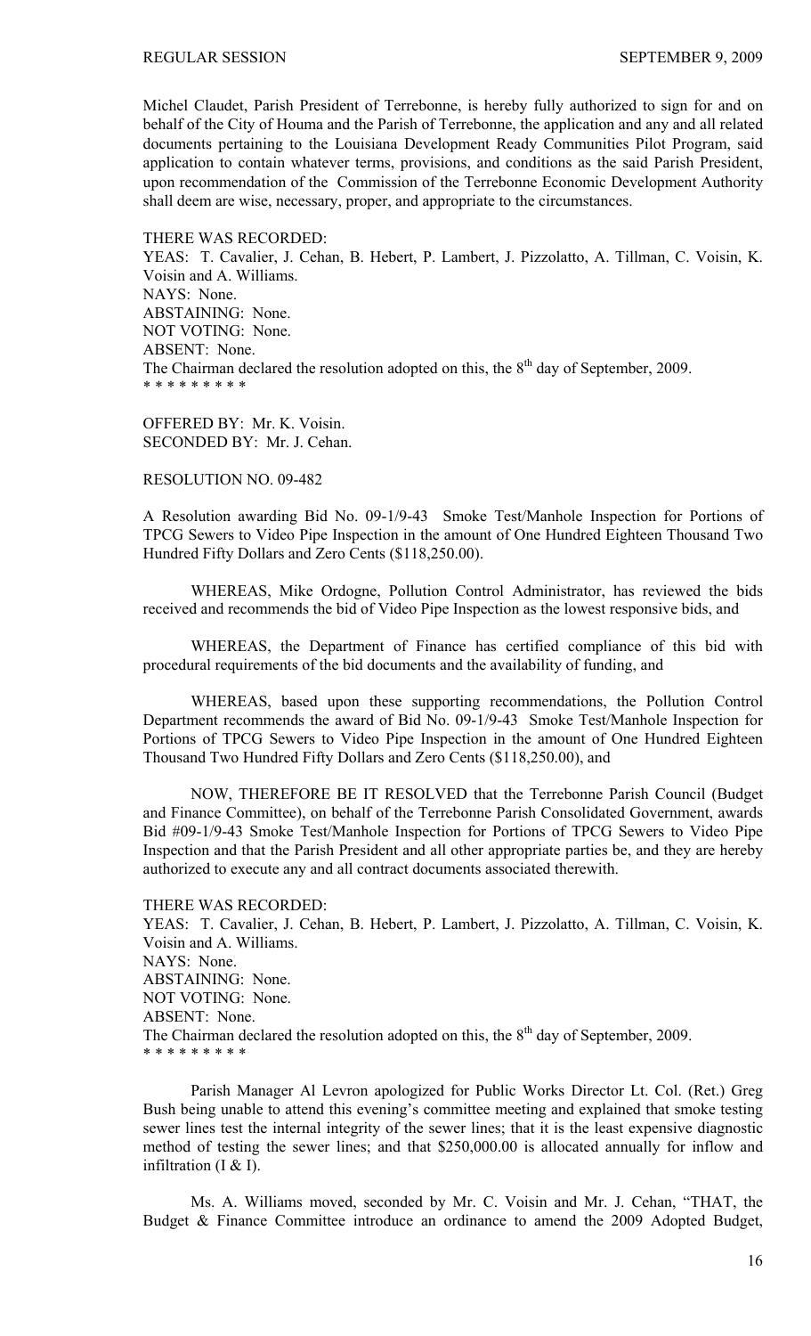Michel Claudet, Parish President of Terrebonne, is hereby fully authorized to sign for and on behalf of the City of Houma and the Parish of Terrebonne, the application and any and all related documents pertaining to the Louisiana Development Ready Communities Pilot Program, said application to contain whatever terms, provisions, and conditions as the said Parish President, upon recommendation of the Commission of the Terrebonne Economic Development Authority shall deem are wise, necessary, proper, and appropriate to the circumstances.

THERE WAS RECORDED:
YEAS: T. Cavalier, J. Cehan, B. Hebert, P. Lambert, J. Pizzolatto, A. Tillman, C. Voisin, K. Voisin and A. Williams.
NAYS: None.
ABSTAINING: None.
NOT VOTING: None.
ABSENT: None.
The Chairman declared the resolution adopted on this, the 8th day of September, 2009.
* * * * * * * * *

OFFERED BY: Mr. K. Voisin.
SECONDED BY: Mr. J. Cehan.

RESOLUTION NO. 09-482

A Resolution awarding Bid No. 09-1/9-43 Smoke Test/Manhole Inspection for Portions of TPCG Sewers to Video Pipe Inspection in the amount of One Hundred Eighteen Thousand Two Hundred Fifty Dollars and Zero Cents ($118,250.00).

WHEREAS, Mike Ordogne, Pollution Control Administrator, has reviewed the bids received and recommends the bid of Video Pipe Inspection as the lowest responsive bids, and

WHEREAS, the Department of Finance has certified compliance of this bid with procedural requirements of the bid documents and the availability of funding, and

WHEREAS, based upon these supporting recommendations, the Pollution Control Department recommends the award of Bid No. 09-1/9-43 Smoke Test/Manhole Inspection for Portions of TPCG Sewers to Video Pipe Inspection in the amount of One Hundred Eighteen Thousand Two Hundred Fifty Dollars and Zero Cents ($118,250.00), and

NOW, THEREFORE BE IT RESOLVED that the Terrebonne Parish Council (Budget and Finance Committee), on behalf of the Terrebonne Parish Consolidated Government, awards Bid #09-1/9-43 Smoke Test/Manhole Inspection for Portions of TPCG Sewers to Video Pipe Inspection and that the Parish President and all other appropriate parties be, and they are hereby authorized to execute any and all contract documents associated therewith.

THERE WAS RECORDED:
YEAS: T. Cavalier, J. Cehan, B. Hebert, P. Lambert, J. Pizzolatto, A. Tillman, C. Voisin, K. Voisin and A. Williams.
NAYS: None.
ABSTAINING: None.
NOT VOTING: None.
ABSENT: None.
The Chairman declared the resolution adopted on this, the 8th day of September, 2009.
* * * * * * * * *

Parish Manager Al Levron apologized for Public Works Director Lt. Col. (Ret.) Greg Bush being unable to attend this evening's committee meeting and explained that smoke testing sewer lines test the internal integrity of the sewer lines; that it is the least expensive diagnostic method of testing the sewer lines; and that $250,000.00 is allocated annually for inflow and infiltration (I & I).

Ms. A. Williams moved, seconded by Mr. C. Voisin and Mr. J. Cehan, "THAT, the Budget & Finance Committee introduce an ordinance to amend the 2009 Adopted Budget,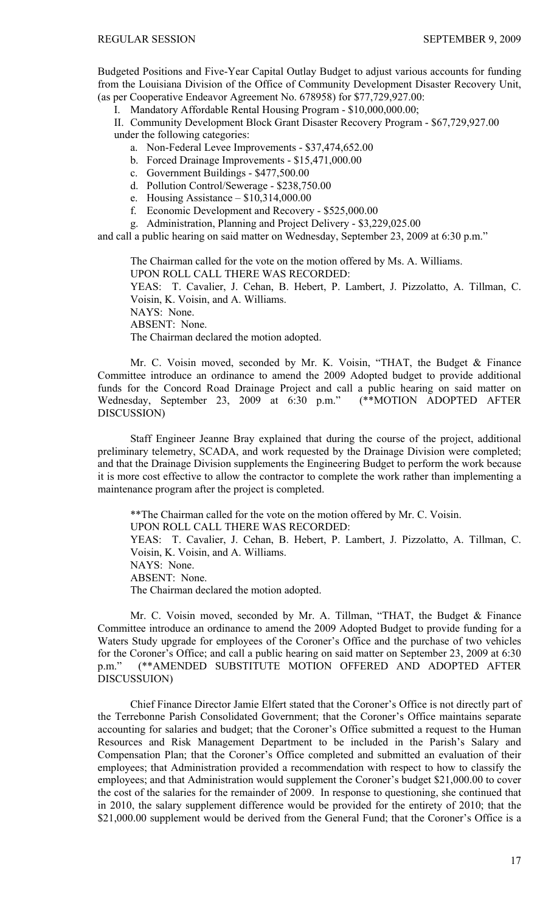Budgeted Positions and Five-Year Capital Outlay Budget to adjust various accounts for funding from the Louisiana Division of the Office of Community Development Disaster Recovery Unit, (as per Cooperative Endeavor Agreement No. 678958) for $77,729,927.00:

I. Mandatory Affordable Rental Housing Program - $10,000,000.00;

II. Community Development Block Grant Disaster Recovery Program - $67,729,927.00 under the following categories:

a. Non-Federal Levee Improvements - $37,474,652.00
b. Forced Drainage Improvements - $15,471,000.00
c. Government Buildings - $477,500.00
d. Pollution Control/Sewerage - $238,750.00
e. Housing Assistance – $10,314,000.00
f. Economic Development and Recovery - $525,000.00
g. Administration, Planning and Project Delivery - $3,229,025.00

and call a public hearing on said matter on Wednesday, September 23, 2009 at 6:30 p.m."

The Chairman called for the vote on the motion offered by Ms. A. Williams.
UPON ROLL CALL THERE WAS RECORDED:
YEAS: T. Cavalier, J. Cehan, B. Hebert, P. Lambert, J. Pizzolatto, A. Tillman, C. Voisin, K. Voisin, and A. Williams.
NAYS: None.
ABSENT: None.
The Chairman declared the motion adopted.

Mr. C. Voisin moved, seconded by Mr. K. Voisin, "THAT, the Budget & Finance Committee introduce an ordinance to amend the 2009 Adopted budget to provide additional funds for the Concord Road Drainage Project and call a public hearing on said matter on Wednesday, September 23, 2009 at 6:30 p.m." (**MOTION ADOPTED AFTER DISCUSSION)

Staff Engineer Jeanne Bray explained that during the course of the project, additional preliminary telemetry, SCADA, and work requested by the Drainage Division were completed; and that the Drainage Division supplements the Engineering Budget to perform the work because it is more cost effective to allow the contractor to complete the work rather than implementing a maintenance program after the project is completed.

**The Chairman called for the vote on the motion offered by Mr. C. Voisin.
UPON ROLL CALL THERE WAS RECORDED:
YEAS: T. Cavalier, J. Cehan, B. Hebert, P. Lambert, J. Pizzolatto, A. Tillman, C. Voisin, K. Voisin, and A. Williams.
NAYS: None.
ABSENT: None.
The Chairman declared the motion adopted.

Mr. C. Voisin moved, seconded by Mr. A. Tillman, "THAT, the Budget & Finance Committee introduce an ordinance to amend the 2009 Adopted Budget to provide funding for a Waters Study upgrade for employees of the Coroner's Office and the purchase of two vehicles for the Coroner's Office; and call a public hearing on said matter on September 23, 2009 at 6:30 p.m." (**AMENDED SUBSTITUTE MOTION OFFERED AND ADOPTED AFTER DISCUSSUION)

Chief Finance Director Jamie Elfert stated that the Coroner's Office is not directly part of the Terrebonne Parish Consolidated Government; that the Coroner's Office maintains separate accounting for salaries and budget; that the Coroner's Office submitted a request to the Human Resources and Risk Management Department to be included in the Parish's Salary and Compensation Plan; that the Coroner's Office completed and submitted an evaluation of their employees; that Administration provided a recommendation with respect to how to classify the employees; and that Administration would supplement the Coroner's budget $21,000.00 to cover the cost of the salaries for the remainder of 2009. In response to questioning, she continued that in 2010, the salary supplement difference would be provided for the entirety of 2010; that the $21,000.00 supplement would be derived from the General Fund; that the Coroner's Office is a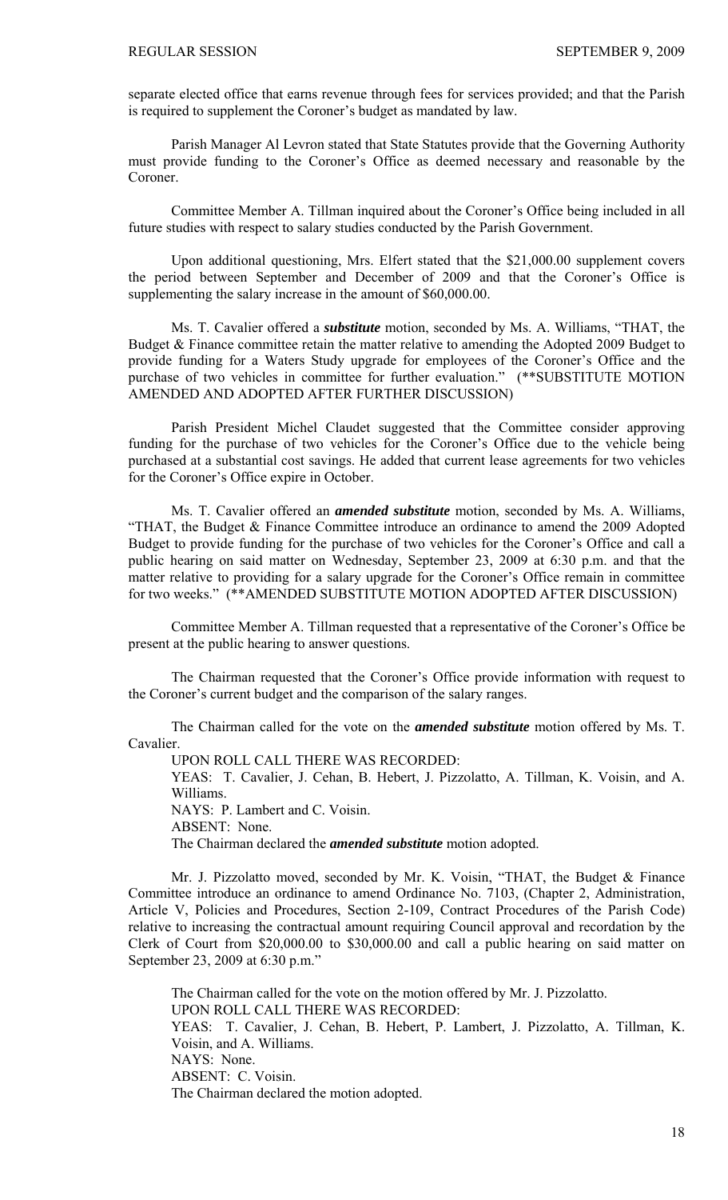separate elected office that earns revenue through fees for services provided; and that the Parish is required to supplement the Coroner's budget as mandated by law.

Parish Manager Al Levron stated that State Statutes provide that the Governing Authority must provide funding to the Coroner's Office as deemed necessary and reasonable by the Coroner.

Committee Member A. Tillman inquired about the Coroner's Office being included in all future studies with respect to salary studies conducted by the Parish Government.

Upon additional questioning, Mrs. Elfert stated that the $21,000.00 supplement covers the period between September and December of 2009 and that the Coroner's Office is supplementing the salary increase in the amount of $60,000.00.

Ms. T. Cavalier offered a ***substitute*** motion, seconded by Ms. A. Williams, "THAT, the Budget & Finance committee retain the matter relative to amending the Adopted 2009 Budget to provide funding for a Waters Study upgrade for employees of the Coroner's Office and the purchase of two vehicles in committee for further evaluation." (**SUBSTITUTE MOTION AMENDED AND ADOPTED AFTER FURTHER DISCUSSION)

Parish President Michel Claudet suggested that the Committee consider approving funding for the purchase of two vehicles for the Coroner's Office due to the vehicle being purchased at a substantial cost savings. He added that current lease agreements for two vehicles for the Coroner's Office expire in October.

Ms. T. Cavalier offered an ***amended substitute*** motion, seconded by Ms. A. Williams, "THAT, the Budget & Finance Committee introduce an ordinance to amend the 2009 Adopted Budget to provide funding for the purchase of two vehicles for the Coroner's Office and call a public hearing on said matter on Wednesday, September 23, 2009 at 6:30 p.m. and that the matter relative to providing for a salary upgrade for the Coroner's Office remain in committee for two weeks." (**AMENDED SUBSTITUTE MOTION ADOPTED AFTER DISCUSSION)

Committee Member A. Tillman requested that a representative of the Coroner's Office be present at the public hearing to answer questions.

The Chairman requested that the Coroner's Office provide information with request to the Coroner's current budget and the comparison of the salary ranges.

The Chairman called for the vote on the ***amended substitute*** motion offered by Ms. T. Cavalier.

UPON ROLL CALL THERE WAS RECORDED:
YEAS: T. Cavalier, J. Cehan, B. Hebert, J. Pizzolatto, A. Tillman, K. Voisin, and A. Williams.
NAYS: P. Lambert and C. Voisin.
ABSENT: None.
The Chairman declared the ***amended substitute*** motion adopted.

Mr. J. Pizzolatto moved, seconded by Mr. K. Voisin, "THAT, the Budget & Finance Committee introduce an ordinance to amend Ordinance No. 7103, (Chapter 2, Administration, Article V, Policies and Procedures, Section 2-109, Contract Procedures of the Parish Code) relative to increasing the contractual amount requiring Council approval and recordation by the Clerk of Court from $20,000.00 to $30,000.00 and call a public hearing on said matter on September 23, 2009 at 6:30 p.m."

The Chairman called for the vote on the motion offered by Mr. J. Pizzolatto.
UPON ROLL CALL THERE WAS RECORDED:
YEAS: T. Cavalier, J. Cehan, B. Hebert, P. Lambert, J. Pizzolatto, A. Tillman, K. Voisin, and A. Williams.
NAYS: None.
ABSENT: C. Voisin.
The Chairman declared the motion adopted.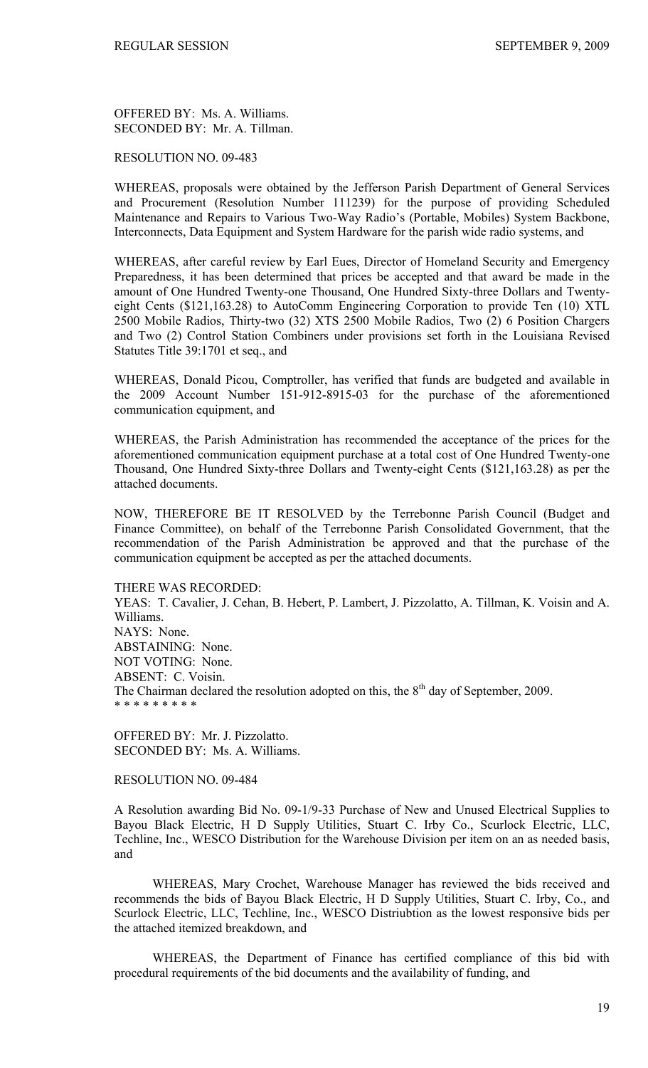OFFERED BY: Ms. A. Williams.
SECONDED BY: Mr. A. Tillman.

RESOLUTION NO. 09-483

WHEREAS, proposals were obtained by the Jefferson Parish Department of General Services and Procurement (Resolution Number 111239) for the purpose of providing Scheduled Maintenance and Repairs to Various Two-Way Radio's (Portable, Mobiles) System Backbone, Interconnects, Data Equipment and System Hardware for the parish wide radio systems, and

WHEREAS, after careful review by Earl Eues, Director of Homeland Security and Emergency Preparedness, it has been determined that prices be accepted and that award be made in the amount of One Hundred Twenty-one Thousand, One Hundred Sixty-three Dollars and Twenty-eight Cents ($121,163.28) to AutoComm Engineering Corporation to provide Ten (10) XTL 2500 Mobile Radios, Thirty-two (32) XTS 2500 Mobile Radios, Two (2) 6 Position Chargers and Two (2) Control Station Combiners under provisions set forth in the Louisiana Revised Statutes Title 39:1701 et seq., and

WHEREAS, Donald Picou, Comptroller, has verified that funds are budgeted and available in the 2009 Account Number 151-912-8915-03 for the purchase of the aforementioned communication equipment, and

WHEREAS, the Parish Administration has recommended the acceptance of the prices for the aforementioned communication equipment purchase at a total cost of One Hundred Twenty-one Thousand, One Hundred Sixty-three Dollars and Twenty-eight Cents ($121,163.28) as per the attached documents.

NOW, THEREFORE BE IT RESOLVED by the Terrebonne Parish Council (Budget and Finance Committee), on behalf of the Terrebonne Parish Consolidated Government, that the recommendation of the Parish Administration be approved and that the purchase of the communication equipment be accepted as per the attached documents.

THERE WAS RECORDED:
YEAS: T. Cavalier, J. Cehan, B. Hebert, P. Lambert, J. Pizzolatto, A. Tillman, K. Voisin and A. Williams.
NAYS: None.
ABSTAINING: None.
NOT VOTING: None.
ABSENT: C. Voisin.
The Chairman declared the resolution adopted on this, the 8th day of September, 2009.
* * * * * * * * *

OFFERED BY: Mr. J. Pizzolatto.
SECONDED BY: Ms. A. Williams.

RESOLUTION NO. 09-484

A Resolution awarding Bid No. 09-1/9-33 Purchase of New and Unused Electrical Supplies to Bayou Black Electric, H D Supply Utilities, Stuart C. Irby Co., Scurlock Electric, LLC, Techline, Inc., WESCO Distribution for the Warehouse Division per item on an as needed basis, and

WHEREAS, Mary Crochet, Warehouse Manager has reviewed the bids received and recommends the bids of Bayou Black Electric, H D Supply Utilities, Stuart C. Irby, Co., and Scurlock Electric, LLC, Techline, Inc., WESCO Distriubtion as the lowest responsive bids per the attached itemized breakdown, and

WHEREAS, the Department of Finance has certified compliance of this bid with procedural requirements of the bid documents and the availability of funding, and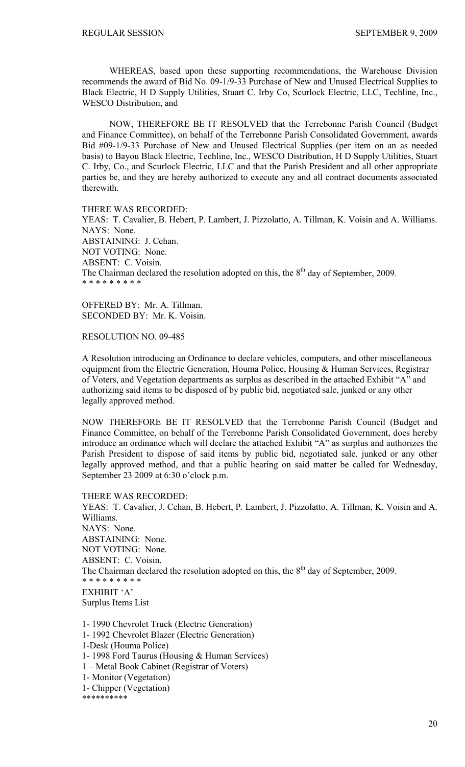WHEREAS, based upon these supporting recommendations, the Warehouse Division recommends the award of Bid No. 09-1/9-33 Purchase of New and Unused Electrical Supplies to Black Electric, H D Supply Utilities, Stuart C. Irby Co, Scurlock Electric, LLC, Techline, Inc., WESCO Distribution, and

NOW, THEREFORE BE IT RESOLVED that the Terrebonne Parish Council (Budget and Finance Committee), on behalf of the Terrebonne Parish Consolidated Government, awards Bid #09-1/9-33 Purchase of New and Unused Electrical Supplies (per item on an as needed basis) to Bayou Black Electric, Techline, Inc., WESCO Distribution, H D Supply Utilities, Stuart C. Irby, Co., and Scurlock Electric, LLC and that the Parish President and all other appropriate parties be, and they are hereby authorized to execute any and all contract documents associated therewith.

THERE WAS RECORDED:
YEAS: T. Cavalier, B. Hebert, P. Lambert, J. Pizzolatto, A. Tillman, K. Voisin and A. Williams.
NAYS: None.
ABSTAINING: J. Cehan.
NOT VOTING: None.
ABSENT: C. Voisin.
The Chairman declared the resolution adopted on this, the 8th day of September, 2009.
\* \* \* \* \* \* \* \* \*

OFFERED BY: Mr. A. Tillman.
SECONDED BY: Mr. K. Voisin.

RESOLUTION NO. 09-485

A Resolution introducing an Ordinance to declare vehicles, computers, and other miscellaneous equipment from the Electric Generation, Houma Police, Housing & Human Services, Registrar of Voters, and Vegetation departments as surplus as described in the attached Exhibit "A" and authorizing said items to be disposed of by public bid, negotiated sale, junked or any other legally approved method.

NOW THEREFORE BE IT RESOLVED that the Terrebonne Parish Council (Budget and Finance Committee, on behalf of the Terrebonne Parish Consolidated Government, does hereby introduce an ordinance which will declare the attached Exhibit "A" as surplus and authorizes the Parish President to dispose of said items by public bid, negotiated sale, junked or any other legally approved method, and that a public hearing on said matter be called for Wednesday, September 23 2009 at 6:30 o'clock p.m.

THERE WAS RECORDED:
YEAS: T. Cavalier, J. Cehan, B. Hebert, P. Lambert, J. Pizzolatto, A. Tillman, K. Voisin and A. Williams.
NAYS: None.
ABSTAINING: None.
NOT VOTING: None.
ABSENT: C. Voisin.
The Chairman declared the resolution adopted on this, the 8th day of September, 2009.
\* \* \* \* \* \* \* \* \*

EXHIBIT 'A'
Surplus Items List

1- 1990 Chevrolet Truck (Electric Generation)
1- 1992 Chevrolet Blazer (Electric Generation)
1-Desk (Houma Police)
1- 1998 Ford Taurus (Housing & Human Services)
1 – Metal Book Cabinet (Registrar of Voters)
1- Monitor (Vegetation)
1- Chipper (Vegetation)
\*\*\*\*\*\*\*\*\*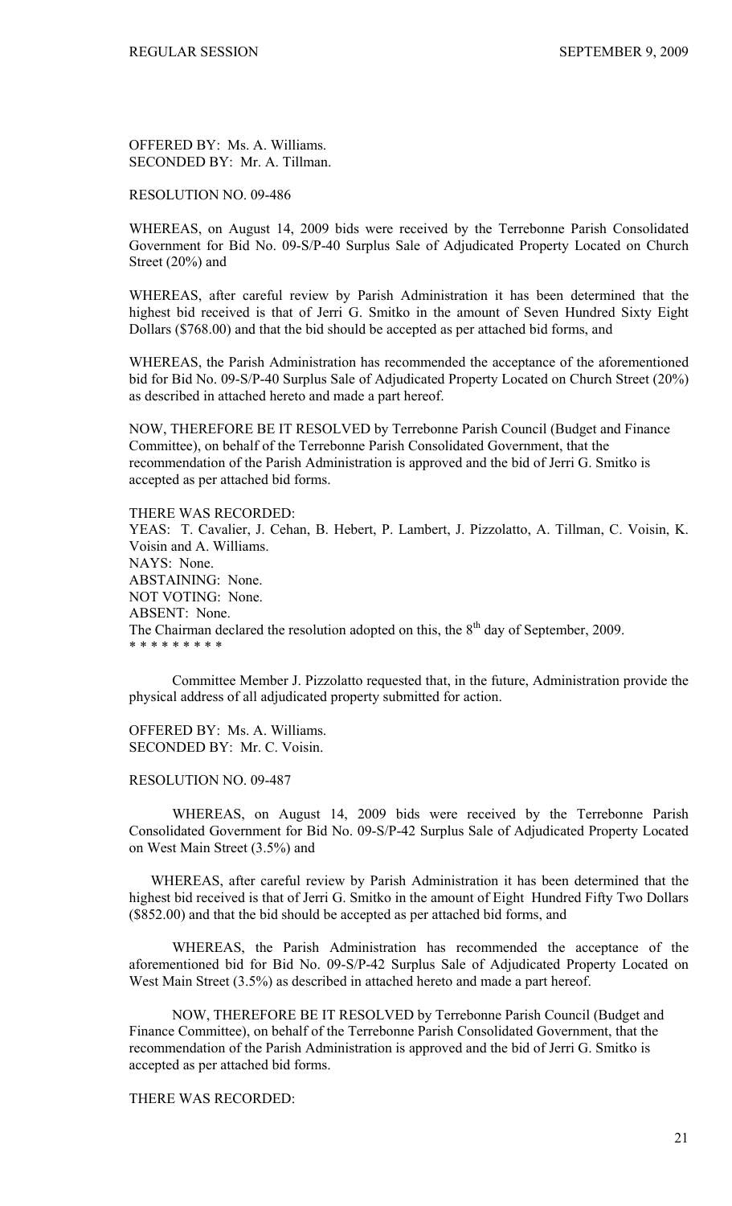OFFERED BY: Ms. A. Williams.
SECONDED BY: Mr. A. Tillman.

RESOLUTION NO. 09-486

WHEREAS, on August 14, 2009 bids were received by the Terrebonne Parish Consolidated Government for Bid No. 09-S/P-40 Surplus Sale of Adjudicated Property Located on Church Street (20%) and

WHEREAS, after careful review by Parish Administration it has been determined that the highest bid received is that of Jerri G. Smitko in the amount of Seven Hundred Sixty Eight Dollars ($768.00) and that the bid should be accepted as per attached bid forms, and

WHEREAS, the Parish Administration has recommended the acceptance of the aforementioned bid for Bid No. 09-S/P-40 Surplus Sale of Adjudicated Property Located on Church Street (20%) as described in attached hereto and made a part hereof.

NOW, THEREFORE BE IT RESOLVED by Terrebonne Parish Council (Budget and Finance Committee), on behalf of the Terrebonne Parish Consolidated Government, that the recommendation of the Parish Administration is approved and the bid of Jerri G. Smitko is accepted as per attached bid forms.

THERE WAS RECORDED:
YEAS: T. Cavalier, J. Cehan, B. Hebert, P. Lambert, J. Pizzolatto, A. Tillman, C. Voisin, K. Voisin and A. Williams.
NAYS: None.
ABSTAINING: None.
NOT VOTING: None.
ABSENT: None.
The Chairman declared the resolution adopted on this, the 8th day of September, 2009.
* * * * * * * * *

Committee Member J. Pizzolatto requested that, in the future, Administration provide the physical address of all adjudicated property submitted for action.

OFFERED BY: Ms. A. Williams.
SECONDED BY: Mr. C. Voisin.

RESOLUTION NO. 09-487

WHEREAS, on August 14, 2009 bids were received by the Terrebonne Parish Consolidated Government for Bid No. 09-S/P-42 Surplus Sale of Adjudicated Property Located on West Main Street (3.5%) and

WHEREAS, after careful review by Parish Administration it has been determined that the highest bid received is that of Jerri G. Smitko in the amount of Eight Hundred Fifty Two Dollars ($852.00) and that the bid should be accepted as per attached bid forms, and

WHEREAS, the Parish Administration has recommended the acceptance of the aforementioned bid for Bid No. 09-S/P-42 Surplus Sale of Adjudicated Property Located on West Main Street (3.5%) as described in attached hereto and made a part hereof.

NOW, THEREFORE BE IT RESOLVED by Terrebonne Parish Council (Budget and Finance Committee), on behalf of the Terrebonne Parish Consolidated Government, that the recommendation of the Parish Administration is approved and the bid of Jerri G. Smitko is accepted as per attached bid forms.

THERE WAS RECORDED: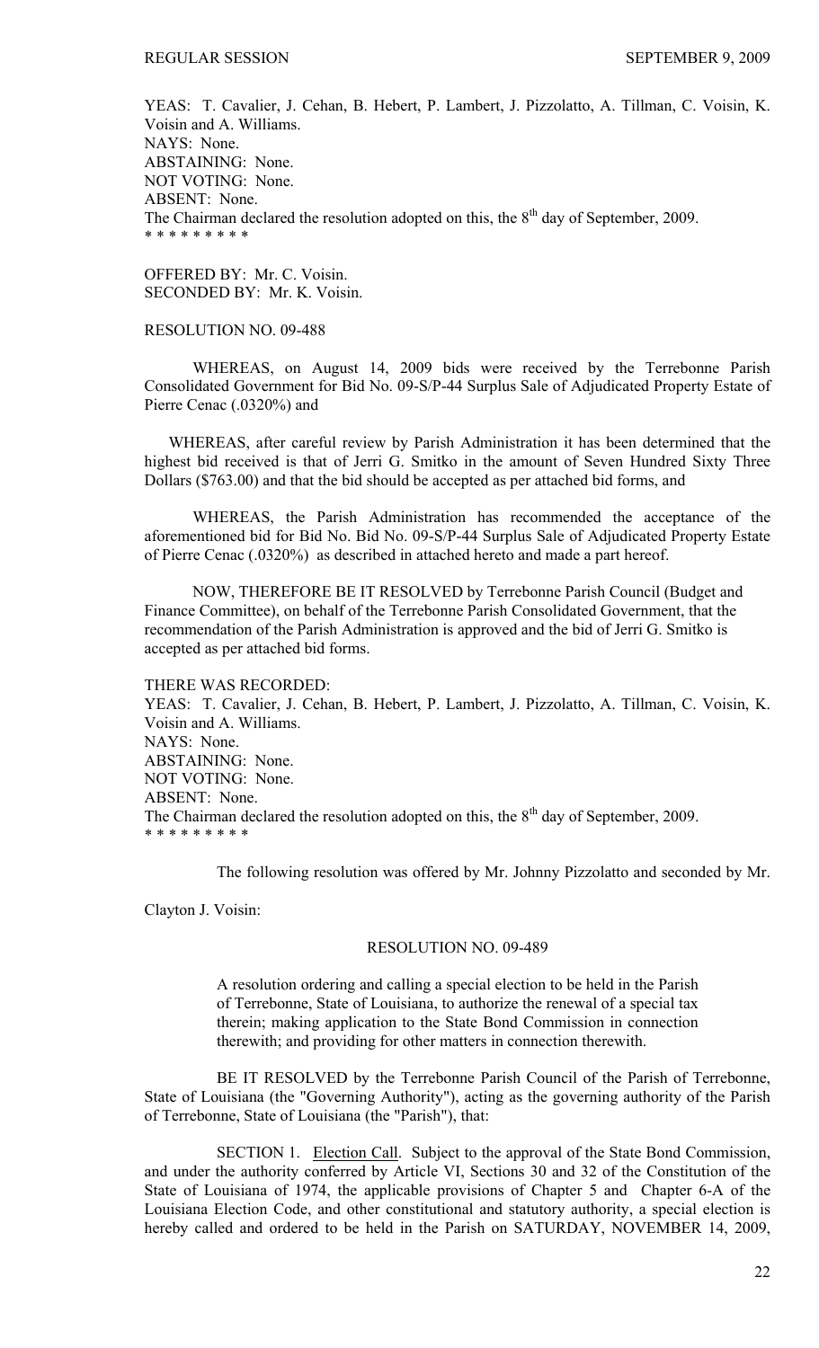YEAS: T. Cavalier, J. Cehan, B. Hebert, P. Lambert, J. Pizzolatto, A. Tillman, C. Voisin, K. Voisin and A. Williams.
NAYS: None.
ABSTAINING: None.
NOT VOTING: None.
ABSENT: None.
The Chairman declared the resolution adopted on this, the 8th day of September, 2009.
* * * * * * * * *

OFFERED BY: Mr. C. Voisin.
SECONDED BY: Mr. K. Voisin.

RESOLUTION NO. 09-488

WHEREAS, on August 14, 2009 bids were received by the Terrebonne Parish Consolidated Government for Bid No. 09-S/P-44 Surplus Sale of Adjudicated Property Estate of Pierre Cenac (.0320%) and

WHEREAS, after careful review by Parish Administration it has been determined that the highest bid received is that of Jerri G. Smitko in the amount of Seven Hundred Sixty Three Dollars ($763.00) and that the bid should be accepted as per attached bid forms, and

WHEREAS, the Parish Administration has recommended the acceptance of the aforementioned bid for Bid No. Bid No. 09-S/P-44 Surplus Sale of Adjudicated Property Estate of Pierre Cenac (.0320%) as described in attached hereto and made a part hereof.

NOW, THEREFORE BE IT RESOLVED by Terrebonne Parish Council (Budget and Finance Committee), on behalf of the Terrebonne Parish Consolidated Government, that the recommendation of the Parish Administration is approved and the bid of Jerri G. Smitko is accepted as per attached bid forms.

THERE WAS RECORDED:
YEAS: T. Cavalier, J. Cehan, B. Hebert, P. Lambert, J. Pizzolatto, A. Tillman, C. Voisin, K. Voisin and A. Williams.
NAYS: None.
ABSTAINING: None.
NOT VOTING: None.
ABSENT: None.
The Chairman declared the resolution adopted on this, the 8th day of September, 2009.
* * * * * * * * *

The following resolution was offered by Mr. Johnny Pizzolatto and seconded by Mr. Clayton J. Voisin:

RESOLUTION NO. 09-489

A resolution ordering and calling a special election to be held in the Parish of Terrebonne, State of Louisiana, to authorize the renewal of a special tax therein; making application to the State Bond Commission in connection therewith; and providing for other matters in connection therewith.

BE IT RESOLVED by the Terrebonne Parish Council of the Parish of Terrebonne, State of Louisiana (the "Governing Authority"), acting as the governing authority of the Parish of Terrebonne, State of Louisiana (the "Parish"), that:

SECTION 1. Election Call. Subject to the approval of the State Bond Commission, and under the authority conferred by Article VI, Sections 30 and 32 of the Constitution of the State of Louisiana of 1974, the applicable provisions of Chapter 5 and Chapter 6-A of the Louisiana Election Code, and other constitutional and statutory authority, a special election is hereby called and ordered to be held in the Parish on SATURDAY, NOVEMBER 14, 2009,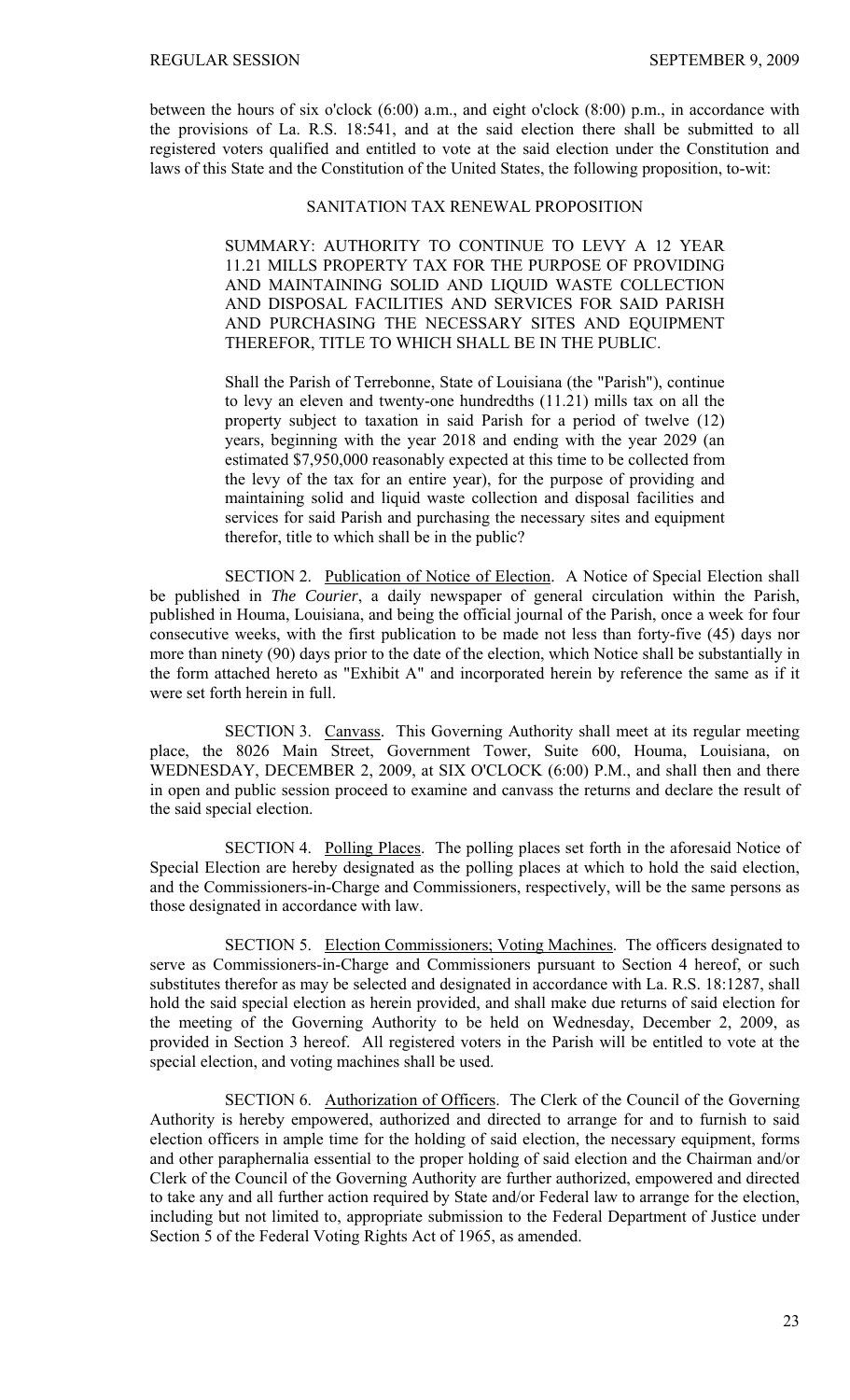between the hours of six o'clock (6:00) a.m., and eight o'clock (8:00) p.m., in accordance with the provisions of La. R.S. 18:541, and at the said election there shall be submitted to all registered voters qualified and entitled to vote at the said election under the Constitution and laws of this State and the Constitution of the United States, the following proposition, to-wit:

SANITATION TAX RENEWAL PROPOSITION

> SUMMARY: AUTHORITY TO CONTINUE TO LEVY A 12 YEAR 11.21 MILLS PROPERTY TAX FOR THE PURPOSE OF PROVIDING AND MAINTAINING SOLID AND LIQUID WASTE COLLECTION AND DISPOSAL FACILITIES AND SERVICES FOR SAID PARISH AND PURCHASING THE NECESSARY SITES AND EQUIPMENT THEREFOR, TITLE TO WHICH SHALL BE IN THE PUBLIC.
>
> Shall the Parish of Terrebonne, State of Louisiana (the "Parish"), continue to levy an eleven and twenty-one hundredths (11.21) mills tax on all the property subject to taxation in said Parish for a period of twelve (12) years, beginning with the year 2018 and ending with the year 2029 (an estimated $7,950,000 reasonably expected at this time to be collected from the levy of the tax for an entire year), for the purpose of providing and maintaining solid and liquid waste collection and disposal facilities and services for said Parish and purchasing the necessary sites and equipment therefor, title to which shall be in the public?

SECTION 2. Publication of Notice of Election. A Notice of Special Election shall be published in *The Courier*, a daily newspaper of general circulation within the Parish, published in Houma, Louisiana, and being the official journal of the Parish, once a week for four consecutive weeks, with the first publication to be made not less than forty-five (45) days nor more than ninety (90) days prior to the date of the election, which Notice shall be substantially in the form attached hereto as "Exhibit A" and incorporated herein by reference the same as if it were set forth herein in full.

SECTION 3. Canvass. This Governing Authority shall meet at its regular meeting place, the 8026 Main Street, Government Tower, Suite 600, Houma, Louisiana, on WEDNESDAY, DECEMBER 2, 2009, at SIX O'CLOCK (6:00) P.M., and shall then and there in open and public session proceed to examine and canvass the returns and declare the result of the said special election.

SECTION 4. Polling Places. The polling places set forth in the aforesaid Notice of Special Election are hereby designated as the polling places at which to hold the said election, and the Commissioners-in-Charge and Commissioners, respectively, will be the same persons as those designated in accordance with law.

SECTION 5. Election Commissioners; Voting Machines. The officers designated to serve as Commissioners-in-Charge and Commissioners pursuant to Section 4 hereof, or such substitutes therefor as may be selected and designated in accordance with La. R.S. 18:1287, shall hold the said special election as herein provided, and shall make due returns of said election for the meeting of the Governing Authority to be held on Wednesday, December 2, 2009, as provided in Section 3 hereof. All registered voters in the Parish will be entitled to vote at the special election, and voting machines shall be used.

SECTION 6. Authorization of Officers. The Clerk of the Council of the Governing Authority is hereby empowered, authorized and directed to arrange for and to furnish to said election officers in ample time for the holding of said election, the necessary equipment, forms and other paraphernalia essential to the proper holding of said election and the Chairman and/or Clerk of the Council of the Governing Authority are further authorized, empowered and directed to take any and all further action required by State and/or Federal law to arrange for the election, including but not limited to, appropriate submission to the Federal Department of Justice under Section 5 of the Federal Voting Rights Act of 1965, as amended.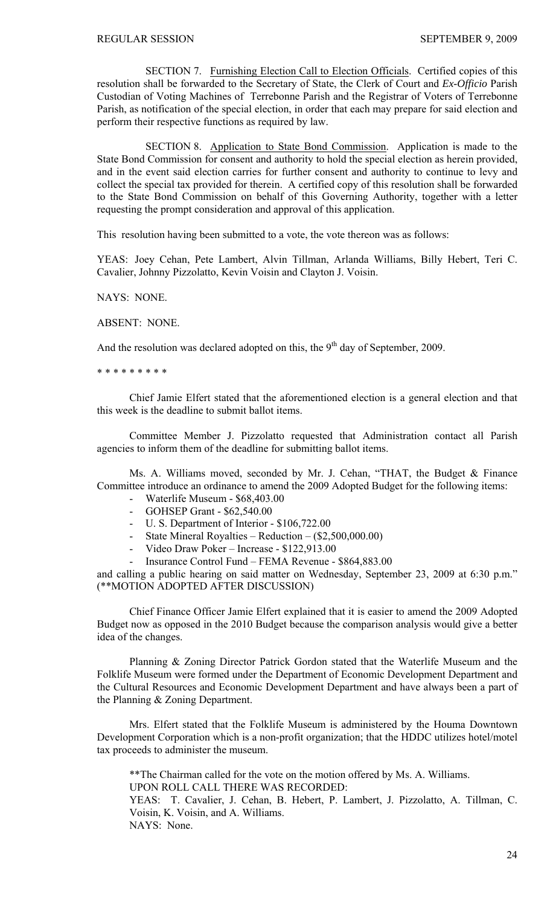SECTION 7. Furnishing Election Call to Election Officials. Certified copies of this resolution shall be forwarded to the Secretary of State, the Clerk of Court and *Ex-Officio* Parish Custodian of Voting Machines of Terrebonne Parish and the Registrar of Voters of Terrebonne Parish, as notification of the special election, in order that each may prepare for said election and perform their respective functions as required by law.

SECTION 8. Application to State Bond Commission. Application is made to the State Bond Commission for consent and authority to hold the special election as herein provided, and in the event said election carries for further consent and authority to continue to levy and collect the special tax provided for therein. A certified copy of this resolution shall be forwarded to the State Bond Commission on behalf of this Governing Authority, together with a letter requesting the prompt consideration and approval of this application.

This resolution having been submitted to a vote, the vote thereon was as follows:

YEAS: Joey Cehan, Pete Lambert, Alvin Tillman, Arlanda Williams, Billy Hebert, Teri C. Cavalier, Johnny Pizzolatto, Kevin Voisin and Clayton J. Voisin.

NAYS: NONE.

ABSENT: NONE.

And the resolution was declared adopted on this, the 9th day of September, 2009.

\* \* \* \* \* \* \* \* \*

Chief Jamie Elfert stated that the aforementioned election is a general election and that this week is the deadline to submit ballot items.

Committee Member J. Pizzolatto requested that Administration contact all Parish agencies to inform them of the deadline for submitting ballot items.

Ms. A. Williams moved, seconded by Mr. J. Cehan, "THAT, the Budget & Finance Committee introduce an ordinance to amend the 2009 Adopted Budget for the following items:

- Waterlife Museum - $68,403.00
- GOHSEP Grant - $62,540.00
- U. S. Department of Interior - $106,722.00
- State Mineral Royalties – Reduction – ($2,500,000.00)
- Video Draw Poker – Increase - $122,913.00
- Insurance Control Fund – FEMA Revenue - $864,883.00

and calling a public hearing on said matter on Wednesday, September 23, 2009 at 6:30 p.m." (**MOTION ADOPTED AFTER DISCUSSION)

Chief Finance Officer Jamie Elfert explained that it is easier to amend the 2009 Adopted Budget now as opposed in the 2010 Budget because the comparison analysis would give a better idea of the changes.

Planning & Zoning Director Patrick Gordon stated that the Waterlife Museum and the Folklife Museum were formed under the Department of Economic Development Department and the Cultural Resources and Economic Development Department and have always been a part of the Planning & Zoning Department.

Mrs. Elfert stated that the Folklife Museum is administered by the Houma Downtown Development Corporation which is a non-profit organization; that the HDDC utilizes hotel/motel tax proceeds to administer the museum.

**The Chairman called for the vote on the motion offered by Ms. A. Williams.
UPON ROLL CALL THERE WAS RECORDED:
YEAS: T. Cavalier, J. Cehan, B. Hebert, P. Lambert, J. Pizzolatto, A. Tillman, C. Voisin, K. Voisin, and A. Williams.
NAYS: None.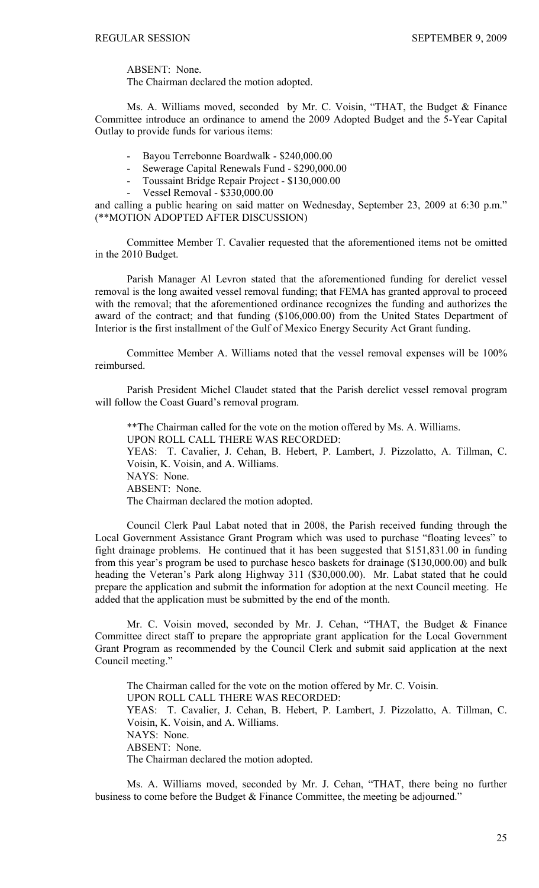ABSENT: None.
The Chairman declared the motion adopted.

Ms. A. Williams moved, seconded by Mr. C. Voisin, "THAT, the Budget & Finance Committee introduce an ordinance to amend the 2009 Adopted Budget and the 5-Year Capital Outlay to provide funds for various items:

- Bayou Terrebonne Boardwalk - $240,000.00
- Sewerage Capital Renewals Fund - $290,000.00
- Toussaint Bridge Repair Project - $130,000.00
- Vessel Removal - $330,000.00

and calling a public hearing on said matter on Wednesday, September 23, 2009 at 6:30 p.m." (**MOTION ADOPTED AFTER DISCUSSION)

Committee Member T. Cavalier requested that the aforementioned items not be omitted in the 2010 Budget.

Parish Manager Al Levron stated that the aforementioned funding for derelict vessel removal is the long awaited vessel removal funding; that FEMA has granted approval to proceed with the removal; that the aforementioned ordinance recognizes the funding and authorizes the award of the contract; and that funding ($106,000.00) from the United States Department of Interior is the first installment of the Gulf of Mexico Energy Security Act Grant funding.

Committee Member A. Williams noted that the vessel removal expenses will be 100% reimbursed.

Parish President Michel Claudet stated that the Parish derelict vessel removal program will follow the Coast Guard's removal program.

**The Chairman called for the vote on the motion offered by Ms. A. Williams.
UPON ROLL CALL THERE WAS RECORDED:
YEAS: T. Cavalier, J. Cehan, B. Hebert, P. Lambert, J. Pizzolatto, A. Tillman, C. Voisin, K. Voisin, and A. Williams.
NAYS: None.
ABSENT: None.
The Chairman declared the motion adopted.

Council Clerk Paul Labat noted that in 2008, the Parish received funding through the Local Government Assistance Grant Program which was used to purchase "floating levees" to fight drainage problems. He continued that it has been suggested that $151,831.00 in funding from this year's program be used to purchase hesco baskets for drainage ($130,000.00) and bulk heading the Veteran's Park along Highway 311 ($30,000.00). Mr. Labat stated that he could prepare the application and submit the information for adoption at the next Council meeting. He added that the application must be submitted by the end of the month.

Mr. C. Voisin moved, seconded by Mr. J. Cehan, "THAT, the Budget & Finance Committee direct staff to prepare the appropriate grant application for the Local Government Grant Program as recommended by the Council Clerk and submit said application at the next Council meeting."

The Chairman called for the vote on the motion offered by Mr. C. Voisin.
UPON ROLL CALL THERE WAS RECORDED:
YEAS: T. Cavalier, J. Cehan, B. Hebert, P. Lambert, J. Pizzolatto, A. Tillman, C. Voisin, K. Voisin, and A. Williams.
NAYS: None.
ABSENT: None.
The Chairman declared the motion adopted.

Ms. A. Williams moved, seconded by Mr. J. Cehan, "THAT, there being no further business to come before the Budget & Finance Committee, the meeting be adjourned."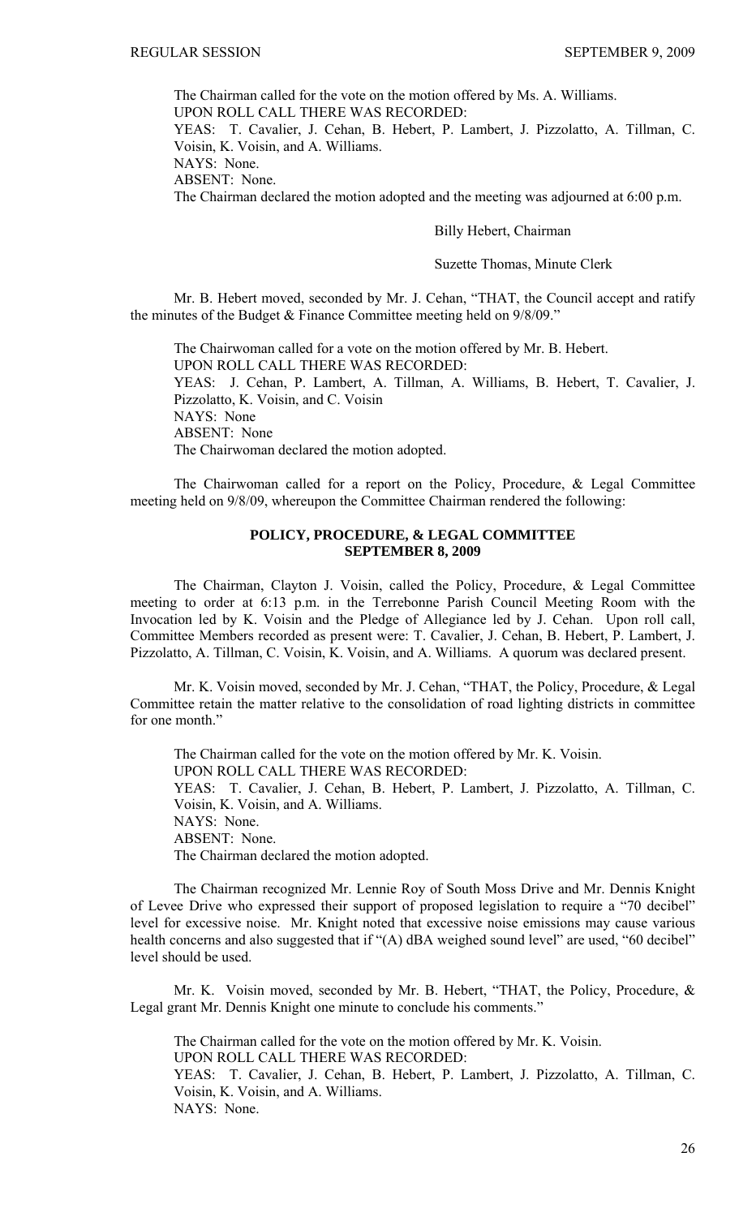The Chairman called for the vote on the motion offered by Ms. A. Williams.
UPON ROLL CALL THERE WAS RECORDED:
YEAS: T. Cavalier, J. Cehan, B. Hebert, P. Lambert, J. Pizzolatto, A. Tillman, C. Voisin, K. Voisin, and A. Williams.
NAYS: None.
ABSENT: None.
The Chairman declared the motion adopted and the meeting was adjourned at 6:00 p.m.

Billy Hebert, Chairman

Suzette Thomas, Minute Clerk

Mr. B. Hebert moved, seconded by Mr. J. Cehan, "THAT, the Council accept and ratify the minutes of the Budget & Finance Committee meeting held on 9/8/09."

The Chairwoman called for a vote on the motion offered by Mr. B. Hebert.
UPON ROLL CALL THERE WAS RECORDED:
YEAS: J. Cehan, P. Lambert, A. Tillman, A. Williams, B. Hebert, T. Cavalier, J. Pizzolatto, K. Voisin, and C. Voisin
NAYS: None
ABSENT: None
The Chairwoman declared the motion adopted.

The Chairwoman called for a report on the Policy, Procedure, & Legal Committee meeting held on 9/8/09, whereupon the Committee Chairman rendered the following:

**POLICY, PROCEDURE, & LEGAL COMMITTEE**
**SEPTEMBER 8, 2009**

The Chairman, Clayton J. Voisin, called the Policy, Procedure, & Legal Committee meeting to order at 6:13 p.m. in the Terrebonne Parish Council Meeting Room with the Invocation led by K. Voisin and the Pledge of Allegiance led by J. Cehan. Upon roll call, Committee Members recorded as present were: T. Cavalier, J. Cehan, B. Hebert, P. Lambert, J. Pizzolatto, A. Tillman, C. Voisin, K. Voisin, and A. Williams. A quorum was declared present.

Mr. K. Voisin moved, seconded by Mr. J. Cehan, "THAT, the Policy, Procedure, & Legal Committee retain the matter relative to the consolidation of road lighting districts in committee for one month."

The Chairman called for the vote on the motion offered by Mr. K. Voisin.
UPON ROLL CALL THERE WAS RECORDED:
YEAS: T. Cavalier, J. Cehan, B. Hebert, P. Lambert, J. Pizzolatto, A. Tillman, C. Voisin, K. Voisin, and A. Williams.
NAYS: None.
ABSENT: None.
The Chairman declared the motion adopted.

The Chairman recognized Mr. Lennie Roy of South Moss Drive and Mr. Dennis Knight of Levee Drive who expressed their support of proposed legislation to require a "70 decibel" level for excessive noise. Mr. Knight noted that excessive noise emissions may cause various health concerns and also suggested that if "(A) dBA weighed sound level" are used, "60 decibel" level should be used.

Mr. K. Voisin moved, seconded by Mr. B. Hebert, "THAT, the Policy, Procedure, & Legal grant Mr. Dennis Knight one minute to conclude his comments."

The Chairman called for the vote on the motion offered by Mr. K. Voisin.
UPON ROLL CALL THERE WAS RECORDED:
YEAS: T. Cavalier, J. Cehan, B. Hebert, P. Lambert, J. Pizzolatto, A. Tillman, C. Voisin, K. Voisin, and A. Williams.
NAYS: None.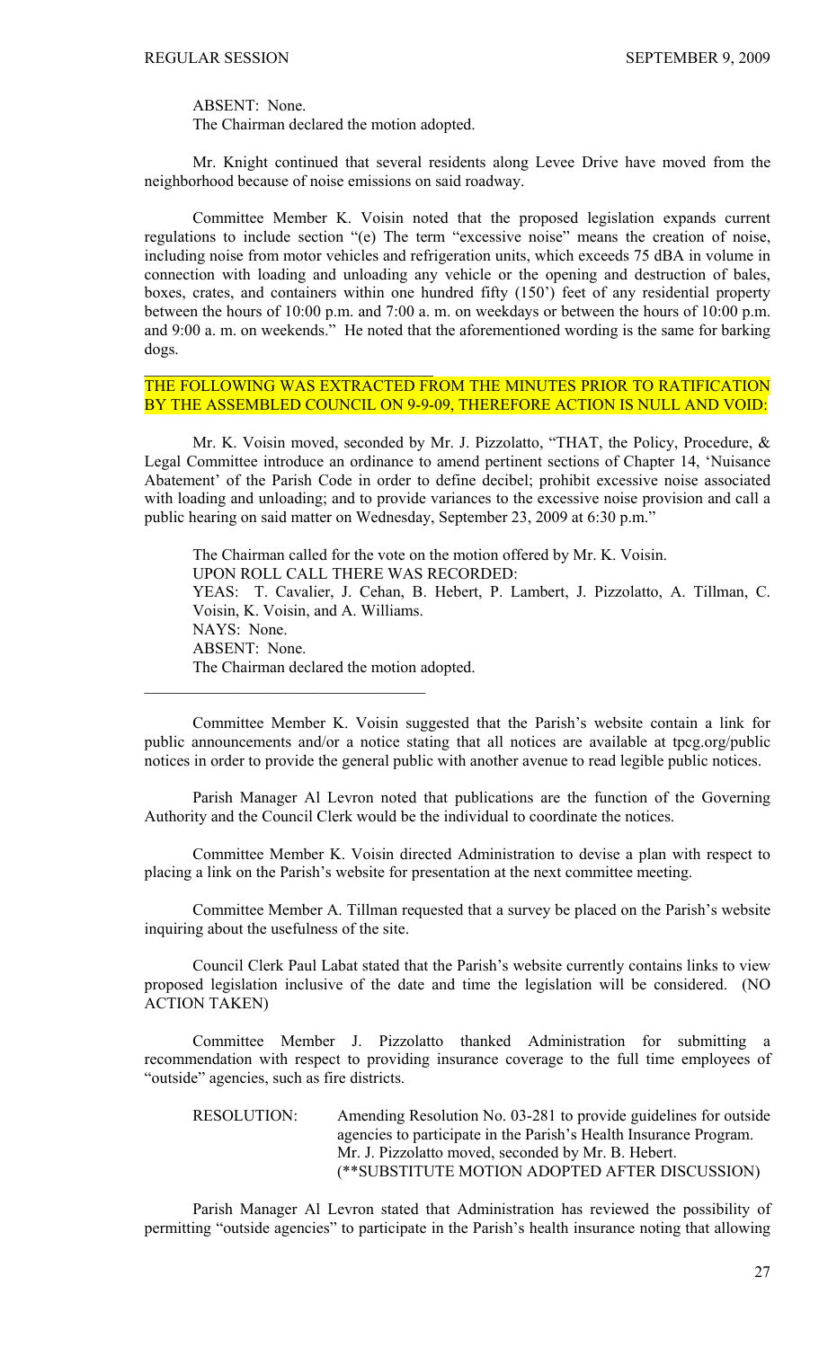ABSENT: None.
The Chairman declared the motion adopted.

Mr. Knight continued that several residents along Levee Drive have moved from the neighborhood because of noise emissions on said roadway.

Committee Member K. Voisin noted that the proposed legislation expands current regulations to include section "(e) The term "excessive noise" means the creation of noise, including noise from motor vehicles and refrigeration units, which exceeds 75 dBA in volume in connection with loading and unloading any vehicle or the opening and destruction of bales, boxes, crates, and containers within one hundred fifty (150') feet of any residential property between the hours of 10:00 p.m. and 7:00 a. m. on weekdays or between the hours of 10:00 p.m. and 9:00 a. m. on weekends." He noted that the aforementioned wording is the same for barking dogs.

___________________________________

THE FOLLOWING WAS EXTRACTED FROM THE MINUTES PRIOR TO RATIFICATION BY THE ASSEMBLED COUNCIL ON 9-9-09, THEREFORE ACTION IS NULL AND VOID:

Mr. K. Voisin moved, seconded by Mr. J. Pizzolatto, "THAT, the Policy, Procedure, & Legal Committee introduce an ordinance to amend pertinent sections of Chapter 14, 'Nuisance Abatement' of the Parish Code in order to define decibel; prohibit excessive noise associated with loading and unloading; and to provide variances to the excessive noise provision and call a public hearing on said matter on Wednesday, September 23, 2009 at 6:30 p.m."

The Chairman called for the vote on the motion offered by Mr. K. Voisin.
UPON ROLL CALL THERE WAS RECORDED:
YEAS: T. Cavalier, J. Cehan, B. Hebert, P. Lambert, J. Pizzolatto, A. Tillman, C. Voisin, K. Voisin, and A. Williams.
NAYS: None.
ABSENT: None.
The Chairman declared the motion adopted.

___________________________________

Committee Member K. Voisin suggested that the Parish's website contain a link for public announcements and/or a notice stating that all notices are available at tpcg.org/public notices in order to provide the general public with another avenue to read legible public notices.

Parish Manager Al Levron noted that publications are the function of the Governing Authority and the Council Clerk would be the individual to coordinate the notices.

Committee Member K. Voisin directed Administration to devise a plan with respect to placing a link on the Parish's website for presentation at the next committee meeting.

Committee Member A. Tillman requested that a survey be placed on the Parish's website inquiring about the usefulness of the site.

Council Clerk Paul Labat stated that the Parish's website currently contains links to view proposed legislation inclusive of the date and time the legislation will be considered. (NO ACTION TAKEN)

Committee Member J. Pizzolatto thanked Administration for submitting a recommendation with respect to providing insurance coverage to the full time employees of "outside" agencies, such as fire districts.

RESOLUTION: Amending Resolution No. 03-281 to provide guidelines for outside agencies to participate in the Parish's Health Insurance Program.
Mr. J. Pizzolatto moved, seconded by Mr. B. Hebert.
(**SUBSTITUTE MOTION ADOPTED AFTER DISCUSSION)

Parish Manager Al Levron stated that Administration has reviewed the possibility of permitting "outside agencies" to participate in the Parish's health insurance noting that allowing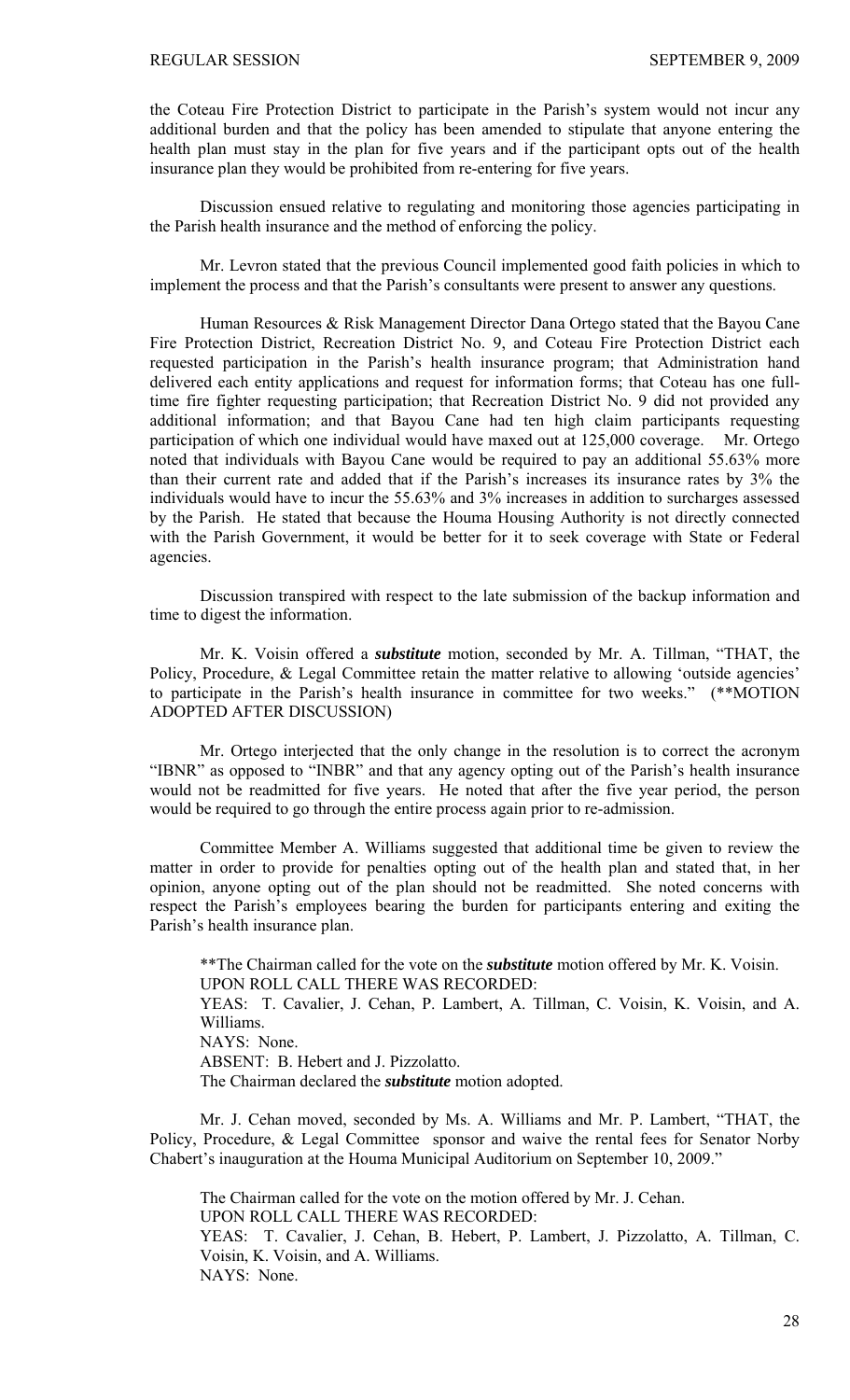the Coteau Fire Protection District to participate in the Parish's system would not incur any additional burden and that the policy has been amended to stipulate that anyone entering the health plan must stay in the plan for five years and if the participant opts out of the health insurance plan they would be prohibited from re-entering for five years.

Discussion ensued relative to regulating and monitoring those agencies participating in the Parish health insurance and the method of enforcing the policy.

Mr. Levron stated that the previous Council implemented good faith policies in which to implement the process and that the Parish's consultants were present to answer any questions.

Human Resources & Risk Management Director Dana Ortego stated that the Bayou Cane Fire Protection District, Recreation District No. 9, and Coteau Fire Protection District each requested participation in the Parish's health insurance program; that Administration hand delivered each entity applications and request for information forms; that Coteau has one full-time fire fighter requesting participation; that Recreation District No. 9 did not provided any additional information; and that Bayou Cane had ten high claim participants requesting participation of which one individual would have maxed out at 125,000 coverage. Mr. Ortego noted that individuals with Bayou Cane would be required to pay an additional 55.63% more than their current rate and added that if the Parish's increases its insurance rates by 3% the individuals would have to incur the 55.63% and 3% increases in addition to surcharges assessed by the Parish. He stated that because the Houma Housing Authority is not directly connected with the Parish Government, it would be better for it to seek coverage with State or Federal agencies.

Discussion transpired with respect to the late submission of the backup information and time to digest the information.

Mr. K. Voisin offered a ***substitute*** motion, seconded by Mr. A. Tillman, "THAT, the Policy, Procedure, & Legal Committee retain the matter relative to allowing 'outside agencies' to participate in the Parish's health insurance in committee for two weeks." (**MOTION ADOPTED AFTER DISCUSSION)

Mr. Ortego interjected that the only change in the resolution is to correct the acronym "IBNR" as opposed to "INBR" and that any agency opting out of the Parish's health insurance would not be readmitted for five years. He noted that after the five year period, the person would be required to go through the entire process again prior to re-admission.

Committee Member A. Williams suggested that additional time be given to review the matter in order to provide for penalties opting out of the health plan and stated that, in her opinion, anyone opting out of the plan should not be readmitted. She noted concerns with respect the Parish's employees bearing the burden for participants entering and exiting the Parish's health insurance plan.

**The Chairman called for the vote on the ***substitute*** motion offered by Mr. K. Voisin.
UPON ROLL CALL THERE WAS RECORDED:
YEAS: T. Cavalier, J. Cehan, P. Lambert, A. Tillman, C. Voisin, K. Voisin, and A. Williams.
NAYS: None.
ABSENT: B. Hebert and J. Pizzolatto.
The Chairman declared the ***substitute*** motion adopted.

Mr. J. Cehan moved, seconded by Ms. A. Williams and Mr. P. Lambert, "THAT, the Policy, Procedure, & Legal Committee sponsor and waive the rental fees for Senator Norby Chabert's inauguration at the Houma Municipal Auditorium on September 10, 2009."

The Chairman called for the vote on the motion offered by Mr. J. Cehan.
UPON ROLL CALL THERE WAS RECORDED:
YEAS: T. Cavalier, J. Cehan, B. Hebert, P. Lambert, J. Pizzolatto, A. Tillman, C. Voisin, K. Voisin, and A. Williams.
NAYS: None.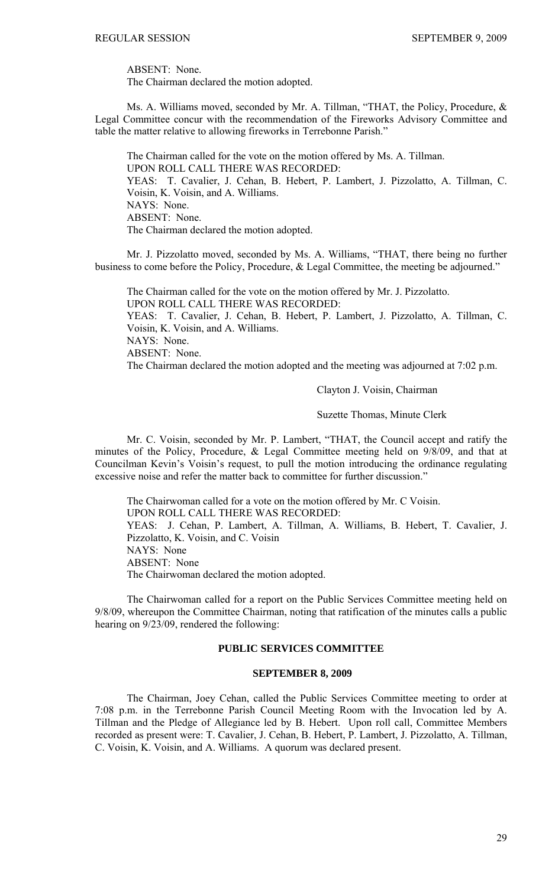ABSENT: None.
The Chairman declared the motion adopted.

Ms. A. Williams moved, seconded by Mr. A. Tillman, "THAT, the Policy, Procedure, & Legal Committee concur with the recommendation of the Fireworks Advisory Committee and table the matter relative to allowing fireworks in Terrebonne Parish."

The Chairman called for the vote on the motion offered by Ms. A. Tillman.
UPON ROLL CALL THERE WAS RECORDED:
YEAS: T. Cavalier, J. Cehan, B. Hebert, P. Lambert, J. Pizzolatto, A. Tillman, C. Voisin, K. Voisin, and A. Williams.
NAYS: None.
ABSENT: None.
The Chairman declared the motion adopted.

Mr. J. Pizzolatto moved, seconded by Ms. A. Williams, "THAT, there being no further business to come before the Policy, Procedure, & Legal Committee, the meeting be adjourned."

The Chairman called for the vote on the motion offered by Mr. J. Pizzolatto.
UPON ROLL CALL THERE WAS RECORDED:
YEAS: T. Cavalier, J. Cehan, B. Hebert, P. Lambert, J. Pizzolatto, A. Tillman, C. Voisin, K. Voisin, and A. Williams.
NAYS: None.
ABSENT: None.
The Chairman declared the motion adopted and the meeting was adjourned at 7:02 p.m.

Clayton J. Voisin, Chairman

Suzette Thomas, Minute Clerk

Mr. C. Voisin, seconded by Mr. P. Lambert, "THAT, the Council accept and ratify the minutes of the Policy, Procedure, & Legal Committee meeting held on 9/8/09, and that at Councilman Kevin's Voisin's request, to pull the motion introducing the ordinance regulating excessive noise and refer the matter back to committee for further discussion."

The Chairwoman called for a vote on the motion offered by Mr. C Voisin.
UPON ROLL CALL THERE WAS RECORDED:
YEAS: J. Cehan, P. Lambert, A. Tillman, A. Williams, B. Hebert, T. Cavalier, J. Pizzolatto, K. Voisin, and C. Voisin
NAYS: None
ABSENT: None
The Chairwoman declared the motion adopted.

The Chairwoman called for a report on the Public Services Committee meeting held on 9/8/09, whereupon the Committee Chairman, noting that ratification of the minutes calls a public hearing on 9/23/09, rendered the following:

## PUBLIC SERVICES COMMITTEE

### SEPTEMBER 8, 2009

The Chairman, Joey Cehan, called the Public Services Committee meeting to order at 7:08 p.m. in the Terrebonne Parish Council Meeting Room with the Invocation led by A. Tillman and the Pledge of Allegiance led by B. Hebert. Upon roll call, Committee Members recorded as present were: T. Cavalier, J. Cehan, B. Hebert, P. Lambert, J. Pizzolatto, A. Tillman, C. Voisin, K. Voisin, and A. Williams. A quorum was declared present.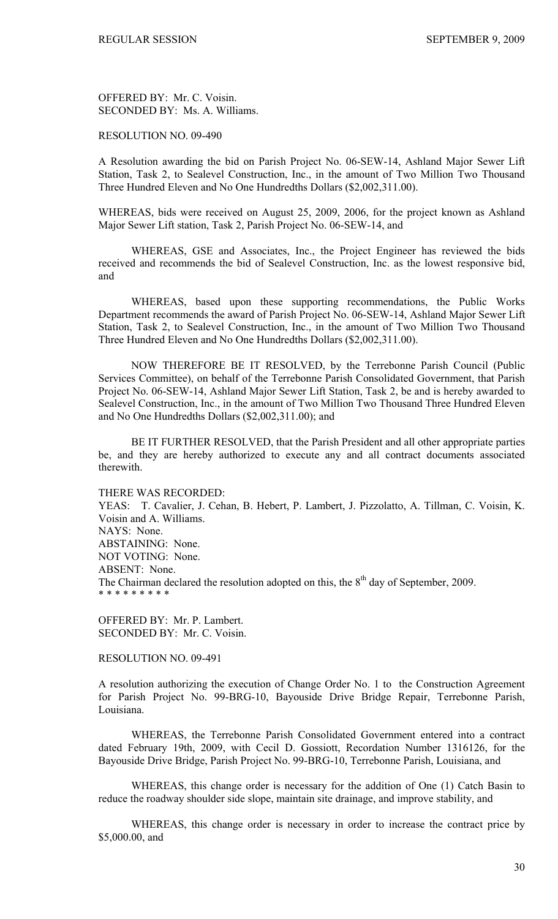OFFERED BY: Mr. C. Voisin.
SECONDED BY: Ms. A. Williams.

RESOLUTION NO. 09-490

A Resolution awarding the bid on Parish Project No. 06-SEW-14, Ashland Major Sewer Lift Station, Task 2, to Sealevel Construction, Inc., in the amount of Two Million Two Thousand Three Hundred Eleven and No One Hundredths Dollars ($2,002,311.00).

WHEREAS, bids were received on August 25, 2009, 2006, for the project known as Ashland Major Sewer Lift station, Task 2, Parish Project No. 06-SEW-14, and

WHEREAS, GSE and Associates, Inc., the Project Engineer has reviewed the bids received and recommends the bid of Sealevel Construction, Inc. as the lowest responsive bid, and

WHEREAS, based upon these supporting recommendations, the Public Works Department recommends the award of Parish Project No. 06-SEW-14, Ashland Major Sewer Lift Station, Task 2, to Sealevel Construction, Inc., in the amount of Two Million Two Thousand Three Hundred Eleven and No One Hundredths Dollars ($2,002,311.00).

NOW THEREFORE BE IT RESOLVED, by the Terrebonne Parish Council (Public Services Committee), on behalf of the Terrebonne Parish Consolidated Government, that Parish Project No. 06-SEW-14, Ashland Major Sewer Lift Station, Task 2, be and is hereby awarded to Sealevel Construction, Inc., in the amount of Two Million Two Thousand Three Hundred Eleven and No One Hundredths Dollars ($2,002,311.00); and

BE IT FURTHER RESOLVED, that the Parish President and all other appropriate parties be, and they are hereby authorized to execute any and all contract documents associated therewith.

THERE WAS RECORDED:
YEAS: T. Cavalier, J. Cehan, B. Hebert, P. Lambert, J. Pizzolatto, A. Tillman, C. Voisin, K. Voisin and A. Williams.
NAYS: None.
ABSTAINING: None.
NOT VOTING: None.
ABSENT: None.
The Chairman declared the resolution adopted on this, the 8th day of September, 2009.
* * * * * * * * *

OFFERED BY: Mr. P. Lambert.
SECONDED BY: Mr. C. Voisin.

RESOLUTION NO. 09-491

A resolution authorizing the execution of Change Order No. 1 to the Construction Agreement for Parish Project No. 99-BRG-10, Bayouside Drive Bridge Repair, Terrebonne Parish, Louisiana.

WHEREAS, the Terrebonne Parish Consolidated Government entered into a contract dated February 19th, 2009, with Cecil D. Gossiott, Recordation Number 1316126, for the Bayouside Drive Bridge, Parish Project No. 99-BRG-10, Terrebonne Parish, Louisiana, and

WHEREAS, this change order is necessary for the addition of One (1) Catch Basin to reduce the roadway shoulder side slope, maintain site drainage, and improve stability, and

WHEREAS, this change order is necessary in order to increase the contract price by $5,000.00, and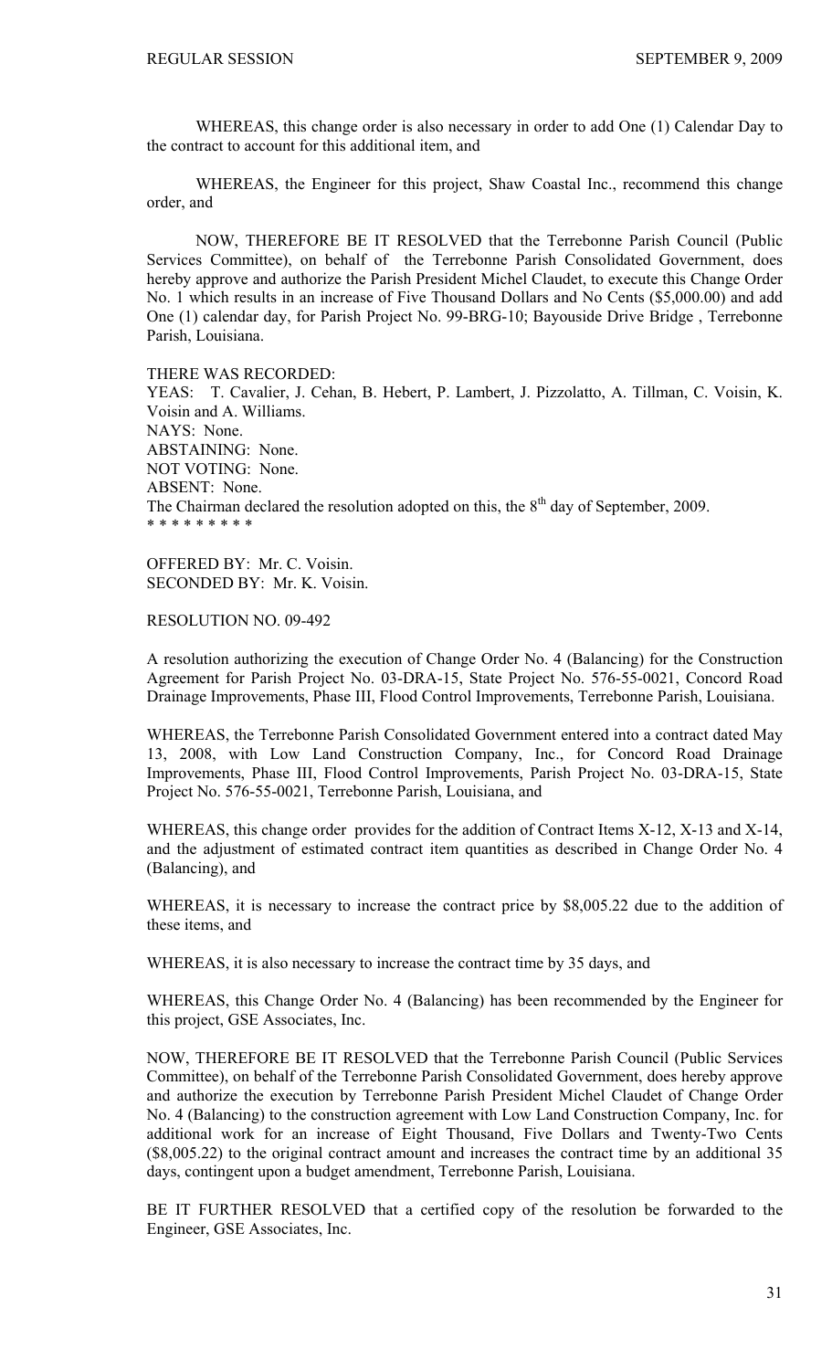WHEREAS, this change order is also necessary in order to add One (1) Calendar Day to the contract to account for this additional item, and

WHEREAS, the Engineer for this project, Shaw Coastal Inc., recommend this change order, and

NOW, THEREFORE BE IT RESOLVED that the Terrebonne Parish Council (Public Services Committee), on behalf of the Terrebonne Parish Consolidated Government, does hereby approve and authorize the Parish President Michel Claudet, to execute this Change Order No. 1 which results in an increase of Five Thousand Dollars and No Cents ($5,000.00) and add One (1) calendar day, for Parish Project No. 99-BRG-10; Bayouside Drive Bridge , Terrebonne Parish, Louisiana.

THERE WAS RECORDED:
YEAS: T. Cavalier, J. Cehan, B. Hebert, P. Lambert, J. Pizzolatto, A. Tillman, C. Voisin, K. Voisin and A. Williams.
NAYS: None.
ABSTAINING: None.
NOT VOTING: None.
ABSENT: None.
The Chairman declared the resolution adopted on this, the 8th day of September, 2009.
* * * * * * * * *

OFFERED BY: Mr. C. Voisin.
SECONDED BY: Mr. K. Voisin.

RESOLUTION NO. 09-492

A resolution authorizing the execution of Change Order No. 4 (Balancing) for the Construction Agreement for Parish Project No. 03-DRA-15, State Project No. 576-55-0021, Concord Road Drainage Improvements, Phase III, Flood Control Improvements, Terrebonne Parish, Louisiana.

WHEREAS, the Terrebonne Parish Consolidated Government entered into a contract dated May 13, 2008, with Low Land Construction Company, Inc., for Concord Road Drainage Improvements, Phase III, Flood Control Improvements, Parish Project No. 03-DRA-15, State Project No. 576-55-0021, Terrebonne Parish, Louisiana, and

WHEREAS, this change order provides for the addition of Contract Items X-12, X-13 and X-14, and the adjustment of estimated contract item quantities as described in Change Order No. 4 (Balancing), and

WHEREAS, it is necessary to increase the contract price by $8,005.22 due to the addition of these items, and

WHEREAS, it is also necessary to increase the contract time by 35 days, and

WHEREAS, this Change Order No. 4 (Balancing) has been recommended by the Engineer for this project, GSE Associates, Inc.

NOW, THEREFORE BE IT RESOLVED that the Terrebonne Parish Council (Public Services Committee), on behalf of the Terrebonne Parish Consolidated Government, does hereby approve and authorize the execution by Terrebonne Parish President Michel Claudet of Change Order No. 4 (Balancing) to the construction agreement with Low Land Construction Company, Inc. for additional work for an increase of Eight Thousand, Five Dollars and Twenty-Two Cents ($8,005.22) to the original contract amount and increases the contract time by an additional 35 days, contingent upon a budget amendment, Terrebonne Parish, Louisiana.

BE IT FURTHER RESOLVED that a certified copy of the resolution be forwarded to the Engineer, GSE Associates, Inc.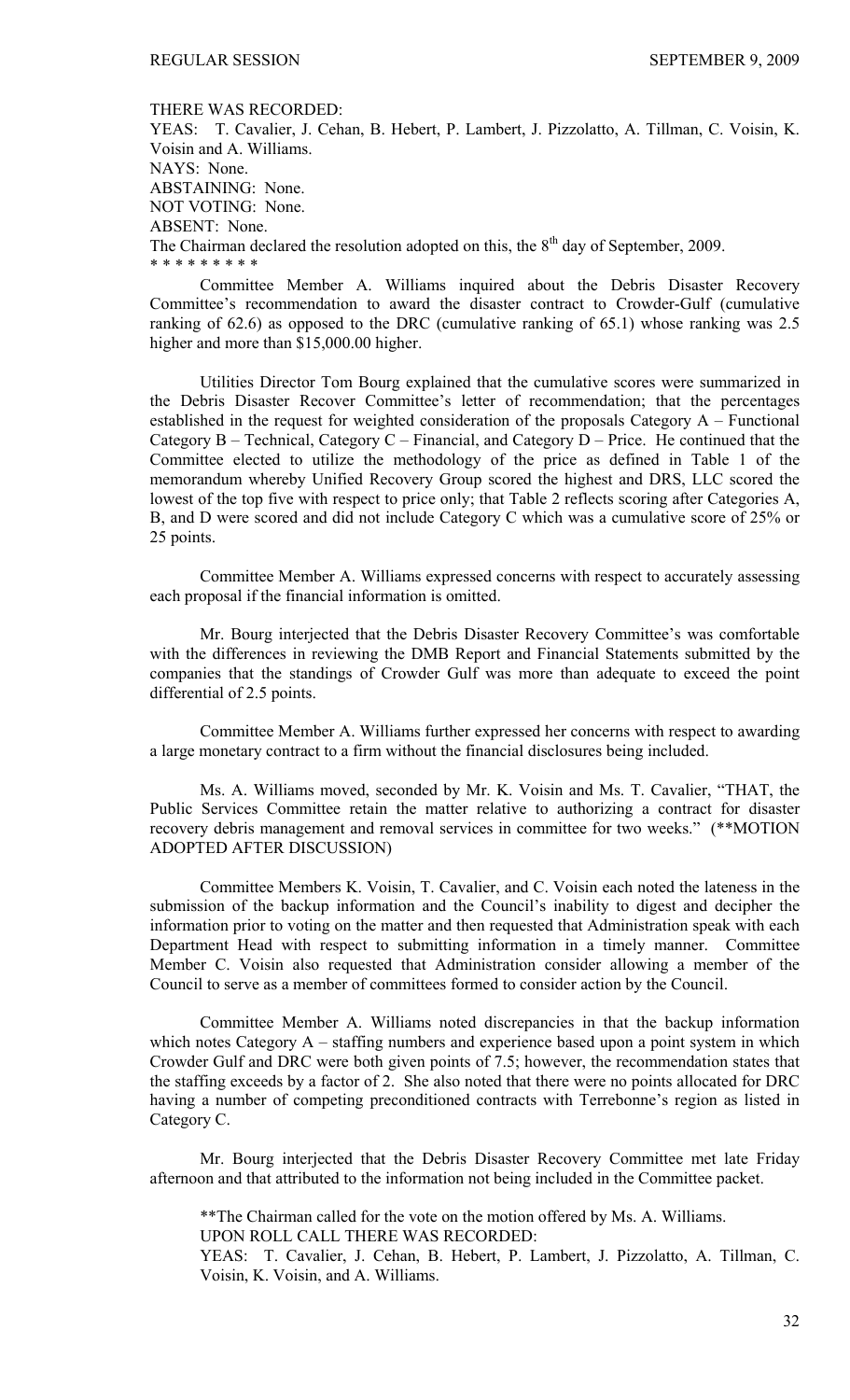THERE WAS RECORDED:
YEAS: T. Cavalier, J. Cehan, B. Hebert, P. Lambert, J. Pizzolatto, A. Tillman, C. Voisin, K. Voisin and A. Williams.
NAYS: None.
ABSTAINING: None.
NOT VOTING: None.
ABSENT: None.
The Chairman declared the resolution adopted on this, the 8th day of September, 2009.
* * * * * * * * *

Committee Member A. Williams inquired about the Debris Disaster Recovery Committee's recommendation to award the disaster contract to Crowder-Gulf (cumulative ranking of 62.6) as opposed to the DRC (cumulative ranking of 65.1) whose ranking was 2.5 higher and more than $15,000.00 higher.

Utilities Director Tom Bourg explained that the cumulative scores were summarized in the Debris Disaster Recover Committee's letter of recommendation; that the percentages established in the request for weighted consideration of the proposals Category A – Functional Category B – Technical, Category C – Financial, and Category D – Price. He continued that the Committee elected to utilize the methodology of the price as defined in Table 1 of the memorandum whereby Unified Recovery Group scored the highest and DRS, LLC scored the lowest of the top five with respect to price only; that Table 2 reflects scoring after Categories A, B, and D were scored and did not include Category C which was a cumulative score of 25% or 25 points.

Committee Member A. Williams expressed concerns with respect to accurately assessing each proposal if the financial information is omitted.

Mr. Bourg interjected that the Debris Disaster Recovery Committee's was comfortable with the differences in reviewing the DMB Report and Financial Statements submitted by the companies that the standings of Crowder Gulf was more than adequate to exceed the point differential of 2.5 points.

Committee Member A. Williams further expressed her concerns with respect to awarding a large monetary contract to a firm without the financial disclosures being included.

Ms. A. Williams moved, seconded by Mr. K. Voisin and Ms. T. Cavalier, "THAT, the Public Services Committee retain the matter relative to authorizing a contract for disaster recovery debris management and removal services in committee for two weeks." (**MOTION ADOPTED AFTER DISCUSSION)

Committee Members K. Voisin, T. Cavalier, and C. Voisin each noted the lateness in the submission of the backup information and the Council's inability to digest and decipher the information prior to voting on the matter and then requested that Administration speak with each Department Head with respect to submitting information in a timely manner. Committee Member C. Voisin also requested that Administration consider allowing a member of the Council to serve as a member of committees formed to consider action by the Council.

Committee Member A. Williams noted discrepancies in that the backup information which notes Category A – staffing numbers and experience based upon a point system in which Crowder Gulf and DRC were both given points of 7.5; however, the recommendation states that the staffing exceeds by a factor of 2. She also noted that there were no points allocated for DRC having a number of competing preconditioned contracts with Terrebonne's region as listed in Category C.

Mr. Bourg interjected that the Debris Disaster Recovery Committee met late Friday afternoon and that attributed to the information not being included in the Committee packet.

**The Chairman called for the vote on the motion offered by Ms. A. Williams.
UPON ROLL CALL THERE WAS RECORDED:
YEAS: T. Cavalier, J. Cehan, B. Hebert, P. Lambert, J. Pizzolatto, A. Tillman, C. Voisin, K. Voisin, and A. Williams.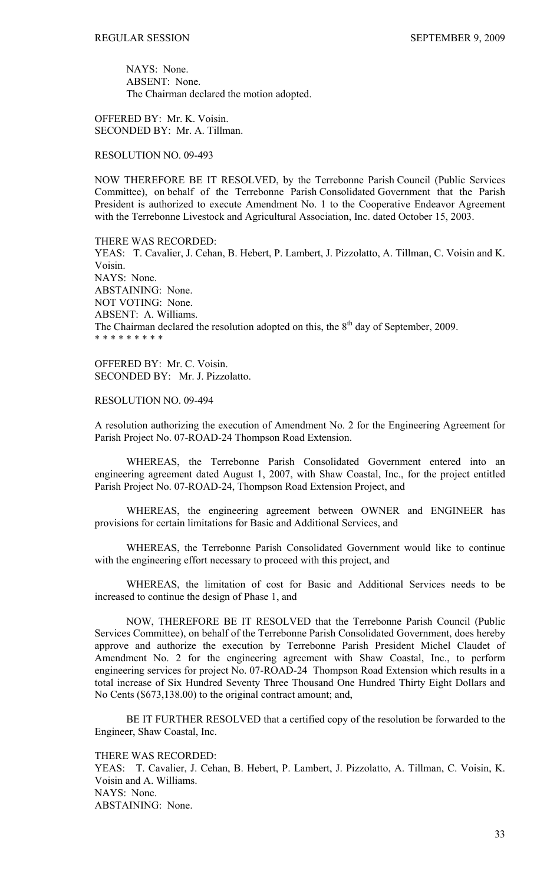NAYS: None.
ABSENT: None.
The Chairman declared the motion adopted.

OFFERED BY: Mr. K. Voisin.
SECONDED BY: Mr. A. Tillman.

RESOLUTION NO. 09-493

NOW THEREFORE BE IT RESOLVED, by the Terrebonne Parish Council (Public Services Committee), on behalf of the Terrebonne Parish Consolidated Government that the Parish President is authorized to execute Amendment No. 1 to the Cooperative Endeavor Agreement with the Terrebonne Livestock and Agricultural Association, Inc. dated October 15, 2003.

THERE WAS RECORDED:
YEAS: T. Cavalier, J. Cehan, B. Hebert, P. Lambert, J. Pizzolatto, A. Tillman, C. Voisin and K. Voisin.
NAYS: None.
ABSTAINING: None.
NOT VOTING: None.
ABSENT: A. Williams.
The Chairman declared the resolution adopted on this, the 8th day of September, 2009.
* * * * * * * * *

OFFERED BY: Mr. C. Voisin.
SECONDED BY: Mr. J. Pizzolatto.

RESOLUTION NO. 09-494

A resolution authorizing the execution of Amendment No. 2 for the Engineering Agreement for Parish Project No. 07-ROAD-24 Thompson Road Extension.

WHEREAS, the Terrebonne Parish Consolidated Government entered into an engineering agreement dated August 1, 2007, with Shaw Coastal, Inc., for the project entitled Parish Project No. 07-ROAD-24, Thompson Road Extension Project, and

WHEREAS, the engineering agreement between OWNER and ENGINEER has provisions for certain limitations for Basic and Additional Services, and

WHEREAS, the Terrebonne Parish Consolidated Government would like to continue with the engineering effort necessary to proceed with this project, and

WHEREAS, the limitation of cost for Basic and Additional Services needs to be increased to continue the design of Phase 1, and

NOW, THEREFORE BE IT RESOLVED that the Terrebonne Parish Council (Public Services Committee), on behalf of the Terrebonne Parish Consolidated Government, does hereby approve and authorize the execution by Terrebonne Parish President Michel Claudet of Amendment No. 2 for the engineering agreement with Shaw Coastal, Inc., to perform engineering services for project No. 07-ROAD-24 Thompson Road Extension which results in a total increase of Six Hundred Seventy Three Thousand One Hundred Thirty Eight Dollars and No Cents ($673,138.00) to the original contract amount; and,

BE IT FURTHER RESOLVED that a certified copy of the resolution be forwarded to the Engineer, Shaw Coastal, Inc.

THERE WAS RECORDED:
YEAS: T. Cavalier, J. Cehan, B. Hebert, P. Lambert, J. Pizzolatto, A. Tillman, C. Voisin, K. Voisin and A. Williams.
NAYS: None.
ABSTAINING: None.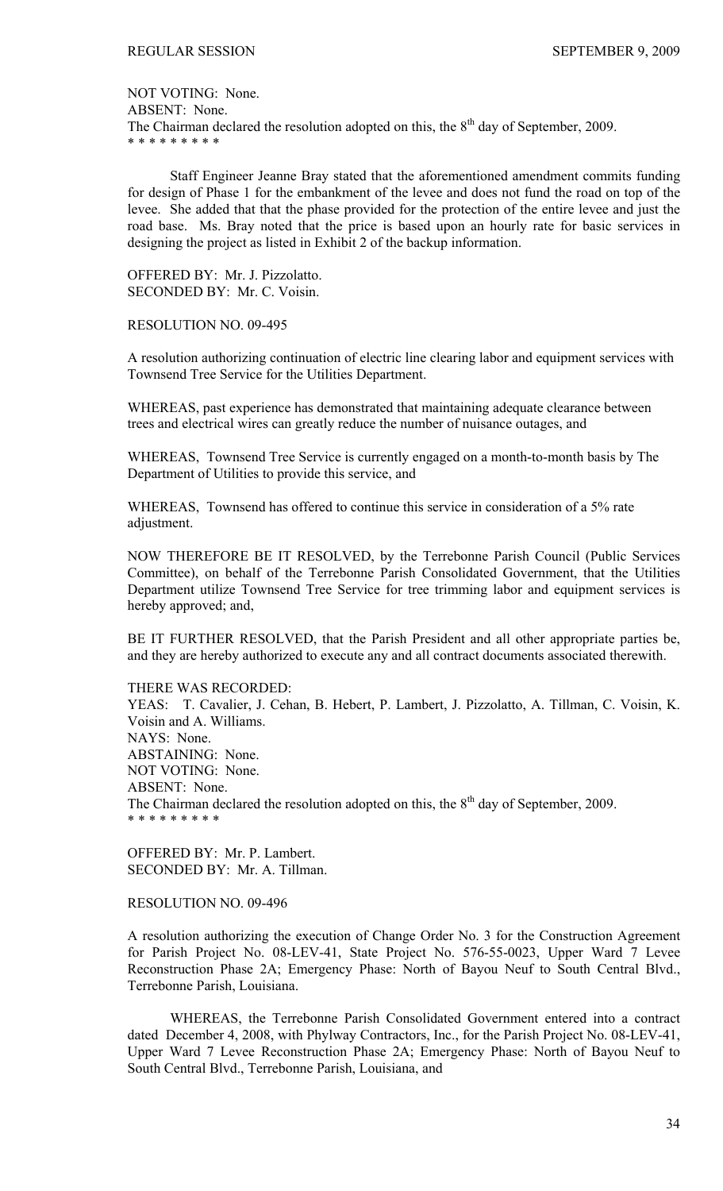NOT VOTING: None.
ABSENT: None.
The Chairman declared the resolution adopted on this, the 8th day of September, 2009.
* * * * * * * * *

Staff Engineer Jeanne Bray stated that the aforementioned amendment commits funding for design of Phase 1 for the embankment of the levee and does not fund the road on top of the levee. She added that that the phase provided for the protection of the entire levee and just the road base. Ms. Bray noted that the price is based upon an hourly rate for basic services in designing the project as listed in Exhibit 2 of the backup information.

OFFERED BY: Mr. J. Pizzolatto.
SECONDED BY: Mr. C. Voisin.

RESOLUTION NO. 09-495

A resolution authorizing continuation of electric line clearing labor and equipment services with Townsend Tree Service for the Utilities Department.

WHEREAS, past experience has demonstrated that maintaining adequate clearance between trees and electrical wires can greatly reduce the number of nuisance outages, and

WHEREAS, Townsend Tree Service is currently engaged on a month-to-month basis by The Department of Utilities to provide this service, and

WHEREAS, Townsend has offered to continue this service in consideration of a 5% rate adjustment.

NOW THEREFORE BE IT RESOLVED, by the Terrebonne Parish Council (Public Services Committee), on behalf of the Terrebonne Parish Consolidated Government, that the Utilities Department utilize Townsend Tree Service for tree trimming labor and equipment services is hereby approved; and,

BE IT FURTHER RESOLVED, that the Parish President and all other appropriate parties be, and they are hereby authorized to execute any and all contract documents associated therewith.

THERE WAS RECORDED:
YEAS: T. Cavalier, J. Cehan, B. Hebert, P. Lambert, J. Pizzolatto, A. Tillman, C. Voisin, K. Voisin and A. Williams.
NAYS: None.
ABSTAINING: None.
NOT VOTING: None.
ABSENT: None.
The Chairman declared the resolution adopted on this, the 8th day of September, 2009.
* * * * * * * * *

OFFERED BY: Mr. P. Lambert.
SECONDED BY: Mr. A. Tillman.

RESOLUTION NO. 09-496

A resolution authorizing the execution of Change Order No. 3 for the Construction Agreement for Parish Project No. 08-LEV-41, State Project No. 576-55-0023, Upper Ward 7 Levee Reconstruction Phase 2A; Emergency Phase: North of Bayou Neuf to South Central Blvd., Terrebonne Parish, Louisiana.

WHEREAS, the Terrebonne Parish Consolidated Government entered into a contract dated December 4, 2008, with Phylway Contractors, Inc., for the Parish Project No. 08-LEV-41, Upper Ward 7 Levee Reconstruction Phase 2A; Emergency Phase: North of Bayou Neuf to South Central Blvd., Terrebonne Parish, Louisiana, and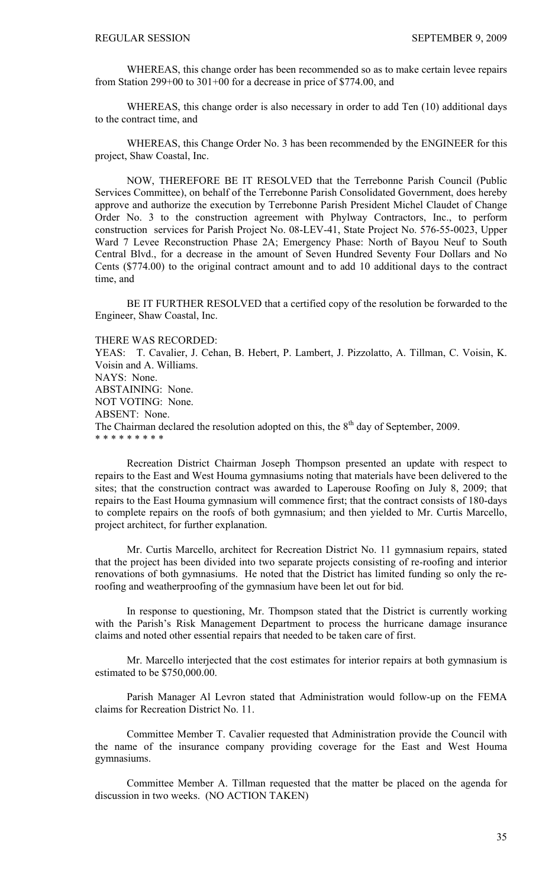WHEREAS, this change order has been recommended so as to make certain levee repairs from Station 299+00 to 301+00 for a decrease in price of $774.00, and

WHEREAS, this change order is also necessary in order to add Ten (10) additional days to the contract time, and

WHEREAS, this Change Order No. 3 has been recommended by the ENGINEER for this project, Shaw Coastal, Inc.

NOW, THEREFORE BE IT RESOLVED that the Terrebonne Parish Council (Public Services Committee), on behalf of the Terrebonne Parish Consolidated Government, does hereby approve and authorize the execution by Terrebonne Parish President Michel Claudet of Change Order No. 3 to the construction agreement with Phylway Contractors, Inc., to perform construction services for Parish Project No. 08-LEV-41, State Project No. 576-55-0023, Upper Ward 7 Levee Reconstruction Phase 2A; Emergency Phase: North of Bayou Neuf to South Central Blvd., for a decrease in the amount of Seven Hundred Seventy Four Dollars and No Cents ($774.00) to the original contract amount and to add 10 additional days to the contract time, and

BE IT FURTHER RESOLVED that a certified copy of the resolution be forwarded to the Engineer, Shaw Coastal, Inc.

THERE WAS RECORDED:
YEAS: T. Cavalier, J. Cehan, B. Hebert, P. Lambert, J. Pizzolatto, A. Tillman, C. Voisin, K. Voisin and A. Williams.
NAYS: None.
ABSTAINING: None.
NOT VOTING: None.
ABSENT: None.
The Chairman declared the resolution adopted on this, the 8th day of September, 2009.
* * * * * * * * *

Recreation District Chairman Joseph Thompson presented an update with respect to repairs to the East and West Houma gymnasiums noting that materials have been delivered to the sites; that the construction contract was awarded to Laperouse Roofing on July 8, 2009; that repairs to the East Houma gymnasium will commence first; that the contract consists of 180-days to complete repairs on the roofs of both gymnasium; and then yielded to Mr. Curtis Marcello, project architect, for further explanation.

Mr. Curtis Marcello, architect for Recreation District No. 11 gymnasium repairs, stated that the project has been divided into two separate projects consisting of re-roofing and interior renovations of both gymnasiums. He noted that the District has limited funding so only the re-roofing and weatherproofing of the gymnasium have been let out for bid.

In response to questioning, Mr. Thompson stated that the District is currently working with the Parish's Risk Management Department to process the hurricane damage insurance claims and noted other essential repairs that needed to be taken care of first.

Mr. Marcello interjected that the cost estimates for interior repairs at both gymnasium is estimated to be $750,000.00.

Parish Manager Al Levron stated that Administration would follow-up on the FEMA claims for Recreation District No. 11.

Committee Member T. Cavalier requested that Administration provide the Council with the name of the insurance company providing coverage for the East and West Houma gymnasiums.

Committee Member A. Tillman requested that the matter be placed on the agenda for discussion in two weeks. (NO ACTION TAKEN)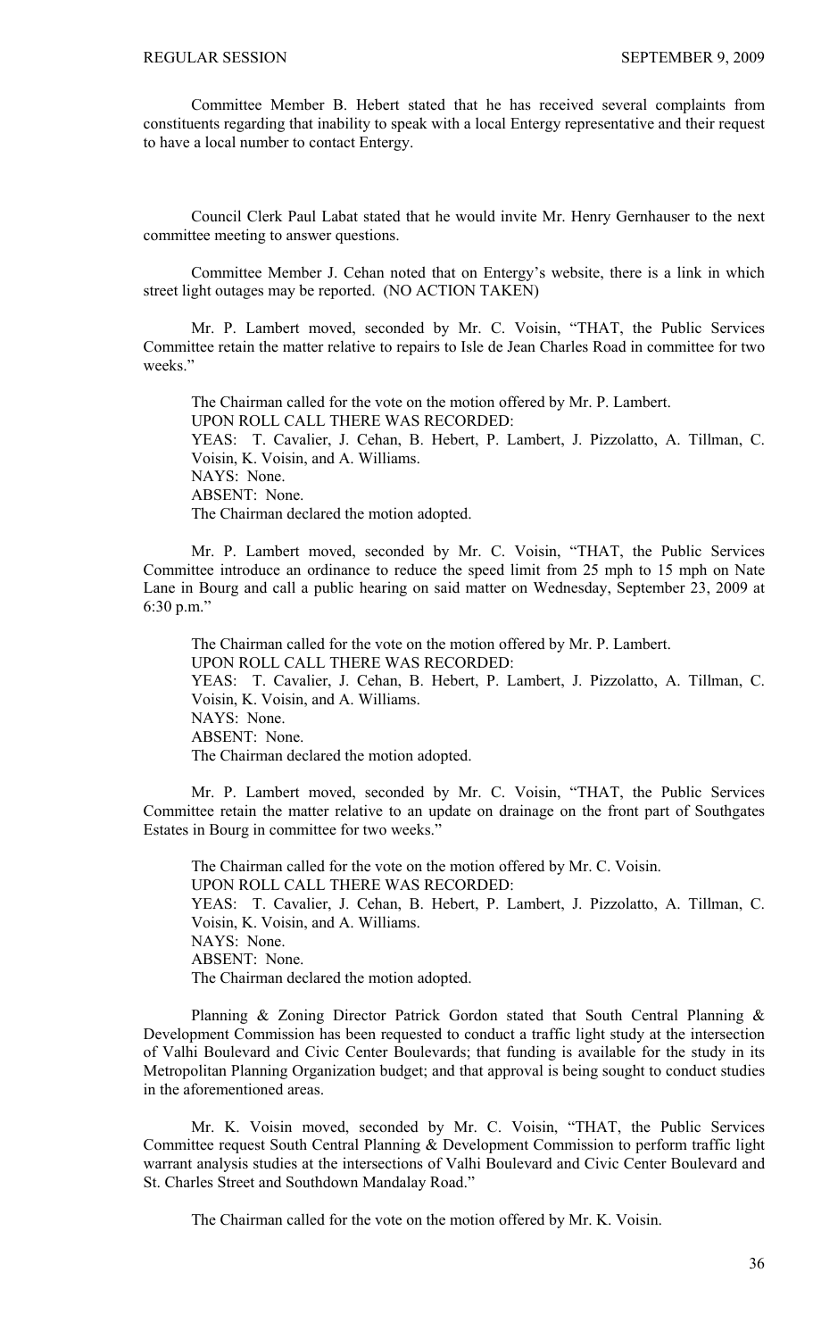Committee Member B. Hebert stated that he has received several complaints from constituents regarding that inability to speak with a local Entergy representative and their request to have a local number to contact Entergy.

Council Clerk Paul Labat stated that he would invite Mr. Henry Gernhauser to the next committee meeting to answer questions.

Committee Member J. Cehan noted that on Entergy's website, there is a link in which street light outages may be reported. (NO ACTION TAKEN)

Mr. P. Lambert moved, seconded by Mr. C. Voisin, "THAT, the Public Services Committee retain the matter relative to repairs to Isle de Jean Charles Road in committee for two weeks."

The Chairman called for the vote on the motion offered by Mr. P. Lambert.
UPON ROLL CALL THERE WAS RECORDED:
YEAS: T. Cavalier, J. Cehan, B. Hebert, P. Lambert, J. Pizzolatto, A. Tillman, C. Voisin, K. Voisin, and A. Williams.
NAYS: None.
ABSENT: None.
The Chairman declared the motion adopted.

Mr. P. Lambert moved, seconded by Mr. C. Voisin, "THAT, the Public Services Committee introduce an ordinance to reduce the speed limit from 25 mph to 15 mph on Nate Lane in Bourg and call a public hearing on said matter on Wednesday, September 23, 2009 at 6:30 p.m."

The Chairman called for the vote on the motion offered by Mr. P. Lambert.
UPON ROLL CALL THERE WAS RECORDED:
YEAS: T. Cavalier, J. Cehan, B. Hebert, P. Lambert, J. Pizzolatto, A. Tillman, C. Voisin, K. Voisin, and A. Williams.
NAYS: None.
ABSENT: None.
The Chairman declared the motion adopted.

Mr. P. Lambert moved, seconded by Mr. C. Voisin, "THAT, the Public Services Committee retain the matter relative to an update on drainage on the front part of Southgates Estates in Bourg in committee for two weeks."

The Chairman called for the vote on the motion offered by Mr. C. Voisin.
UPON ROLL CALL THERE WAS RECORDED:
YEAS: T. Cavalier, J. Cehan, B. Hebert, P. Lambert, J. Pizzolatto, A. Tillman, C. Voisin, K. Voisin, and A. Williams.
NAYS: None.
ABSENT: None.
The Chairman declared the motion adopted.

Planning & Zoning Director Patrick Gordon stated that South Central Planning & Development Commission has been requested to conduct a traffic light study at the intersection of Valhi Boulevard and Civic Center Boulevards; that funding is available for the study in its Metropolitan Planning Organization budget; and that approval is being sought to conduct studies in the aforementioned areas.

Mr. K. Voisin moved, seconded by Mr. C. Voisin, "THAT, the Public Services Committee request South Central Planning & Development Commission to perform traffic light warrant analysis studies at the intersections of Valhi Boulevard and Civic Center Boulevard and St. Charles Street and Southdown Mandalay Road."

The Chairman called for the vote on the motion offered by Mr. K. Voisin.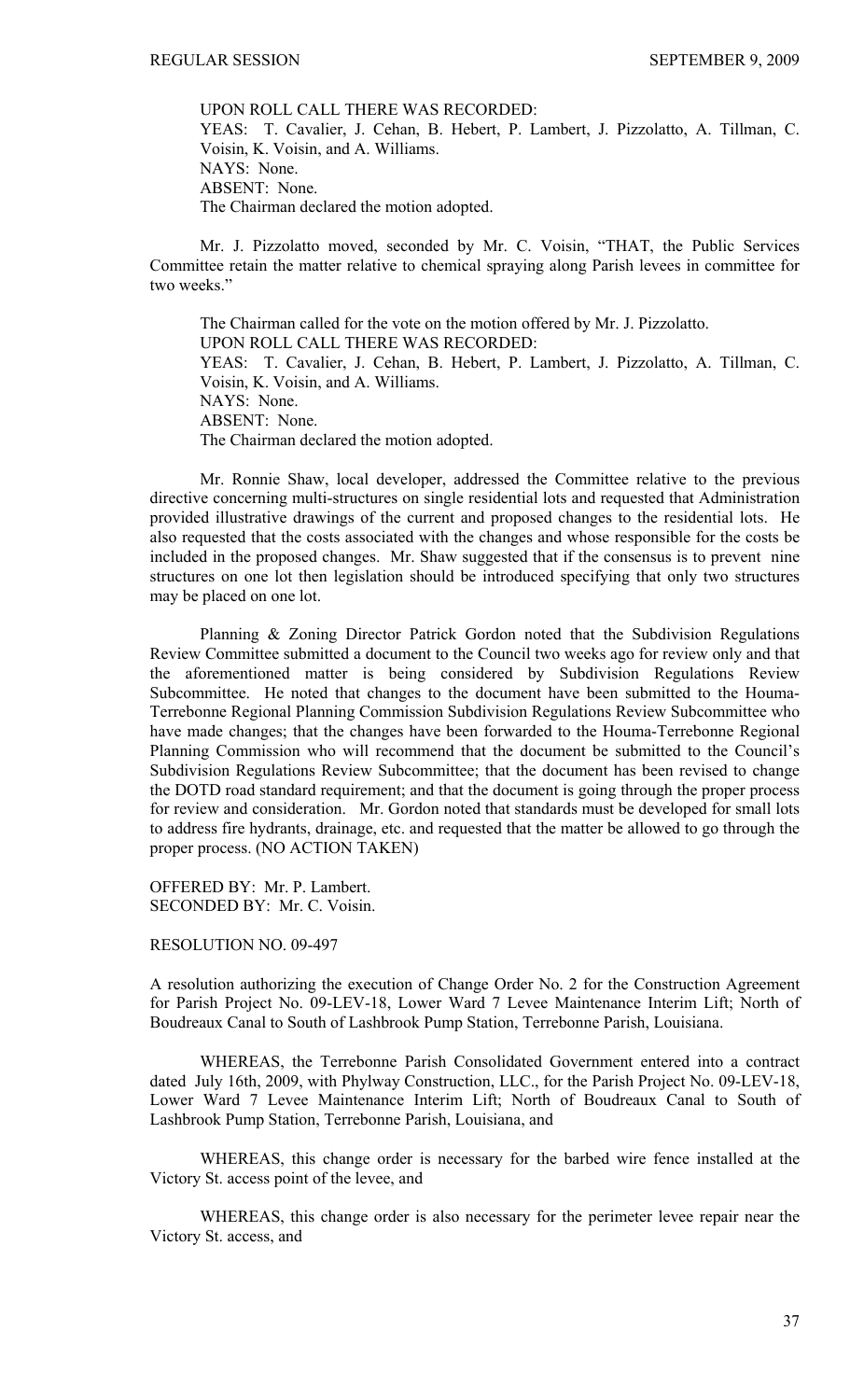UPON ROLL CALL THERE WAS RECORDED:
YEAS: T. Cavalier, J. Cehan, B. Hebert, P. Lambert, J. Pizzolatto, A. Tillman, C. Voisin, K. Voisin, and A. Williams.
NAYS: None.
ABSENT: None.
The Chairman declared the motion adopted.

Mr. J. Pizzolatto moved, seconded by Mr. C. Voisin, "THAT, the Public Services Committee retain the matter relative to chemical spraying along Parish levees in committee for two weeks."

The Chairman called for the vote on the motion offered by Mr. J. Pizzolatto.
UPON ROLL CALL THERE WAS RECORDED:
YEAS: T. Cavalier, J. Cehan, B. Hebert, P. Lambert, J. Pizzolatto, A. Tillman, C. Voisin, K. Voisin, and A. Williams.
NAYS: None.
ABSENT: None.
The Chairman declared the motion adopted.

Mr. Ronnie Shaw, local developer, addressed the Committee relative to the previous directive concerning multi-structures on single residential lots and requested that Administration provided illustrative drawings of the current and proposed changes to the residential lots. He also requested that the costs associated with the changes and whose responsible for the costs be included in the proposed changes. Mr. Shaw suggested that if the consensus is to prevent nine structures on one lot then legislation should be introduced specifying that only two structures may be placed on one lot.

Planning & Zoning Director Patrick Gordon noted that the Subdivision Regulations Review Committee submitted a document to the Council two weeks ago for review only and that the aforementioned matter is being considered by Subdivision Regulations Review Subcommittee. He noted that changes to the document have been submitted to the Houma-Terrebonne Regional Planning Commission Subdivision Regulations Review Subcommittee who have made changes; that the changes have been forwarded to the Houma-Terrebonne Regional Planning Commission who will recommend that the document be submitted to the Council's Subdivision Regulations Review Subcommittee; that the document has been revised to change the DOTD road standard requirement; and that the document is going through the proper process for review and consideration. Mr. Gordon noted that standards must be developed for small lots to address fire hydrants, drainage, etc. and requested that the matter be allowed to go through the proper process. (NO ACTION TAKEN)

OFFERED BY: Mr. P. Lambert.
SECONDED BY: Mr. C. Voisin.

RESOLUTION NO. 09-497

A resolution authorizing the execution of Change Order No. 2 for the Construction Agreement for Parish Project No. 09-LEV-18, Lower Ward 7 Levee Maintenance Interim Lift; North of Boudreaux Canal to South of Lashbrook Pump Station, Terrebonne Parish, Louisiana.

WHEREAS, the Terrebonne Parish Consolidated Government entered into a contract dated July 16th, 2009, with Phylway Construction, LLC., for the Parish Project No. 09-LEV-18, Lower Ward 7 Levee Maintenance Interim Lift; North of Boudreaux Canal to South of Lashbrook Pump Station, Terrebonne Parish, Louisiana, and

WHEREAS, this change order is necessary for the barbed wire fence installed at the Victory St. access point of the levee, and

WHEREAS, this change order is also necessary for the perimeter levee repair near the Victory St. access, and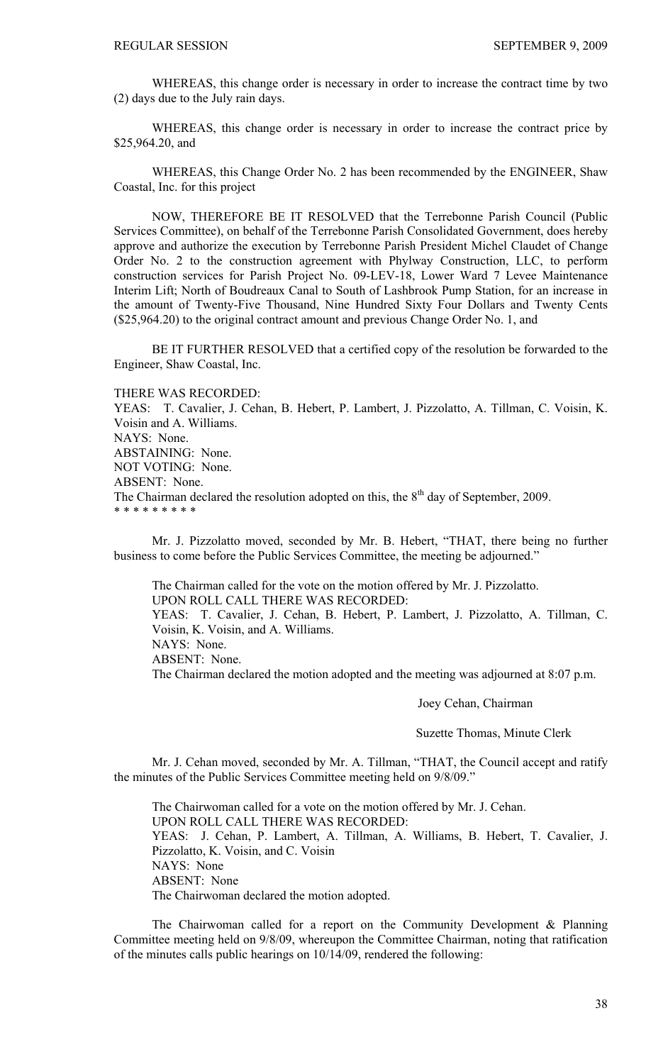WHEREAS, this change order is necessary in order to increase the contract time by two (2) days due to the July rain days.

WHEREAS, this change order is necessary in order to increase the contract price by $25,964.20, and

WHEREAS, this Change Order No. 2 has been recommended by the ENGINEER, Shaw Coastal, Inc. for this project

NOW, THEREFORE BE IT RESOLVED that the Terrebonne Parish Council (Public Services Committee), on behalf of the Terrebonne Parish Consolidated Government, does hereby approve and authorize the execution by Terrebonne Parish President Michel Claudet of Change Order No. 2 to the construction agreement with Phylway Construction, LLC, to perform construction services for Parish Project No. 09-LEV-18, Lower Ward 7 Levee Maintenance Interim Lift; North of Boudreaux Canal to South of Lashbrook Pump Station, for an increase in the amount of Twenty-Five Thousand, Nine Hundred Sixty Four Dollars and Twenty Cents ($25,964.20) to the original contract amount and previous Change Order No. 1, and

BE IT FURTHER RESOLVED that a certified copy of the resolution be forwarded to the Engineer, Shaw Coastal, Inc.

THERE WAS RECORDED:
YEAS: T. Cavalier, J. Cehan, B. Hebert, P. Lambert, J. Pizzolatto, A. Tillman, C. Voisin, K. Voisin and A. Williams.
NAYS: None.
ABSTAINING: None.
NOT VOTING: None.
ABSENT: None.
The Chairman declared the resolution adopted on this, the 8th day of September, 2009.
* * * * * * * * *

Mr. J. Pizzolatto moved, seconded by Mr. B. Hebert, "THAT, there being no further business to come before the Public Services Committee, the meeting be adjourned."

The Chairman called for the vote on the motion offered by Mr. J. Pizzolatto.
UPON ROLL CALL THERE WAS RECORDED:
YEAS: T. Cavalier, J. Cehan, B. Hebert, P. Lambert, J. Pizzolatto, A. Tillman, C. Voisin, K. Voisin, and A. Williams.
NAYS: None.
ABSENT: None.
The Chairman declared the motion adopted and the meeting was adjourned at 8:07 p.m.

Joey Cehan, Chairman

Suzette Thomas, Minute Clerk

Mr. J. Cehan moved, seconded by Mr. A. Tillman, "THAT, the Council accept and ratify the minutes of the Public Services Committee meeting held on 9/8/09."

The Chairwoman called for a vote on the motion offered by Mr. J. Cehan.
UPON ROLL CALL THERE WAS RECORDED:
YEAS: J. Cehan, P. Lambert, A. Tillman, A. Williams, B. Hebert, T. Cavalier, J. Pizzolatto, K. Voisin, and C. Voisin
NAYS: None
ABSENT: None
The Chairwoman declared the motion adopted.

The Chairwoman called for a report on the Community Development & Planning Committee meeting held on 9/8/09, whereupon the Committee Chairman, noting that ratification of the minutes calls public hearings on 10/14/09, rendered the following: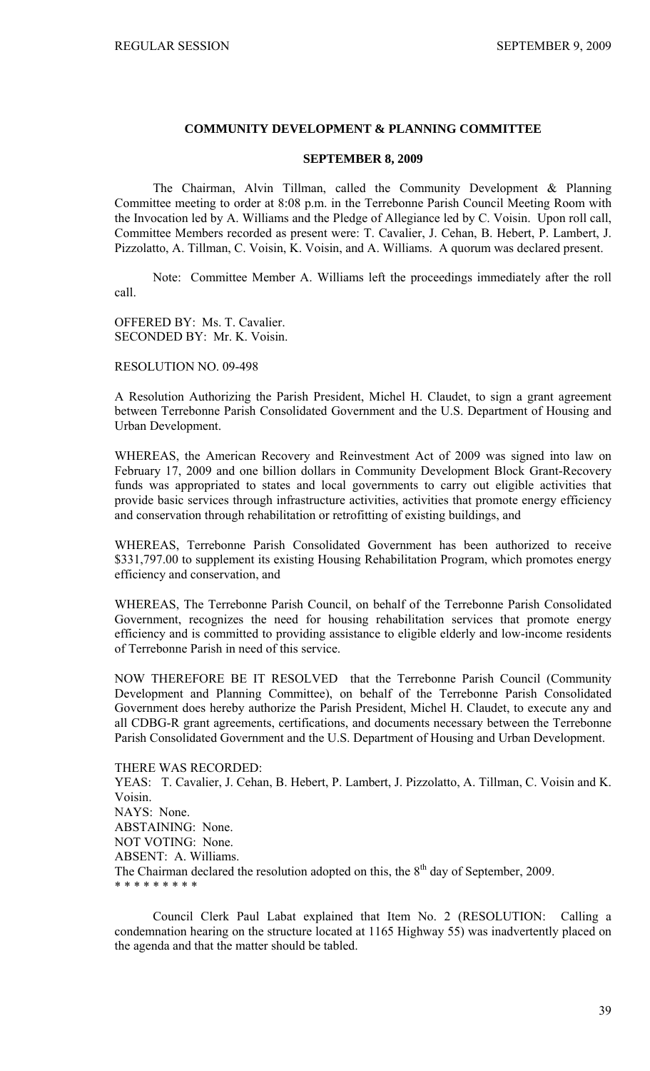## COMMUNITY DEVELOPMENT & PLANNING COMMITTEE

### SEPTEMBER 8, 2009

The Chairman, Alvin Tillman, called the Community Development & Planning Committee meeting to order at 8:08 p.m. in the Terrebonne Parish Council Meeting Room with the Invocation led by A. Williams and the Pledge of Allegiance led by C. Voisin. Upon roll call, Committee Members recorded as present were: T. Cavalier, J. Cehan, B. Hebert, P. Lambert, J. Pizzolatto, A. Tillman, C. Voisin, K. Voisin, and A. Williams. A quorum was declared present.

Note: Committee Member A. Williams left the proceedings immediately after the roll call.

OFFERED BY: Ms. T. Cavalier.
SECONDED BY: Mr. K. Voisin.

RESOLUTION NO. 09-498

A Resolution Authorizing the Parish President, Michel H. Claudet, to sign a grant agreement between Terrebonne Parish Consolidated Government and the U.S. Department of Housing and Urban Development.

WHEREAS, the American Recovery and Reinvestment Act of 2009 was signed into law on February 17, 2009 and one billion dollars in Community Development Block Grant-Recovery funds was appropriated to states and local governments to carry out eligible activities that provide basic services through infrastructure activities, activities that promote energy efficiency and conservation through rehabilitation or retrofitting of existing buildings, and

WHEREAS, Terrebonne Parish Consolidated Government has been authorized to receive \$331,797.00 to supplement its existing Housing Rehabilitation Program, which promotes energy efficiency and conservation, and

WHEREAS, The Terrebonne Parish Council, on behalf of the Terrebonne Parish Consolidated Government, recognizes the need for housing rehabilitation services that promote energy efficiency and is committed to providing assistance to eligible elderly and low-income residents of Terrebonne Parish in need of this service.

NOW THEREFORE BE IT RESOLVED that the Terrebonne Parish Council (Community Development and Planning Committee), on behalf of the Terrebonne Parish Consolidated Government does hereby authorize the Parish President, Michel H. Claudet, to execute any and all CDBG-R grant agreements, certifications, and documents necessary between the Terrebonne Parish Consolidated Government and the U.S. Department of Housing and Urban Development.

THERE WAS RECORDED:
YEAS: T. Cavalier, J. Cehan, B. Hebert, P. Lambert, J. Pizzolatto, A. Tillman, C. Voisin and K. Voisin.
NAYS: None.
ABSTAINING: None.
NOT VOTING: None.
ABSENT: A. Williams.
The Chairman declared the resolution adopted on this, the 8th day of September, 2009.
* * * * * * * * *

Council Clerk Paul Labat explained that Item No. 2 (RESOLUTION: Calling a condemnation hearing on the structure located at 1165 Highway 55) was inadvertently placed on the agenda and that the matter should be tabled.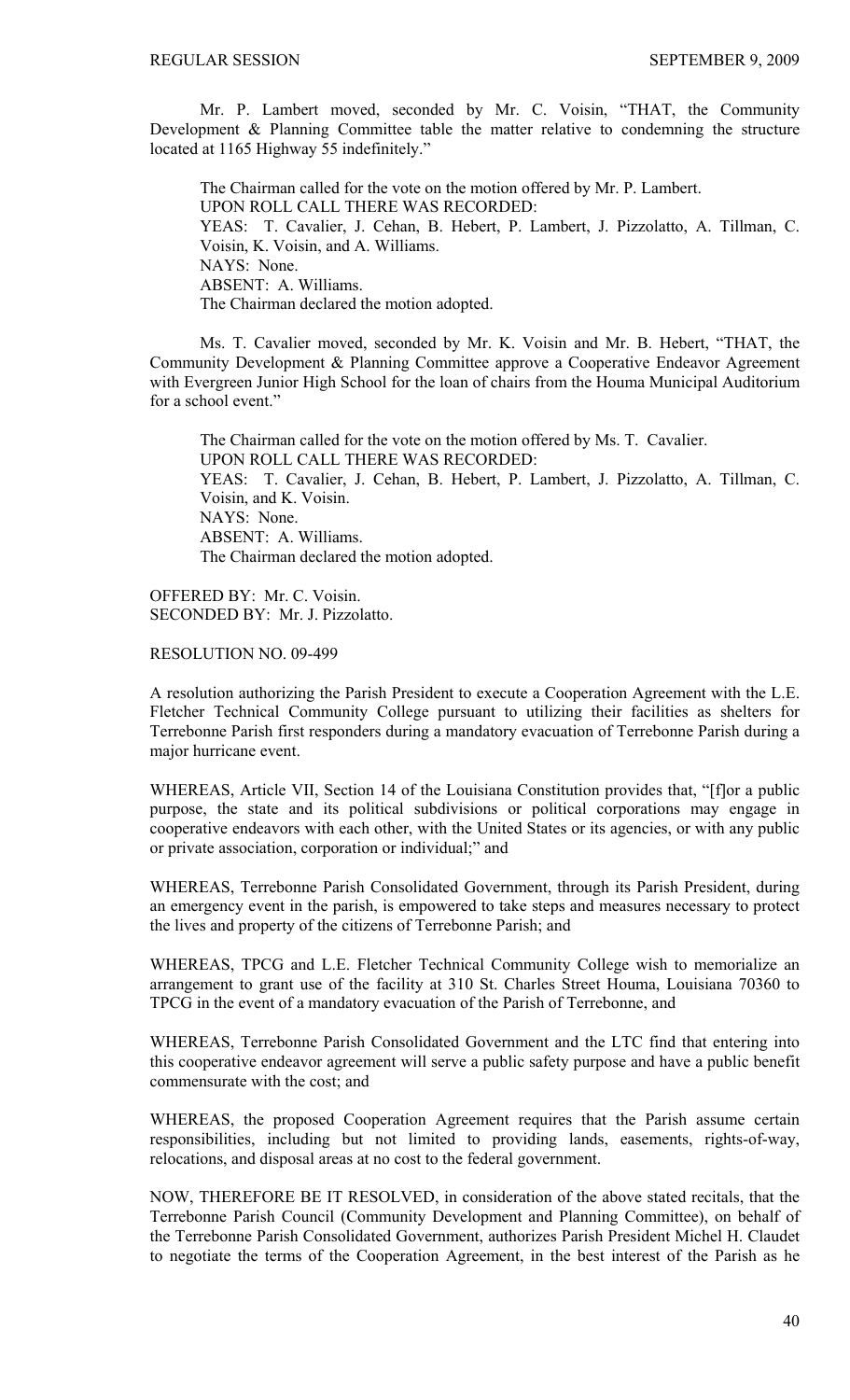Mr. P. Lambert moved, seconded by Mr. C. Voisin, "THAT, the Community Development & Planning Committee table the matter relative to condemning the structure located at 1165 Highway 55 indefinitely."

The Chairman called for the vote on the motion offered by Mr. P. Lambert.
UPON ROLL CALL THERE WAS RECORDED:
YEAS: T. Cavalier, J. Cehan, B. Hebert, P. Lambert, J. Pizzolatto, A. Tillman, C. Voisin, K. Voisin, and A. Williams.
NAYS: None.
ABSENT: A. Williams.
The Chairman declared the motion adopted.

Ms. T. Cavalier moved, seconded by Mr. K. Voisin and Mr. B. Hebert, "THAT, the Community Development & Planning Committee approve a Cooperative Endeavor Agreement with Evergreen Junior High School for the loan of chairs from the Houma Municipal Auditorium for a school event."

The Chairman called for the vote on the motion offered by Ms. T. Cavalier.
UPON ROLL CALL THERE WAS RECORDED:
YEAS: T. Cavalier, J. Cehan, B. Hebert, P. Lambert, J. Pizzolatto, A. Tillman, C. Voisin, and K. Voisin.
NAYS: None.
ABSENT: A. Williams.
The Chairman declared the motion adopted.

OFFERED BY: Mr. C. Voisin.
SECONDED BY: Mr. J. Pizzolatto.

RESOLUTION NO. 09-499

A resolution authorizing the Parish President to execute a Cooperation Agreement with the L.E. Fletcher Technical Community College pursuant to utilizing their facilities as shelters for Terrebonne Parish first responders during a mandatory evacuation of Terrebonne Parish during a major hurricane event.

WHEREAS, Article VII, Section 14 of the Louisiana Constitution provides that, "[f]or a public purpose, the state and its political subdivisions or political corporations may engage in cooperative endeavors with each other, with the United States or its agencies, or with any public or private association, corporation or individual;" and

WHEREAS, Terrebonne Parish Consolidated Government, through its Parish President, during an emergency event in the parish, is empowered to take steps and measures necessary to protect the lives and property of the citizens of Terrebonne Parish; and

WHEREAS, TPCG and L.E. Fletcher Technical Community College wish to memorialize an arrangement to grant use of the facility at 310 St. Charles Street Houma, Louisiana 70360 to TPCG in the event of a mandatory evacuation of the Parish of Terrebonne, and

WHEREAS, Terrebonne Parish Consolidated Government and the LTC find that entering into this cooperative endeavor agreement will serve a public safety purpose and have a public benefit commensurate with the cost; and

WHEREAS, the proposed Cooperation Agreement requires that the Parish assume certain responsibilities, including but not limited to providing lands, easements, rights-of-way, relocations, and disposal areas at no cost to the federal government.

NOW, THEREFORE BE IT RESOLVED, in consideration of the above stated recitals, that the Terrebonne Parish Council (Community Development and Planning Committee), on behalf of the Terrebonne Parish Consolidated Government, authorizes Parish President Michel H. Claudet to negotiate the terms of the Cooperation Agreement, in the best interest of the Parish as he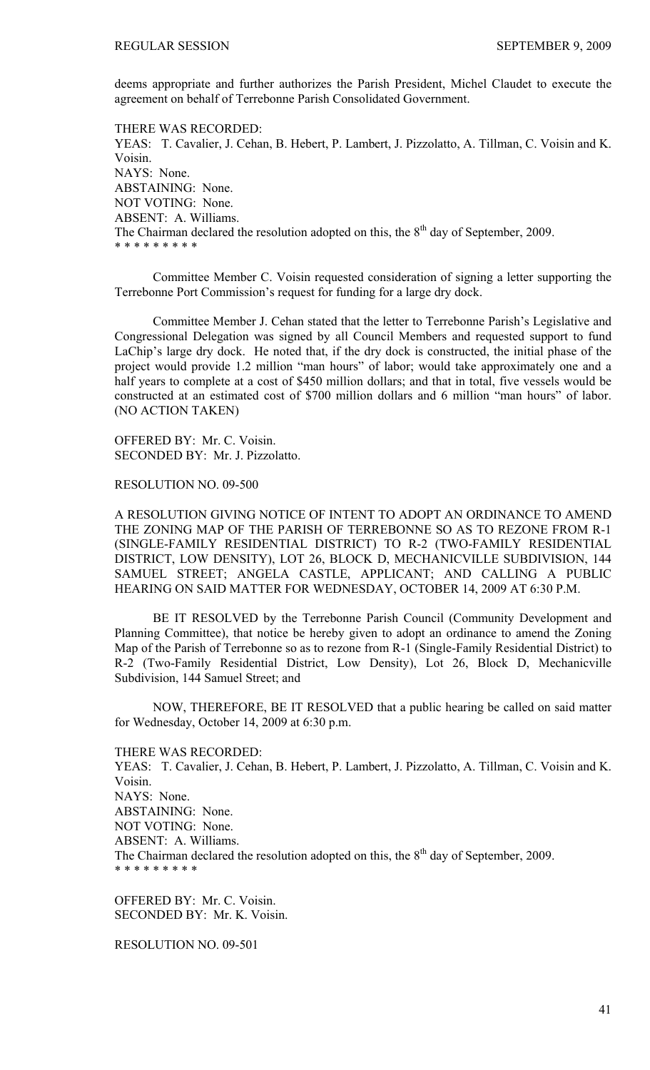deems appropriate and further authorizes the Parish President, Michel Claudet to execute the agreement on behalf of Terrebonne Parish Consolidated Government.

THERE WAS RECORDED:
YEAS: T. Cavalier, J. Cehan, B. Hebert, P. Lambert, J. Pizzolatto, A. Tillman, C. Voisin and K. Voisin.
NAYS: None.
ABSTAINING: None.
NOT VOTING: None.
ABSENT: A. Williams.
The Chairman declared the resolution adopted on this, the 8th day of September, 2009.
* * * * * * * * *

Committee Member C. Voisin requested consideration of signing a letter supporting the Terrebonne Port Commission's request for funding for a large dry dock.

Committee Member J. Cehan stated that the letter to Terrebonne Parish's Legislative and Congressional Delegation was signed by all Council Members and requested support to fund LaChip's large dry dock. He noted that, if the dry dock is constructed, the initial phase of the project would provide 1.2 million "man hours" of labor; would take approximately one and a half years to complete at a cost of $450 million dollars; and that in total, five vessels would be constructed at an estimated cost of $700 million dollars and 6 million "man hours" of labor. (NO ACTION TAKEN)

OFFERED BY: Mr. C. Voisin.
SECONDED BY: Mr. J. Pizzolatto.

RESOLUTION NO. 09-500

A RESOLUTION GIVING NOTICE OF INTENT TO ADOPT AN ORDINANCE TO AMEND THE ZONING MAP OF THE PARISH OF TERREBONNE SO AS TO REZONE FROM R-1 (SINGLE-FAMILY RESIDENTIAL DISTRICT) TO R-2 (TWO-FAMILY RESIDENTIAL DISTRICT, LOW DENSITY), LOT 26, BLOCK D, MECHANICVILLE SUBDIVISION, 144 SAMUEL STREET; ANGELA CASTLE, APPLICANT; AND CALLING A PUBLIC HEARING ON SAID MATTER FOR WEDNESDAY, OCTOBER 14, 2009 AT 6:30 P.M.

BE IT RESOLVED by the Terrebonne Parish Council (Community Development and Planning Committee), that notice be hereby given to adopt an ordinance to amend the Zoning Map of the Parish of Terrebonne so as to rezone from R-1 (Single-Family Residential District) to R-2 (Two-Family Residential District, Low Density), Lot 26, Block D, Mechanicville Subdivision, 144 Samuel Street; and

NOW, THEREFORE, BE IT RESOLVED that a public hearing be called on said matter for Wednesday, October 14, 2009 at 6:30 p.m.

THERE WAS RECORDED:
YEAS: T. Cavalier, J. Cehan, B. Hebert, P. Lambert, J. Pizzolatto, A. Tillman, C. Voisin and K. Voisin.
NAYS: None.
ABSTAINING: None.
NOT VOTING: None.
ABSENT: A. Williams.
The Chairman declared the resolution adopted on this, the 8th day of September, 2009.
* * * * * * * * *

OFFERED BY: Mr. C. Voisin.
SECONDED BY: Mr. K. Voisin.

RESOLUTION NO. 09-501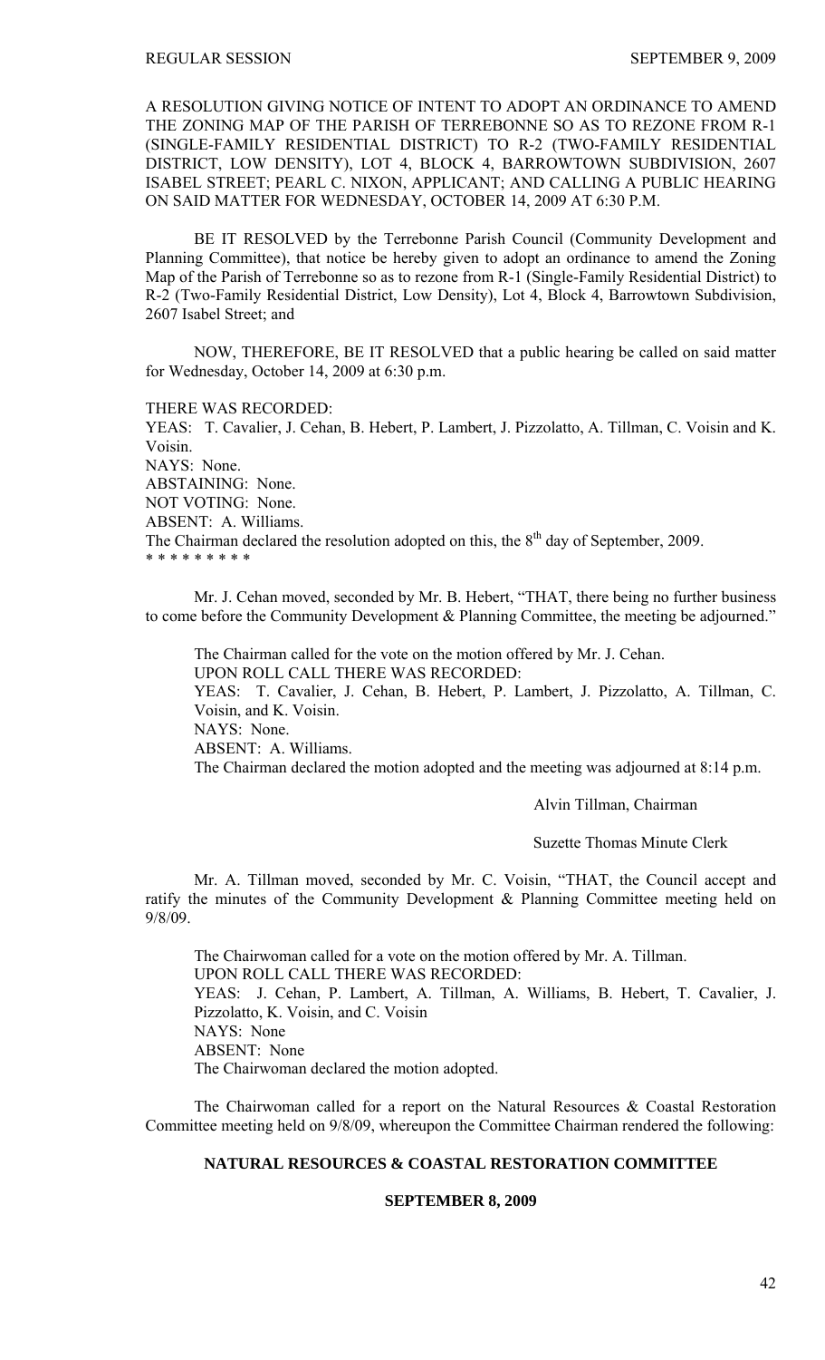A RESOLUTION GIVING NOTICE OF INTENT TO ADOPT AN ORDINANCE TO AMEND THE ZONING MAP OF THE PARISH OF TERREBONNE SO AS TO REZONE FROM R-1 (SINGLE-FAMILY RESIDENTIAL DISTRICT) TO R-2 (TWO-FAMILY RESIDENTIAL DISTRICT, LOW DENSITY), LOT 4, BLOCK 4, BARROWTOWN SUBDIVISION, 2607 ISABEL STREET; PEARL C. NIXON, APPLICANT; AND CALLING A PUBLIC HEARING ON SAID MATTER FOR WEDNESDAY, OCTOBER 14, 2009 AT 6:30 P.M.

BE IT RESOLVED by the Terrebonne Parish Council (Community Development and Planning Committee), that notice be hereby given to adopt an ordinance to amend the Zoning Map of the Parish of Terrebonne so as to rezone from R-1 (Single-Family Residential District) to R-2 (Two-Family Residential District, Low Density), Lot 4, Block 4, Barrowtown Subdivision, 2607 Isabel Street; and

NOW, THEREFORE, BE IT RESOLVED that a public hearing be called on said matter for Wednesday, October 14, 2009 at 6:30 p.m.

THERE WAS RECORDED:
YEAS: T. Cavalier, J. Cehan, B. Hebert, P. Lambert, J. Pizzolatto, A. Tillman, C. Voisin and K. Voisin.
NAYS: None.
ABSTAINING: None.
NOT VOTING: None.
ABSENT: A. Williams.
The Chairman declared the resolution adopted on this, the 8th day of September, 2009.
* * * * * * * * *

Mr. J. Cehan moved, seconded by Mr. B. Hebert, "THAT, there being no further business to come before the Community Development & Planning Committee, the meeting be adjourned."

The Chairman called for the vote on the motion offered by Mr. J. Cehan.
UPON ROLL CALL THERE WAS RECORDED:
YEAS: T. Cavalier, J. Cehan, B. Hebert, P. Lambert, J. Pizzolatto, A. Tillman, C. Voisin, and K. Voisin.
NAYS: None.
ABSENT: A. Williams.
The Chairman declared the motion adopted and the meeting was adjourned at 8:14 p.m.

Alvin Tillman, Chairman

Suzette Thomas Minute Clerk

Mr. A. Tillman moved, seconded by Mr. C. Voisin, "THAT, the Council accept and ratify the minutes of the Community Development & Planning Committee meeting held on 9/8/09.

The Chairwoman called for a vote on the motion offered by Mr. A. Tillman.
UPON ROLL CALL THERE WAS RECORDED:
YEAS: J. Cehan, P. Lambert, A. Tillman, A. Williams, B. Hebert, T. Cavalier, J. Pizzolatto, K. Voisin, and C. Voisin
NAYS: None
ABSENT: None
The Chairwoman declared the motion adopted.

The Chairwoman called for a report on the Natural Resources & Coastal Restoration Committee meeting held on 9/8/09, whereupon the Committee Chairman rendered the following:

## NATURAL RESOURCES & COASTAL RESTORATION COMMITTEE

### SEPTEMBER 8, 2009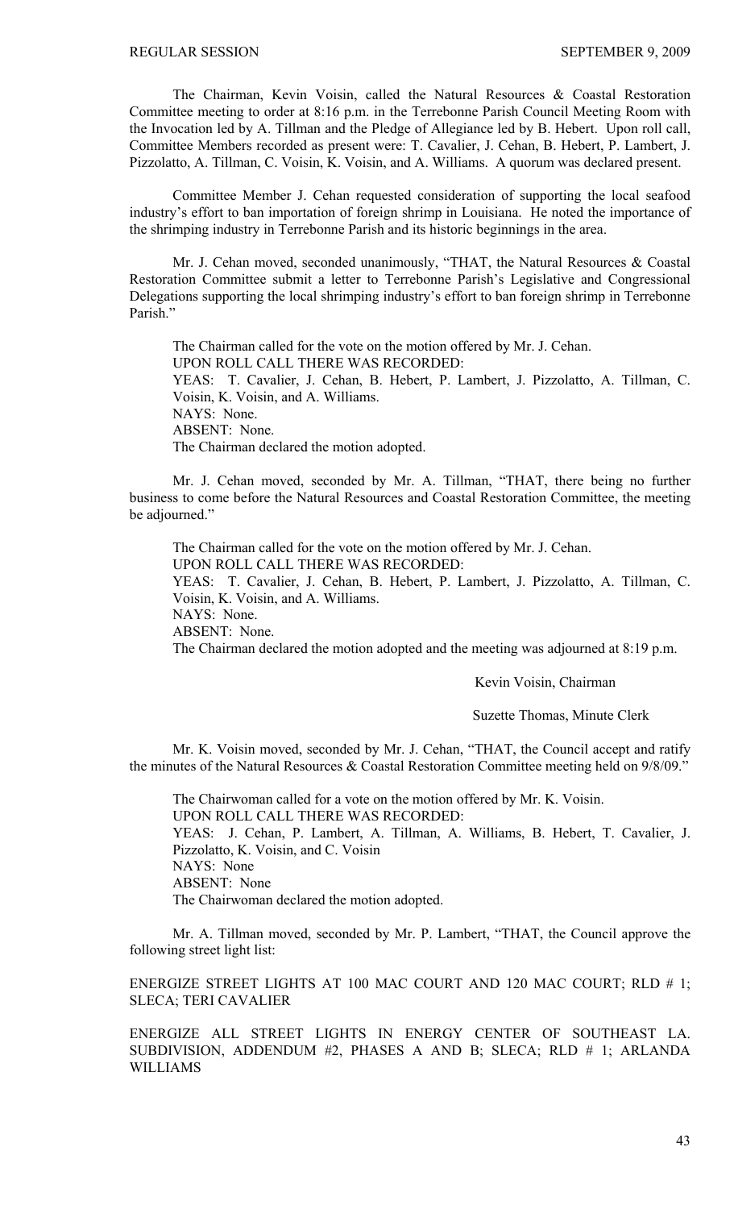The Chairman, Kevin Voisin, called the Natural Resources & Coastal Restoration Committee meeting to order at 8:16 p.m. in the Terrebonne Parish Council Meeting Room with the Invocation led by A. Tillman and the Pledge of Allegiance led by B. Hebert. Upon roll call, Committee Members recorded as present were: T. Cavalier, J. Cehan, B. Hebert, P. Lambert, J. Pizzolatto, A. Tillman, C. Voisin, K. Voisin, and A. Williams. A quorum was declared present.

Committee Member J. Cehan requested consideration of supporting the local seafood industry's effort to ban importation of foreign shrimp in Louisiana. He noted the importance of the shrimping industry in Terrebonne Parish and its historic beginnings in the area.

Mr. J. Cehan moved, seconded unanimously, "THAT, the Natural Resources & Coastal Restoration Committee submit a letter to Terrebonne Parish's Legislative and Congressional Delegations supporting the local shrimping industry's effort to ban foreign shrimp in Terrebonne Parish."

The Chairman called for the vote on the motion offered by Mr. J. Cehan.
UPON ROLL CALL THERE WAS RECORDED:
YEAS: T. Cavalier, J. Cehan, B. Hebert, P. Lambert, J. Pizzolatto, A. Tillman, C. Voisin, K. Voisin, and A. Williams.
NAYS: None.
ABSENT: None.
The Chairman declared the motion adopted.

Mr. J. Cehan moved, seconded by Mr. A. Tillman, "THAT, there being no further business to come before the Natural Resources and Coastal Restoration Committee, the meeting be adjourned."

The Chairman called for the vote on the motion offered by Mr. J. Cehan.
UPON ROLL CALL THERE WAS RECORDED:
YEAS: T. Cavalier, J. Cehan, B. Hebert, P. Lambert, J. Pizzolatto, A. Tillman, C. Voisin, K. Voisin, and A. Williams.
NAYS: None.
ABSENT: None.
The Chairman declared the motion adopted and the meeting was adjourned at 8:19 p.m.

Kevin Voisin, Chairman

Suzette Thomas, Minute Clerk

Mr. K. Voisin moved, seconded by Mr. J. Cehan, "THAT, the Council accept and ratify the minutes of the Natural Resources & Coastal Restoration Committee meeting held on 9/8/09."

The Chairwoman called for a vote on the motion offered by Mr. K. Voisin.
UPON ROLL CALL THERE WAS RECORDED:
YEAS: J. Cehan, P. Lambert, A. Tillman, A. Williams, B. Hebert, T. Cavalier, J. Pizzolatto, K. Voisin, and C. Voisin
NAYS: None
ABSENT: None
The Chairwoman declared the motion adopted.

Mr. A. Tillman moved, seconded by Mr. P. Lambert, "THAT, the Council approve the following street light list:

ENERGIZE STREET LIGHTS AT 100 MAC COURT AND 120 MAC COURT; RLD # 1; SLECA; TERI CAVALIER

ENERGIZE ALL STREET LIGHTS IN ENERGY CENTER OF SOUTHEAST LA. SUBDIVISION, ADDENDUM #2, PHASES A AND B; SLECA; RLD # 1; ARLANDA WILLIAMS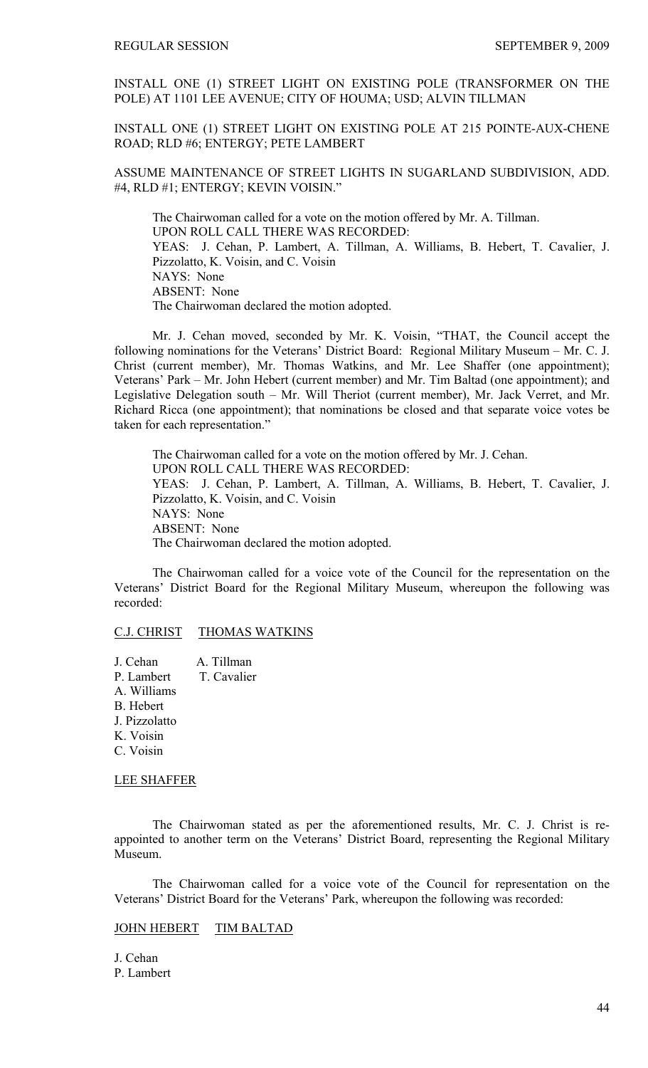INSTALL ONE (1) STREET LIGHT ON EXISTING POLE (TRANSFORMER ON THE POLE) AT 1101 LEE AVENUE; CITY OF HOUMA; USD; ALVIN TILLMAN

INSTALL ONE (1) STREET LIGHT ON EXISTING POLE AT 215 POINTE-AUX-CHENE ROAD; RLD #6; ENTERGY; PETE LAMBERT

ASSUME MAINTENANCE OF STREET LIGHTS IN SUGARLAND SUBDIVISION, ADD. #4, RLD #1; ENTERGY; KEVIN VOISIN."

The Chairwoman called for a vote on the motion offered by Mr. A. Tillman.
UPON ROLL CALL THERE WAS RECORDED:
YEAS: J. Cehan, P. Lambert, A. Tillman, A. Williams, B. Hebert, T. Cavalier, J. Pizzolatto, K. Voisin, and C. Voisin
NAYS: None
ABSENT: None
The Chairwoman declared the motion adopted.

Mr. J. Cehan moved, seconded by Mr. K. Voisin, "THAT, the Council accept the following nominations for the Veterans' District Board: Regional Military Museum – Mr. C. J. Christ (current member), Mr. Thomas Watkins, and Mr. Lee Shaffer (one appointment); Veterans' Park – Mr. John Hebert (current member) and Mr. Tim Baltad (one appointment); and Legislative Delegation south – Mr. Will Theriot (current member), Mr. Jack Verret, and Mr. Richard Ricca (one appointment); that nominations be closed and that separate voice votes be taken for each representation."

The Chairwoman called for a vote on the motion offered by Mr. J. Cehan.
UPON ROLL CALL THERE WAS RECORDED:
YEAS: J. Cehan, P. Lambert, A. Tillman, A. Williams, B. Hebert, T. Cavalier, J. Pizzolatto, K. Voisin, and C. Voisin
NAYS: None
ABSENT: None
The Chairwoman declared the motion adopted.

The Chairwoman called for a voice vote of the Council for the representation on the Veterans' District Board for the Regional Military Museum, whereupon the following was recorded:

| C.J. CHRIST | THOMAS WATKINS |
|---|---|
| J. Cehan | A. Tillman |
| P. Lambert | T. Cavalier |
| A. Williams | |
| B. Hebert | |
| J. Pizzolatto | |
| K. Voisin | |
| C. Voisin | |

LEE SHAFFER

The Chairwoman stated as per the aforementioned results, Mr. C. J. Christ is re-appointed to another term on the Veterans' District Board, representing the Regional Military Museum.

The Chairwoman called for a voice vote of the Council for representation on the Veterans' District Board for the Veterans' Park, whereupon the following was recorded:

| JOHN HEBERT | TIM BALTAD |
|---|---|
| J. Cehan | |
| P. Lambert | |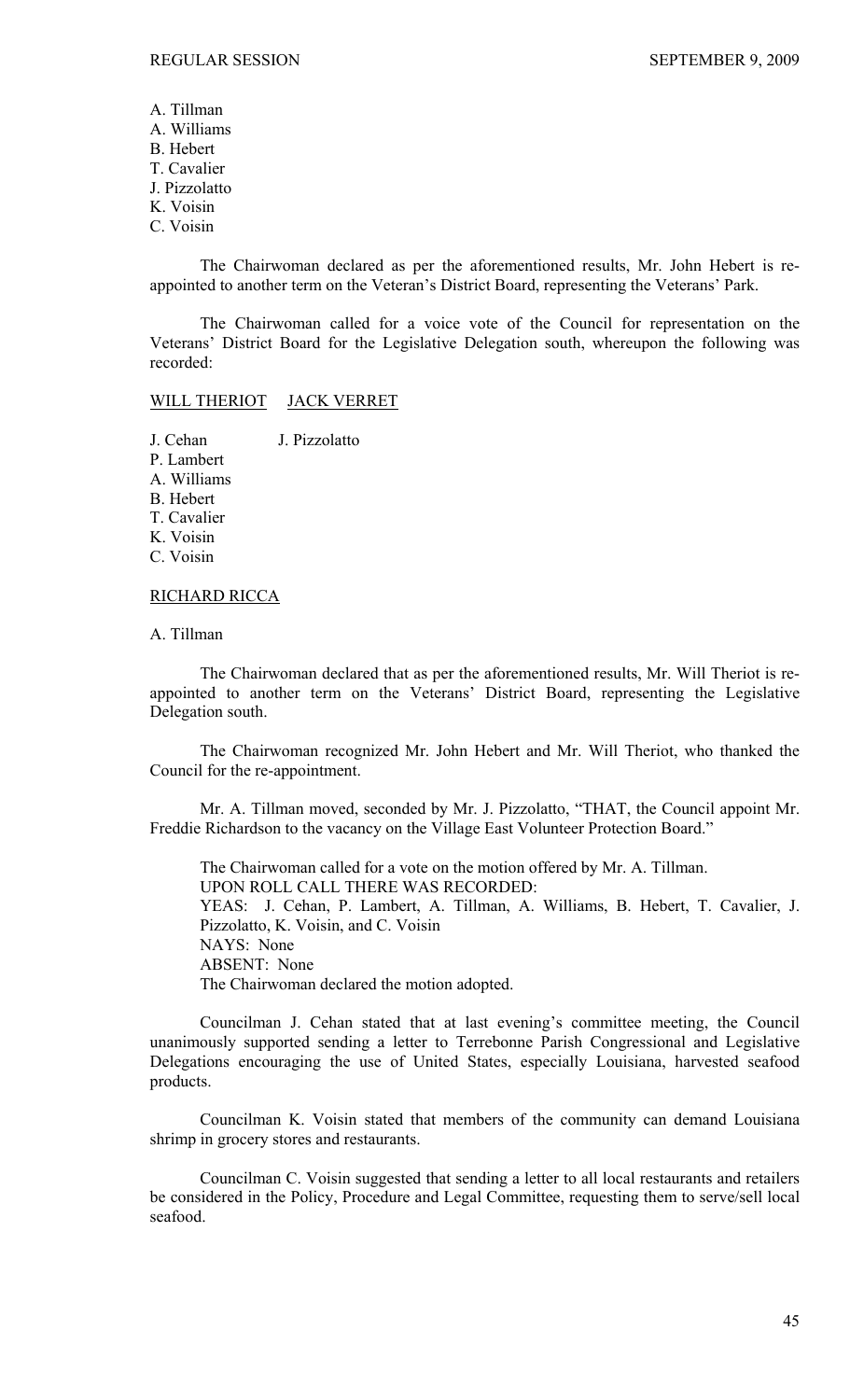A. Tillman
A. Williams
B. Hebert
T. Cavalier
J. Pizzolatto
K. Voisin
C. Voisin

The Chairwoman declared as per the aforementioned results, Mr. John Hebert is re-appointed to another term on the Veteran's District Board, representing the Veterans' Park.

The Chairwoman called for a voice vote of the Council for representation on the Veterans' District Board for the Legislative Delegation south, whereupon the following was recorded:

| WILL THERIOT | JACK VERRET |
|---|---|
| J. Cehan | J. Pizzolatto |
| P. Lambert | |
| A. Williams | |
| B. Hebert | |
| T. Cavalier | |
| K. Voisin | |
| C. Voisin | |

RICHARD RICCA

A. Tillman

The Chairwoman declared that as per the aforementioned results, Mr. Will Theriot is re-appointed to another term on the Veterans' District Board, representing the Legislative Delegation south.

The Chairwoman recognized Mr. John Hebert and Mr. Will Theriot, who thanked the Council for the re-appointment.

Mr. A. Tillman moved, seconded by Mr. J. Pizzolatto, "THAT, the Council appoint Mr. Freddie Richardson to the vacancy on the Village East Volunteer Protection Board."

The Chairwoman called for a vote on the motion offered by Mr. A. Tillman.
UPON ROLL CALL THERE WAS RECORDED:
YEAS: J. Cehan, P. Lambert, A. Tillman, A. Williams, B. Hebert, T. Cavalier, J. Pizzolatto, K. Voisin, and C. Voisin
NAYS: None
ABSENT: None
The Chairwoman declared the motion adopted.

Councilman J. Cehan stated that at last evening's committee meeting, the Council unanimously supported sending a letter to Terrebonne Parish Congressional and Legislative Delegations encouraging the use of United States, especially Louisiana, harvested seafood products.

Councilman K. Voisin stated that members of the community can demand Louisiana shrimp in grocery stores and restaurants.

Councilman C. Voisin suggested that sending a letter to all local restaurants and retailers be considered in the Policy, Procedure and Legal Committee, requesting them to serve/sell local seafood.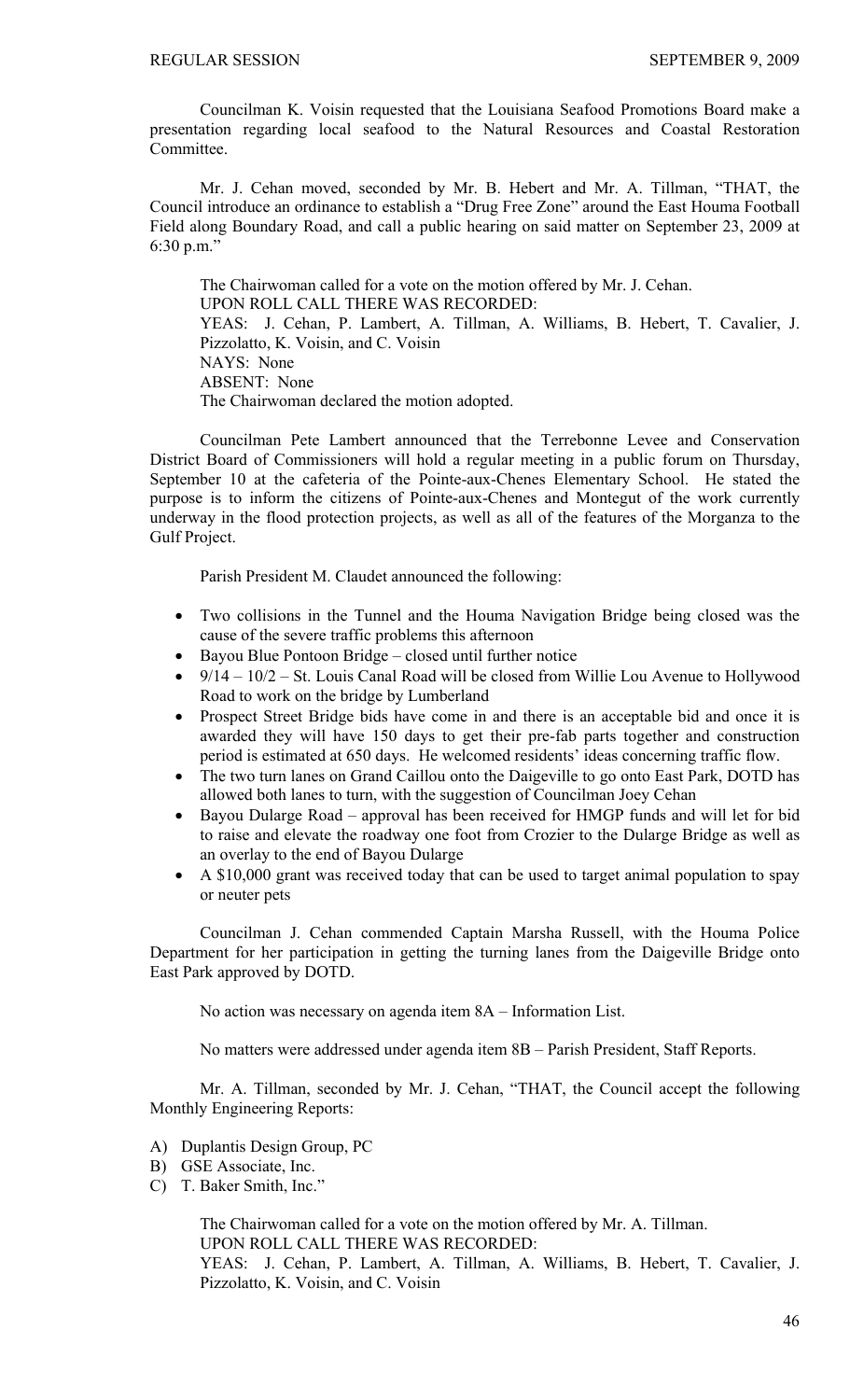Councilman K. Voisin requested that the Louisiana Seafood Promotions Board make a presentation regarding local seafood to the Natural Resources and Coastal Restoration Committee.

Mr. J. Cehan moved, seconded by Mr. B. Hebert and Mr. A. Tillman, "THAT, the Council introduce an ordinance to establish a "Drug Free Zone" around the East Houma Football Field along Boundary Road, and call a public hearing on said matter on September 23, 2009 at 6:30 p.m."

The Chairwoman called for a vote on the motion offered by Mr. J. Cehan.
UPON ROLL CALL THERE WAS RECORDED:
YEAS: J. Cehan, P. Lambert, A. Tillman, A. Williams, B. Hebert, T. Cavalier, J. Pizzolatto, K. Voisin, and C. Voisin
NAYS: None
ABSENT: None
The Chairwoman declared the motion adopted.

Councilman Pete Lambert announced that the Terrebonne Levee and Conservation District Board of Commissioners will hold a regular meeting in a public forum on Thursday, September 10 at the cafeteria of the Pointe-aux-Chenes Elementary School. He stated the purpose is to inform the citizens of Pointe-aux-Chenes and Montegut of the work currently underway in the flood protection projects, as well as all of the features of the Morganza to the Gulf Project.

Parish President M. Claudet announced the following:

- Two collisions in the Tunnel and the Houma Navigation Bridge being closed was the cause of the severe traffic problems this afternoon
- Bayou Blue Pontoon Bridge – closed until further notice
- 9/14 – 10/2 – St. Louis Canal Road will be closed from Willie Lou Avenue to Hollywood Road to work on the bridge by Lumberland
- Prospect Street Bridge bids have come in and there is an acceptable bid and once it is awarded they will have 150 days to get their pre-fab parts together and construction period is estimated at 650 days. He welcomed residents' ideas concerning traffic flow.
- The two turn lanes on Grand Caillou onto the Daigeville to go onto East Park, DOTD has allowed both lanes to turn, with the suggestion of Councilman Joey Cehan
- Bayou Dularge Road – approval has been received for HMGP funds and will let for bid to raise and elevate the roadway one foot from Crozier to the Dularge Bridge as well as an overlay to the end of Bayou Dularge
- A $10,000 grant was received today that can be used to target animal population to spay or neuter pets

Councilman J. Cehan commended Captain Marsha Russell, with the Houma Police Department for her participation in getting the turning lanes from the Daigeville Bridge onto East Park approved by DOTD.

No action was necessary on agenda item 8A – Information List.

No matters were addressed under agenda item 8B – Parish President, Staff Reports.

Mr. A. Tillman, seconded by Mr. J. Cehan, "THAT, the Council accept the following Monthly Engineering Reports:

A) Duplantis Design Group, PC
B) GSE Associate, Inc.
C) T. Baker Smith, Inc."

The Chairwoman called for a vote on the motion offered by Mr. A. Tillman.
UPON ROLL CALL THERE WAS RECORDED:
YEAS: J. Cehan, P. Lambert, A. Tillman, A. Williams, B. Hebert, T. Cavalier, J. Pizzolatto, K. Voisin, and C. Voisin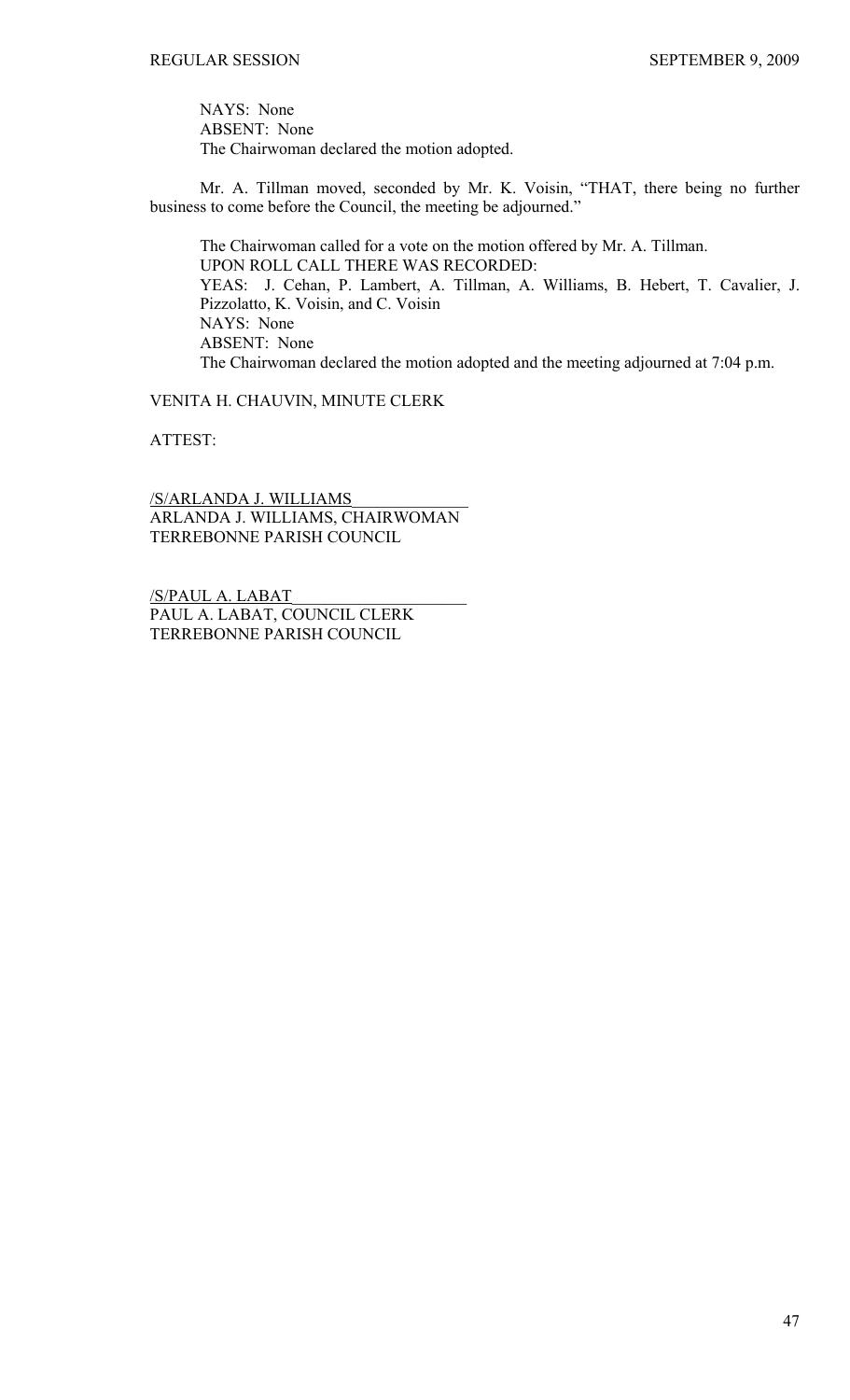NAYS: None
ABSENT: None
The Chairwoman declared the motion adopted.

Mr. A. Tillman moved, seconded by Mr. K. Voisin, "THAT, there being no further business to come before the Council, the meeting be adjourned."

The Chairwoman called for a vote on the motion offered by Mr. A. Tillman.
UPON ROLL CALL THERE WAS RECORDED:
YEAS: J. Cehan, P. Lambert, A. Tillman, A. Williams, B. Hebert, T. Cavalier, J. Pizzolatto, K. Voisin, and C. Voisin
NAYS: None
ABSENT: None
The Chairwoman declared the motion adopted and the meeting adjourned at 7:04 p.m.

VENITA H. CHAUVIN, MINUTE CLERK

ATTEST:

/S/ARLANDA J. WILLIAMS
ARLANDA J. WILLIAMS, CHAIRWOMAN
TERREBONNE PARISH COUNCIL

/S/PAUL A. LABAT
PAUL A. LABAT, COUNCIL CLERK
TERREBONNE PARISH COUNCIL